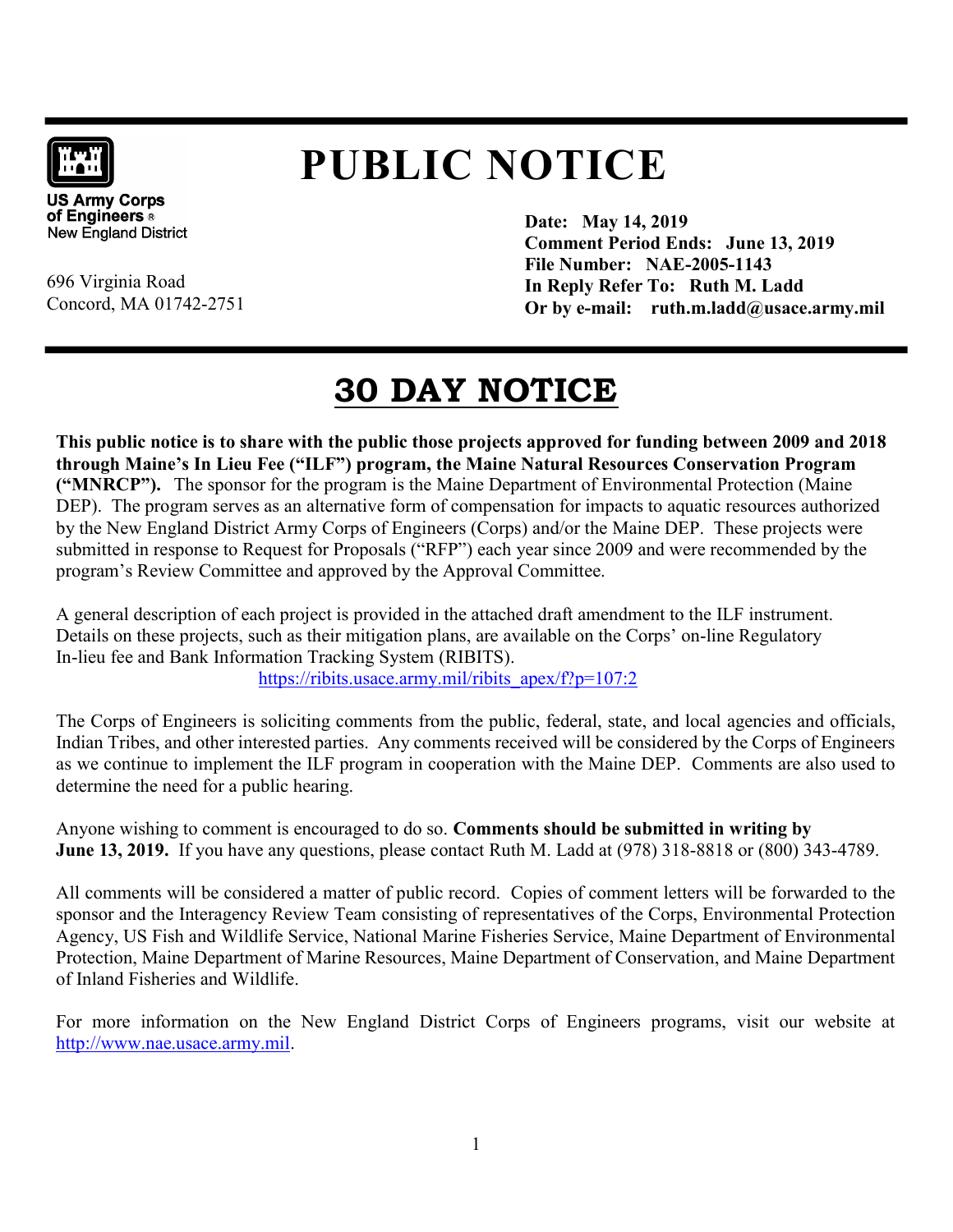US Army Corps of Engineers®
New England District

696 Virginia Road
Concord, MA 01742-2751

# PUBLIC NOTICE

**Date: May 14, 2019**
**Comment Period Ends: June 13, 2019**
**File Number: NAE-2005-1143**
**In Reply Refer To: Ruth M. Ladd**
**Or by e-mail: ruth.m.ladd@usace.army.mil**

## 30 DAY NOTICE

**This public notice is to share with the public those projects approved for funding between 2009 and 2018 through Maine's In Lieu Fee ("ILF") program, the Maine Natural Resources Conservation Program ("MNRCP").** The sponsor for the program is the Maine Department of Environmental Protection (Maine DEP). The program serves as an alternative form of compensation for impacts to aquatic resources authorized by the New England District Army Corps of Engineers (Corps) and/or the Maine DEP. These projects were submitted in response to Request for Proposals ("RFP") each year since 2009 and were recommended by the program's Review Committee and approved by the Approval Committee.

A general description of each project is provided in the attached draft amendment to the ILF instrument. Details on these projects, such as their mitigation plans, are available on the Corps' on-line Regulatory In-lieu fee and Bank Information Tracking System (RIBITS).
https://ribits.usace.army.mil/ribits_apex/f?p=107:2

The Corps of Engineers is soliciting comments from the public, federal, state, and local agencies and officials, Indian Tribes, and other interested parties. Any comments received will be considered by the Corps of Engineers as we continue to implement the ILF program in cooperation with the Maine DEP. Comments are also used to determine the need for a public hearing.

Anyone wishing to comment is encouraged to do so. **Comments should be submitted in writing by June 13, 2019.** If you have any questions, please contact Ruth M. Ladd at (978) 318-8818 or (800) 343-4789.

All comments will be considered a matter of public record. Copies of comment letters will be forwarded to the sponsor and the Interagency Review Team consisting of representatives of the Corps, Environmental Protection Agency, US Fish and Wildlife Service, National Marine Fisheries Service, Maine Department of Environmental Protection, Maine Department of Marine Resources, Maine Department of Conservation, and Maine Department of Inland Fisheries and Wildlife.

For more information on the New England District Corps of Engineers programs, visit our website at http://www.nae.usace.army.mil.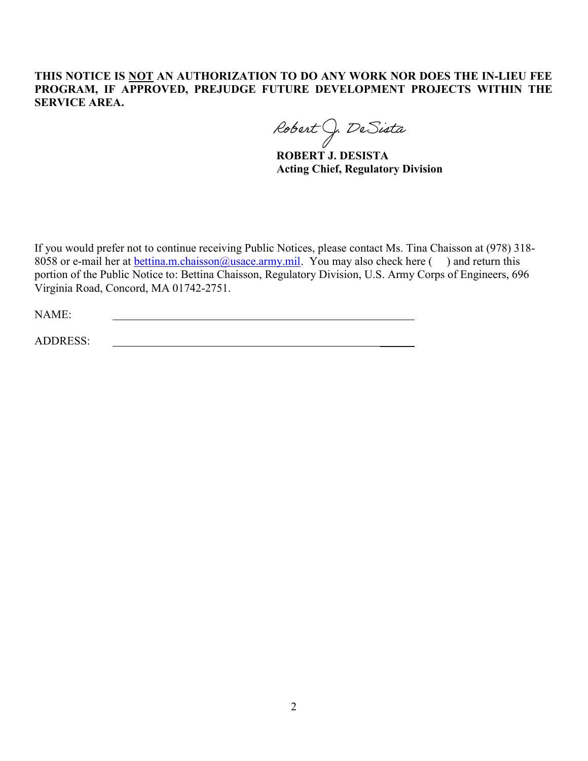**THIS NOTICE IS <u>NOT</u> AN AUTHORIZATION TO DO ANY WORK NOR DOES THE IN-LIEU FEE PROGRAM, IF APPROVED, PREJUDGE FUTURE DEVELOPMENT PROJECTS WITHIN THE SERVICE AREA.**

Robert J. DeSista

**ROBERT J. DESISTA**
**Acting Chief, Regulatory Division**

If you would prefer not to continue receiving Public Notices, please contact Ms. Tina Chaisson at (978) 318-8058 or e-mail her at bettina.m.chaisson@usace.army.mil. You may also check here ( ) and return this portion of the Public Notice to: Bettina Chaisson, Regulatory Division, U.S. Army Corps of Engineers, 696 Virginia Road, Concord, MA 01742-2751.

NAME: ______________________________________________

ADDRESS: ______________________________________________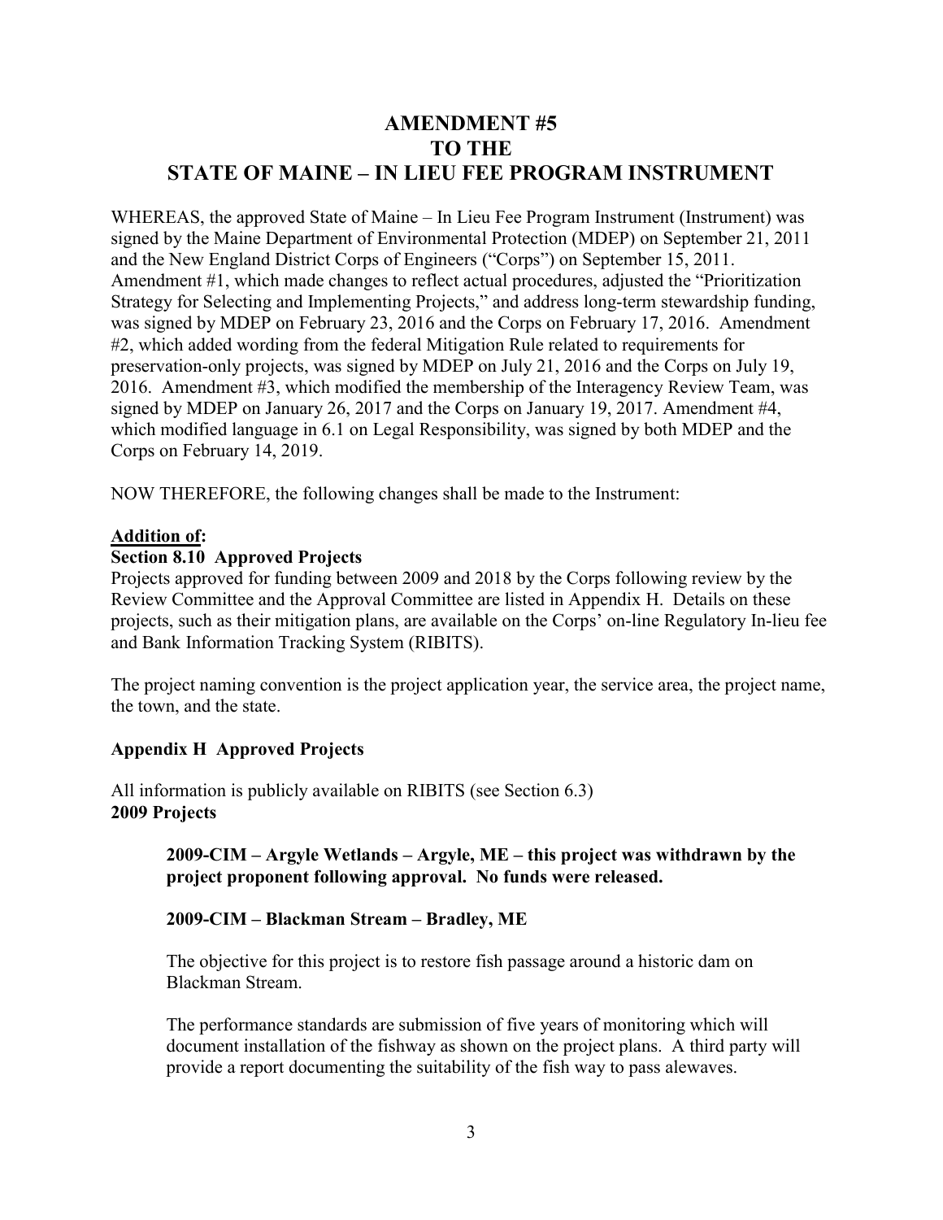# AMENDMENT #5
# TO THE
# STATE OF MAINE – IN LIEU FEE PROGRAM INSTRUMENT

WHEREAS, the approved State of Maine – In Lieu Fee Program Instrument (Instrument) was signed by the Maine Department of Environmental Protection (MDEP) on September 21, 2011 and the New England District Corps of Engineers ("Corps") on September 15, 2011. Amendment #1, which made changes to reflect actual procedures, adjusted the "Prioritization Strategy for Selecting and Implementing Projects," and address long-term stewardship funding, was signed by MDEP on February 23, 2016 and the Corps on February 17, 2016. Amendment #2, which added wording from the federal Mitigation Rule related to requirements for preservation-only projects, was signed by MDEP on July 21, 2016 and the Corps on July 19, 2016. Amendment #3, which modified the membership of the Interagency Review Team, was signed by MDEP on January 26, 2017 and the Corps on January 19, 2017. Amendment #4, which modified language in 6.1 on Legal Responsibility, was signed by both MDEP and the Corps on February 14, 2019.

NOW THEREFORE, the following changes shall be made to the Instrument:

**Addition of:**

**Section 8.10 Approved Projects**

Projects approved for funding between 2009 and 2018 by the Corps following review by the Review Committee and the Approval Committee are listed in Appendix H. Details on these projects, such as their mitigation plans, are available on the Corps' on-line Regulatory In-lieu fee and Bank Information Tracking System (RIBITS).

The project naming convention is the project application year, the service area, the project name, the town, and the state.

**Appendix H Approved Projects**

All information is publicly available on RIBITS (see Section 6.3)

**2009 Projects**

**2009-CIM – Argyle Wetlands – Argyle, ME – this project was withdrawn by the project proponent following approval. No funds were released.**

**2009-CIM – Blackman Stream – Bradley, ME**

The objective for this project is to restore fish passage around a historic dam on Blackman Stream.

The performance standards are submission of five years of monitoring which will document installation of the fishway as shown on the project plans. A third party will provide a report documenting the suitability of the fish way to pass alewaves.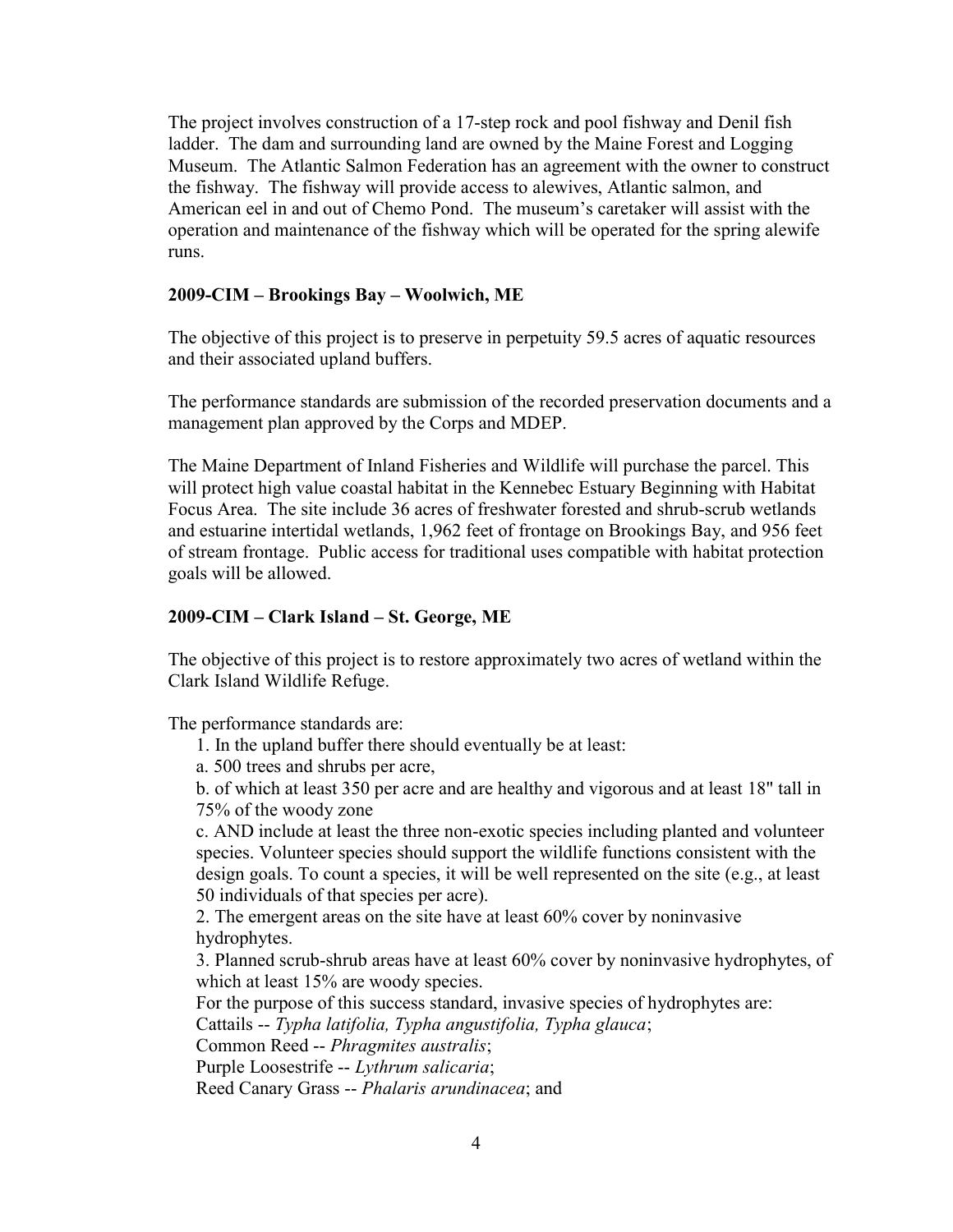The project involves construction of a 17-step rock and pool fishway and Denil fish ladder. The dam and surrounding land are owned by the Maine Forest and Logging Museum. The Atlantic Salmon Federation has an agreement with the owner to construct the fishway. The fishway will provide access to alewives, Atlantic salmon, and American eel in and out of Chemo Pond. The museum's caretaker will assist with the operation and maintenance of the fishway which will be operated for the spring alewife runs.

**2009-CIM – Brookings Bay – Woolwich, ME**

The objective of this project is to preserve in perpetuity 59.5 acres of aquatic resources and their associated upland buffers.

The performance standards are submission of the recorded preservation documents and a management plan approved by the Corps and MDEP.

The Maine Department of Inland Fisheries and Wildlife will purchase the parcel. This will protect high value coastal habitat in the Kennebec Estuary Beginning with Habitat Focus Area. The site include 36 acres of freshwater forested and shrub-scrub wetlands and estuarine intertidal wetlands, 1,962 feet of frontage on Brookings Bay, and 956 feet of stream frontage. Public access for traditional uses compatible with habitat protection goals will be allowed.

**2009-CIM – Clark Island – St. George, ME**

The objective of this project is to restore approximately two acres of wetland within the Clark Island Wildlife Refuge.

The performance standards are:

1. In the upland buffer there should eventually be at least:

a. 500 trees and shrubs per acre,

b. of which at least 350 per acre and are healthy and vigorous and at least 18" tall in 75% of the woody zone

c. AND include at least the three non-exotic species including planted and volunteer species. Volunteer species should support the wildlife functions consistent with the design goals. To count a species, it will be well represented on the site (e.g., at least 50 individuals of that species per acre).

2. The emergent areas on the site have at least 60% cover by noninvasive hydrophytes.

3. Planned scrub-shrub areas have at least 60% cover by noninvasive hydrophytes, of which at least 15% are woody species.

For the purpose of this success standard, invasive species of hydrophytes are:

Cattails -- *Typha latifolia, Typha angustifolia, Typha glauca*;

Common Reed -- *Phragmites australis*;

Purple Loosestrife -- *Lythrum salicaria*;

Reed Canary Grass -- *Phalaris arundinacea*; and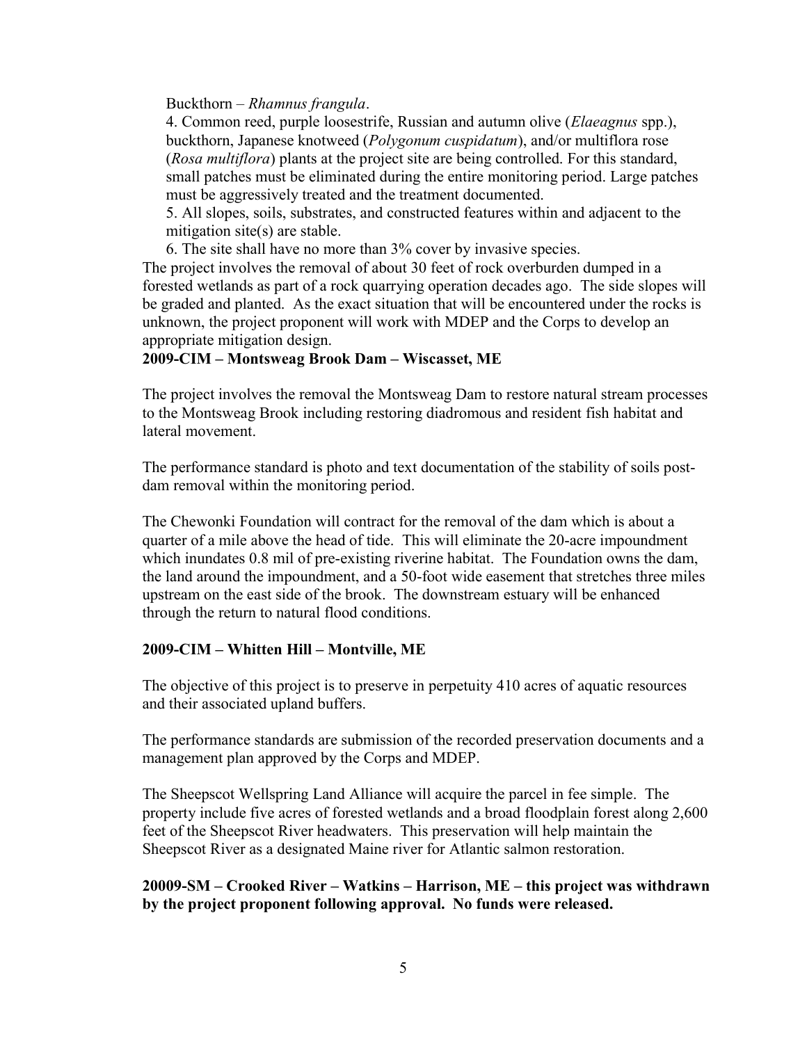Buckthorn – *Rhamnus frangula*.

4. Common reed, purple loosestrife, Russian and autumn olive (*Elaeagnus* spp.), buckthorn, Japanese knotweed (*Polygonum cuspidatum*), and/or multiflora rose (*Rosa multiflora*) plants at the project site are being controlled. For this standard, small patches must be eliminated during the entire monitoring period. Large patches must be aggressively treated and the treatment documented.

5. All slopes, soils, substrates, and constructed features within and adjacent to the mitigation site(s) are stable.

6. The site shall have no more than 3% cover by invasive species.

The project involves the removal of about 30 feet of rock overburden dumped in a forested wetlands as part of a rock quarrying operation decades ago. The side slopes will be graded and planted. As the exact situation that will be encountered under the rocks is unknown, the project proponent will work with MDEP and the Corps to develop an appropriate mitigation design.

**2009-CIM – Montsweag Brook Dam – Wiscasset, ME**

The project involves the removal the Montsweag Dam to restore natural stream processes to the Montsweag Brook including restoring diadromous and resident fish habitat and lateral movement.

The performance standard is photo and text documentation of the stability of soils post-dam removal within the monitoring period.

The Chewonki Foundation will contract for the removal of the dam which is about a quarter of a mile above the head of tide. This will eliminate the 20-acre impoundment which inundates 0.8 mil of pre-existing riverine habitat. The Foundation owns the dam, the land around the impoundment, and a 50-foot wide easement that stretches three miles upstream on the east side of the brook. The downstream estuary will be enhanced through the return to natural flood conditions.

**2009-CIM – Whitten Hill – Montville, ME**

The objective of this project is to preserve in perpetuity 410 acres of aquatic resources and their associated upland buffers.

The performance standards are submission of the recorded preservation documents and a management plan approved by the Corps and MDEP.

The Sheepscot Wellspring Land Alliance will acquire the parcel in fee simple. The property include five acres of forested wetlands and a broad floodplain forest along 2,600 feet of the Sheepscot River headwaters. This preservation will help maintain the Sheepscot River as a designated Maine river for Atlantic salmon restoration.

**20009-SM – Crooked River – Watkins – Harrison, ME – this project was withdrawn by the project proponent following approval. No funds were released.**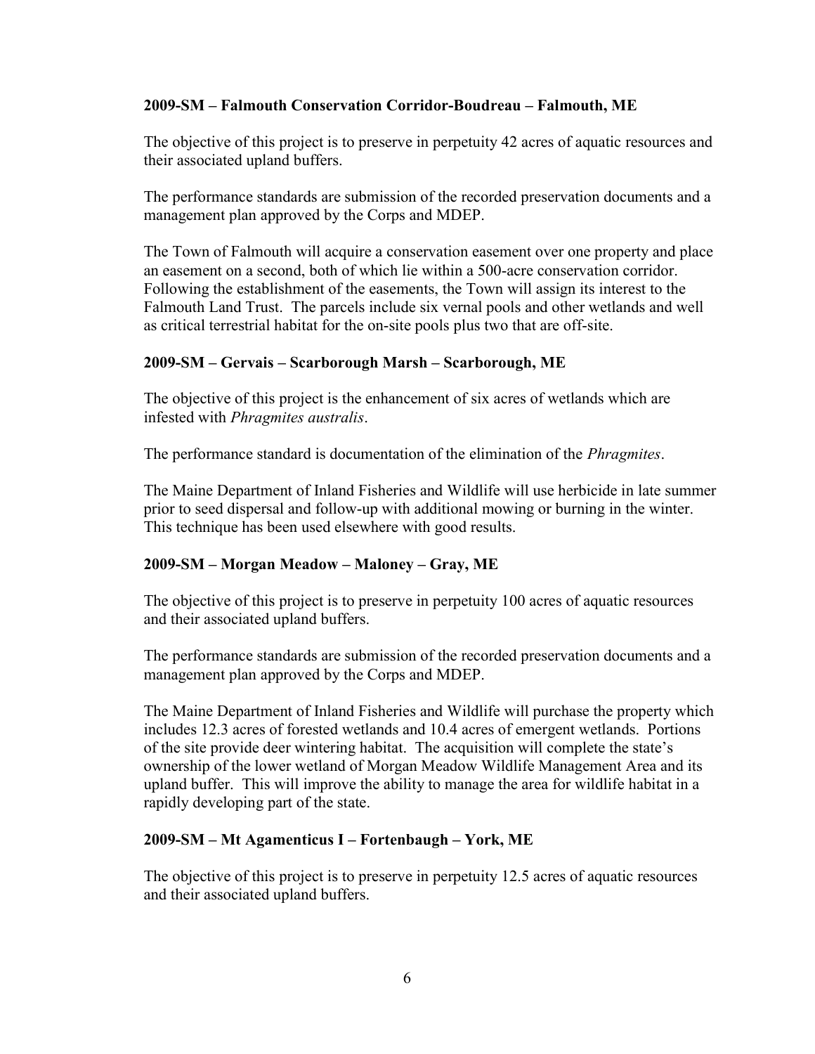**2009-SM – Falmouth Conservation Corridor-Boudreau – Falmouth, ME**

The objective of this project is to preserve in perpetuity 42 acres of aquatic resources and their associated upland buffers.

The performance standards are submission of the recorded preservation documents and a management plan approved by the Corps and MDEP.

The Town of Falmouth will acquire a conservation easement over one property and place an easement on a second, both of which lie within a 500-acre conservation corridor. Following the establishment of the easements, the Town will assign its interest to the Falmouth Land Trust. The parcels include six vernal pools and other wetlands and well as critical terrestrial habitat for the on-site pools plus two that are off-site.

**2009-SM – Gervais – Scarborough Marsh – Scarborough, ME**

The objective of this project is the enhancement of six acres of wetlands which are infested with *Phragmites australis*.

The performance standard is documentation of the elimination of the *Phragmites*.

The Maine Department of Inland Fisheries and Wildlife will use herbicide in late summer prior to seed dispersal and follow-up with additional mowing or burning in the winter. This technique has been used elsewhere with good results.

**2009-SM – Morgan Meadow – Maloney – Gray, ME**

The objective of this project is to preserve in perpetuity 100 acres of aquatic resources and their associated upland buffers.

The performance standards are submission of the recorded preservation documents and a management plan approved by the Corps and MDEP.

The Maine Department of Inland Fisheries and Wildlife will purchase the property which includes 12.3 acres of forested wetlands and 10.4 acres of emergent wetlands. Portions of the site provide deer wintering habitat. The acquisition will complete the state's ownership of the lower wetland of Morgan Meadow Wildlife Management Area and its upland buffer. This will improve the ability to manage the area for wildlife habitat in a rapidly developing part of the state.

**2009-SM – Mt Agamenticus I – Fortenbaugh – York, ME**

The objective of this project is to preserve in perpetuity 12.5 acres of aquatic resources and their associated upland buffers.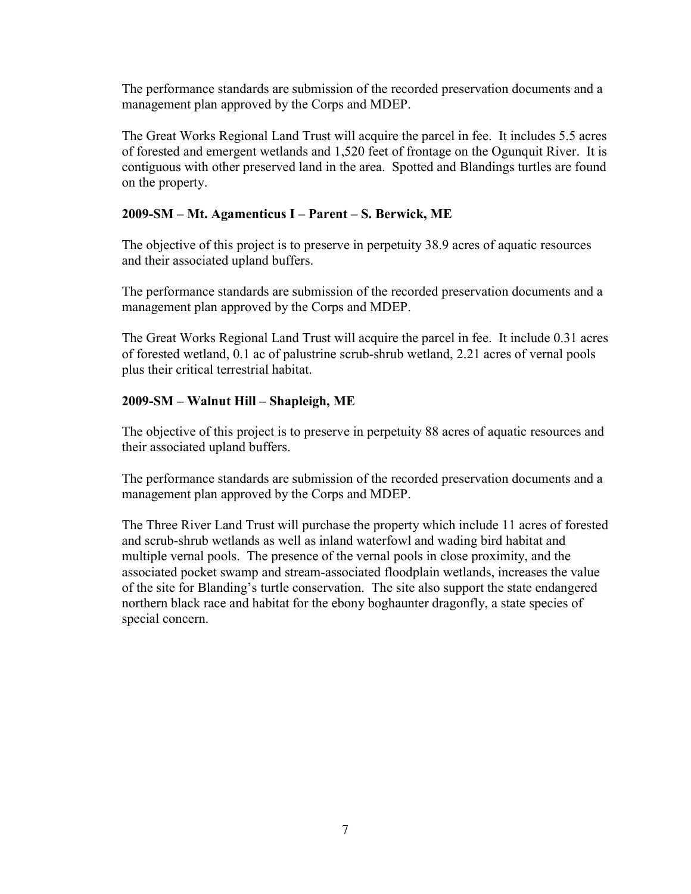The performance standards are submission of the recorded preservation documents and a management plan approved by the Corps and MDEP.

The Great Works Regional Land Trust will acquire the parcel in fee. It includes 5.5 acres of forested and emergent wetlands and 1,520 feet of frontage on the Ogunquit River. It is contiguous with other preserved land in the area. Spotted and Blandings turtles are found on the property.

**2009-SM – Mt. Agamenticus I – Parent – S. Berwick, ME**

The objective of this project is to preserve in perpetuity 38.9 acres of aquatic resources and their associated upland buffers.

The performance standards are submission of the recorded preservation documents and a management plan approved by the Corps and MDEP.

The Great Works Regional Land Trust will acquire the parcel in fee. It include 0.31 acres of forested wetland, 0.1 ac of palustrine scrub-shrub wetland, 2.21 acres of vernal pools plus their critical terrestrial habitat.

**2009-SM – Walnut Hill – Shapleigh, ME**

The objective of this project is to preserve in perpetuity 88 acres of aquatic resources and their associated upland buffers.

The performance standards are submission of the recorded preservation documents and a management plan approved by the Corps and MDEP.

The Three River Land Trust will purchase the property which include 11 acres of forested and scrub-shrub wetlands as well as inland waterfowl and wading bird habitat and multiple vernal pools. The presence of the vernal pools in close proximity, and the associated pocket swamp and stream-associated floodplain wetlands, increases the value of the site for Blanding's turtle conservation. The site also support the state endangered northern black race and habitat for the ebony boghaunter dragonfly, a state species of special concern.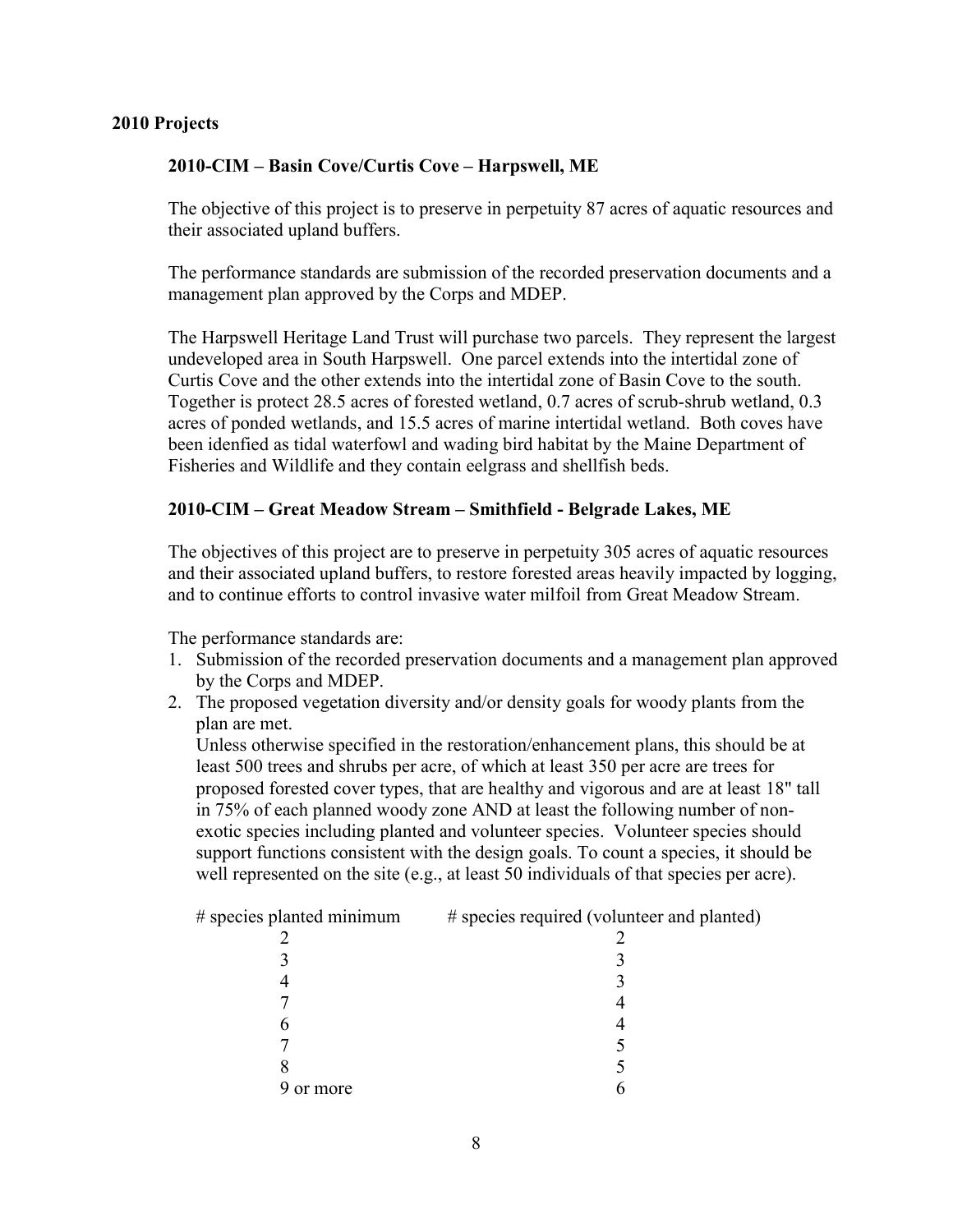**2010 Projects**

**2010-CIM – Basin Cove/Curtis Cove – Harpswell, ME**

The objective of this project is to preserve in perpetuity 87 acres of aquatic resources and their associated upland buffers.

The performance standards are submission of the recorded preservation documents and a management plan approved by the Corps and MDEP.

The Harpswell Heritage Land Trust will purchase two parcels. They represent the largest undeveloped area in South Harpswell. One parcel extends into the intertidal zone of Curtis Cove and the other extends into the intertidal zone of Basin Cove to the south. Together is protect 28.5 acres of forested wetland, 0.7 acres of scrub-shrub wetland, 0.3 acres of ponded wetlands, and 15.5 acres of marine intertidal wetland. Both coves have been idenfied as tidal waterfowl and wading bird habitat by the Maine Department of Fisheries and Wildlife and they contain eelgrass and shellfish beds.

**2010-CIM – Great Meadow Stream – Smithfield - Belgrade Lakes, ME**

The objectives of this project are to preserve in perpetuity 305 acres of aquatic resources and their associated upland buffers, to restore forested areas heavily impacted by logging, and to continue efforts to control invasive water milfoil from Great Meadow Stream.

The performance standards are:

1. Submission of the recorded preservation documents and a management plan approved by the Corps and MDEP.
2. The proposed vegetation diversity and/or density goals for woody plants from the plan are met.
   Unless otherwise specified in the restoration/enhancement plans, this should be at least 500 trees and shrubs per acre, of which at least 350 per acre are trees for proposed forested cover types, that are healthy and vigorous and are at least 18" tall in 75% of each planned woody zone AND at least the following number of non-exotic species including planted and volunteer species. Volunteer species should support functions consistent with the design goals. To count a species, it should be well represented on the site (e.g., at least 50 individuals of that species per acre).

| # species planted minimum | # species required (volunteer and planted) |
| --- | --- |
| 2 | 2 |
| 3 | 3 |
| 4 | 3 |
| 7 | 4 |
| 6 | 4 |
| 7 | 5 |
| 8 | 5 |
| 9 or more | 6 |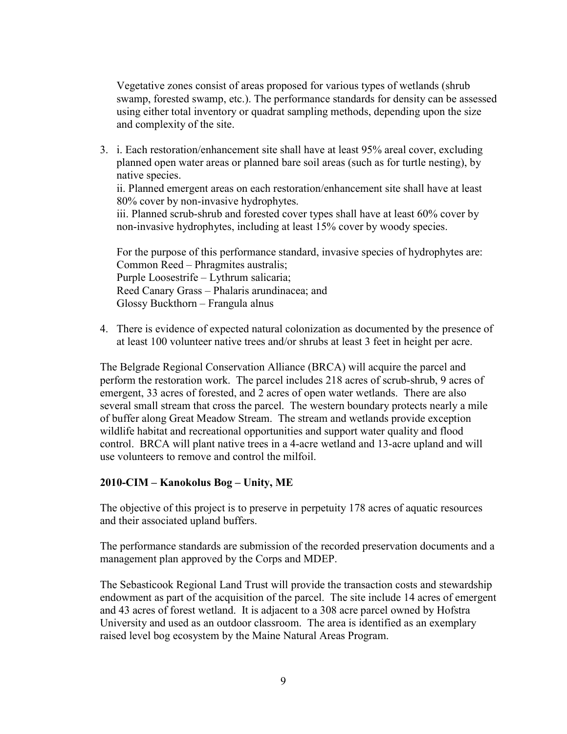Vegetative zones consist of areas proposed for various types of wetlands (shrub swamp, forested swamp, etc.). The performance standards for density can be assessed using either total inventory or quadrat sampling methods, depending upon the size and complexity of the site.

3. i. Each restoration/enhancement site shall have at least 95% areal cover, excluding planned open water areas or planned bare soil areas (such as for turtle nesting), by native species.
   
   ii. Planned emergent areas on each restoration/enhancement site shall have at least 80% cover by non-invasive hydrophytes.
   
   iii. Planned scrub-shrub and forested cover types shall have at least 60% cover by non-invasive hydrophytes, including at least 15% cover by woody species.

   For the purpose of this performance standard, invasive species of hydrophytes are:
   Common Reed – Phragmites australis;
   Purple Loosestrife – Lythrum salicaria;
   Reed Canary Grass – Phalaris arundinacea; and
   Glossy Buckthorn – Frangula alnus

4. There is evidence of expected natural colonization as documented by the presence of at least 100 volunteer native trees and/or shrubs at least 3 feet in height per acre.

The Belgrade Regional Conservation Alliance (BRCA) will acquire the parcel and perform the restoration work. The parcel includes 218 acres of scrub-shrub, 9 acres of emergent, 33 acres of forested, and 2 acres of open water wetlands. There are also several small stream that cross the parcel. The western boundary protects nearly a mile of buffer along Great Meadow Stream. The stream and wetlands provide exception wildlife habitat and recreational opportunities and support water quality and flood control. BRCA will plant native trees in a 4-acre wetland and 13-acre upland and will use volunteers to remove and control the milfoil.

**2010-CIM – Kanokolus Bog – Unity, ME**

The objective of this project is to preserve in perpetuity 178 acres of aquatic resources and their associated upland buffers.

The performance standards are submission of the recorded preservation documents and a management plan approved by the Corps and MDEP.

The Sebasticook Regional Land Trust will provide the transaction costs and stewardship endowment as part of the acquisition of the parcel. The site include 14 acres of emergent and 43 acres of forest wetland. It is adjacent to a 308 acre parcel owned by Hofstra University and used as an outdoor classroom. The area is identified as an exemplary raised level bog ecosystem by the Maine Natural Areas Program.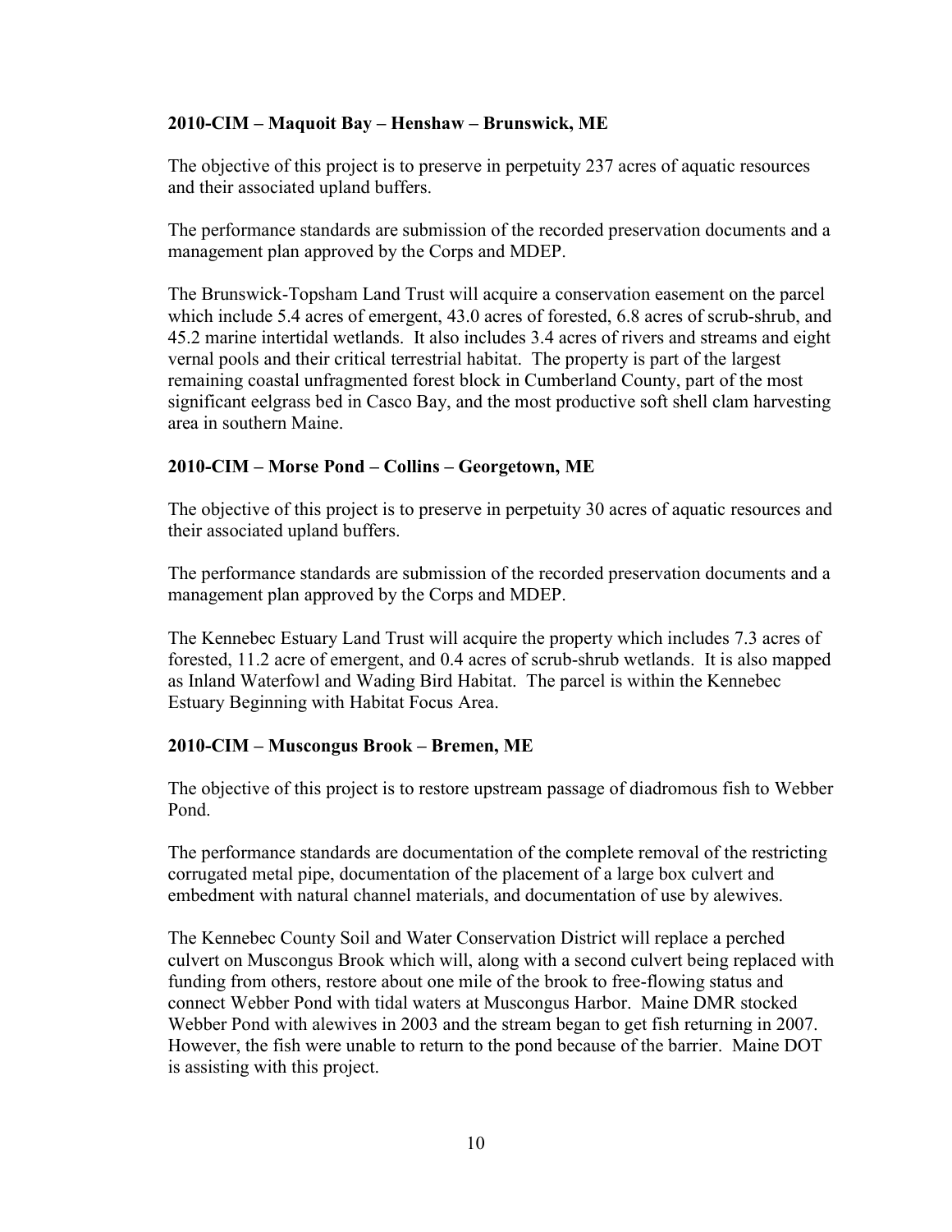### 2010-CIM – Maquoit Bay – Henshaw – Brunswick, ME

The objective of this project is to preserve in perpetuity 237 acres of aquatic resources and their associated upland buffers.

The performance standards are submission of the recorded preservation documents and a management plan approved by the Corps and MDEP.

The Brunswick-Topsham Land Trust will acquire a conservation easement on the parcel which include 5.4 acres of emergent, 43.0 acres of forested, 6.8 acres of scrub-shrub, and 45.2 marine intertidal wetlands. It also includes 3.4 acres of rivers and streams and eight vernal pools and their critical terrestrial habitat. The property is part of the largest remaining coastal unfragmented forest block in Cumberland County, part of the most significant eelgrass bed in Casco Bay, and the most productive soft shell clam harvesting area in southern Maine.

### 2010-CIM – Morse Pond – Collins – Georgetown, ME

The objective of this project is to preserve in perpetuity 30 acres of aquatic resources and their associated upland buffers.

The performance standards are submission of the recorded preservation documents and a management plan approved by the Corps and MDEP.

The Kennebec Estuary Land Trust will acquire the property which includes 7.3 acres of forested, 11.2 acre of emergent, and 0.4 acres of scrub-shrub wetlands. It is also mapped as Inland Waterfowl and Wading Bird Habitat. The parcel is within the Kennebec Estuary Beginning with Habitat Focus Area.

### 2010-CIM – Muscongus Brook – Bremen, ME

The objective of this project is to restore upstream passage of diadromous fish to Webber Pond.

The performance standards are documentation of the complete removal of the restricting corrugated metal pipe, documentation of the placement of a large box culvert and embedment with natural channel materials, and documentation of use by alewives.

The Kennebec County Soil and Water Conservation District will replace a perched culvert on Muscongus Brook which will, along with a second culvert being replaced with funding from others, restore about one mile of the brook to free-flowing status and connect Webber Pond with tidal waters at Muscongus Harbor. Maine DMR stocked Webber Pond with alewives in 2003 and the stream began to get fish returning in 2007. However, the fish were unable to return to the pond because of the barrier. Maine DOT is assisting with this project.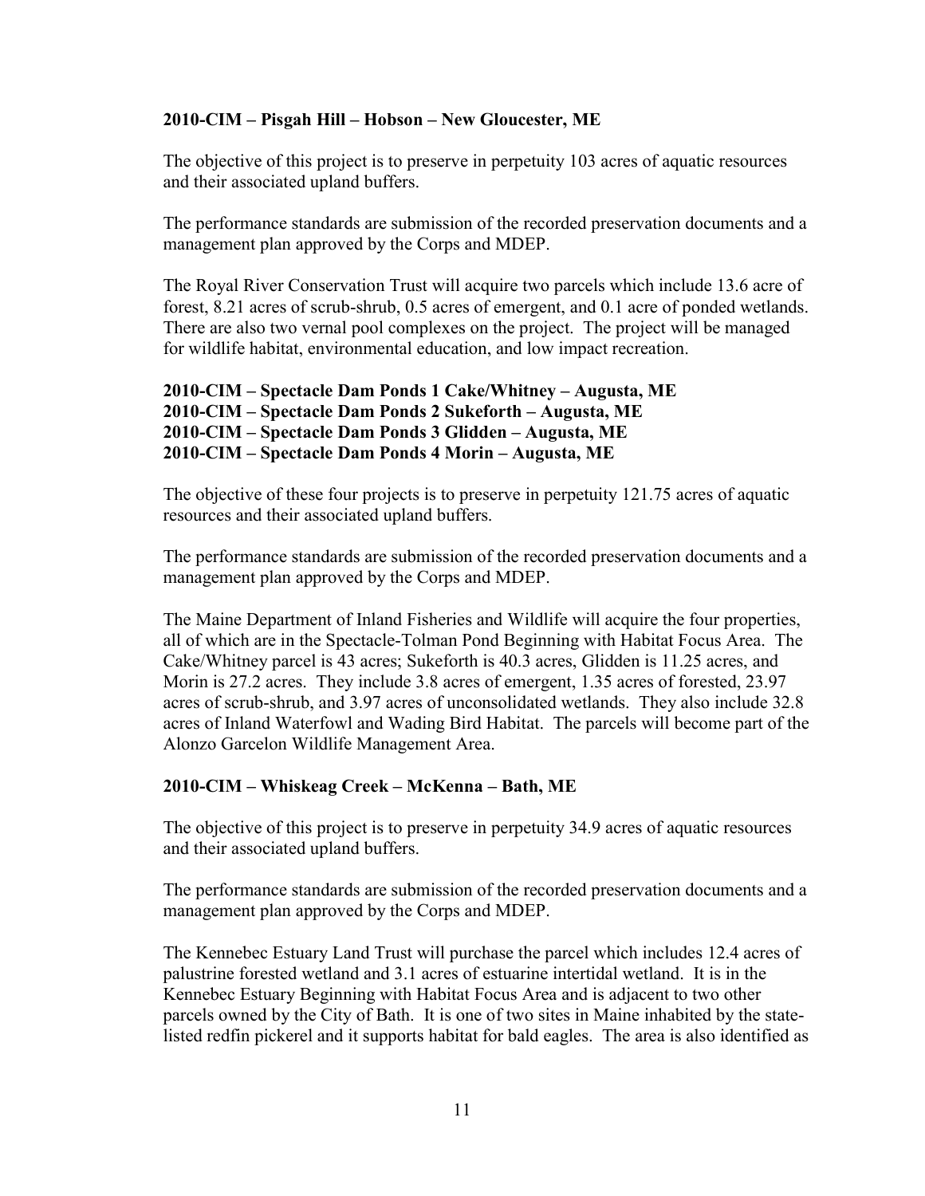**2010-CIM – Pisgah Hill – Hobson – New Gloucester, ME**

The objective of this project is to preserve in perpetuity 103 acres of aquatic resources and their associated upland buffers.

The performance standards are submission of the recorded preservation documents and a management plan approved by the Corps and MDEP.

The Royal River Conservation Trust will acquire two parcels which include 13.6 acre of forest, 8.21 acres of scrub-shrub, 0.5 acres of emergent, and 0.1 acre of ponded wetlands. There are also two vernal pool complexes on the project. The project will be managed for wildlife habitat, environmental education, and low impact recreation.

**2010-CIM – Spectacle Dam Ponds 1 Cake/Whitney – Augusta, ME**
**2010-CIM – Spectacle Dam Ponds 2 Sukeforth – Augusta, ME**
**2010-CIM – Spectacle Dam Ponds 3 Glidden – Augusta, ME**
**2010-CIM – Spectacle Dam Ponds 4 Morin – Augusta, ME**

The objective of these four projects is to preserve in perpetuity 121.75 acres of aquatic resources and their associated upland buffers.

The performance standards are submission of the recorded preservation documents and a management plan approved by the Corps and MDEP.

The Maine Department of Inland Fisheries and Wildlife will acquire the four properties, all of which are in the Spectacle-Tolman Pond Beginning with Habitat Focus Area. The Cake/Whitney parcel is 43 acres; Sukeforth is 40.3 acres, Glidden is 11.25 acres, and Morin is 27.2 acres. They include 3.8 acres of emergent, 1.35 acres of forested, 23.97 acres of scrub-shrub, and 3.97 acres of unconsolidated wetlands. They also include 32.8 acres of Inland Waterfowl and Wading Bird Habitat. The parcels will become part of the Alonzo Garcelon Wildlife Management Area.

**2010-CIM – Whiskeag Creek – McKenna – Bath, ME**

The objective of this project is to preserve in perpetuity 34.9 acres of aquatic resources and their associated upland buffers.

The performance standards are submission of the recorded preservation documents and a management plan approved by the Corps and MDEP.

The Kennebec Estuary Land Trust will purchase the parcel which includes 12.4 acres of palustrine forested wetland and 3.1 acres of estuarine intertidal wetland. It is in the Kennebec Estuary Beginning with Habitat Focus Area and is adjacent to two other parcels owned by the City of Bath. It is one of two sites in Maine inhabited by the state-listed redfin pickerel and it supports habitat for bald eagles. The area is also identified as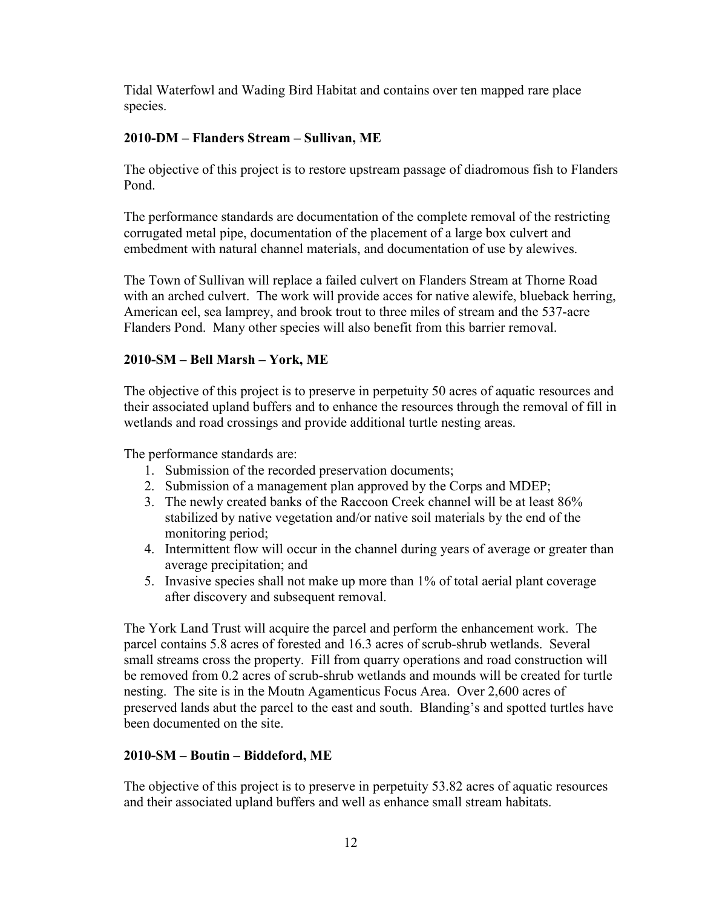Tidal Waterfowl and Wading Bird Habitat and contains over ten mapped rare place species.

**2010-DM – Flanders Stream – Sullivan, ME**

The objective of this project is to restore upstream passage of diadromous fish to Flanders Pond.

The performance standards are documentation of the complete removal of the restricting corrugated metal pipe, documentation of the placement of a large box culvert and embedment with natural channel materials, and documentation of use by alewives.

The Town of Sullivan will replace a failed culvert on Flanders Stream at Thorne Road with an arched culvert. The work will provide acces for native alewife, blueback herring, American eel, sea lamprey, and brook trout to three miles of stream and the 537-acre Flanders Pond. Many other species will also benefit from this barrier removal.

**2010-SM – Bell Marsh – York, ME**

The objective of this project is to preserve in perpetuity 50 acres of aquatic resources and their associated upland buffers and to enhance the resources through the removal of fill in wetlands and road crossings and provide additional turtle nesting areas.

The performance standards are:

1. Submission of the recorded preservation documents;
2. Submission of a management plan approved by the Corps and MDEP;
3. The newly created banks of the Raccoon Creek channel will be at least 86% stabilized by native vegetation and/or native soil materials by the end of the monitoring period;
4. Intermittent flow will occur in the channel during years of average or greater than average precipitation; and
5. Invasive species shall not make up more than 1% of total aerial plant coverage after discovery and subsequent removal.

The York Land Trust will acquire the parcel and perform the enhancement work. The parcel contains 5.8 acres of forested and 16.3 acres of scrub-shrub wetlands. Several small streams cross the property. Fill from quarry operations and road construction will be removed from 0.2 acres of scrub-shrub wetlands and mounds will be created for turtle nesting. The site is in the Moutn Agamenticus Focus Area. Over 2,600 acres of preserved lands abut the parcel to the east and south. Blanding's and spotted turtles have been documented on the site.

**2010-SM – Boutin – Biddeford, ME**

The objective of this project is to preserve in perpetuity 53.82 acres of aquatic resources and their associated upland buffers and well as enhance small stream habitats.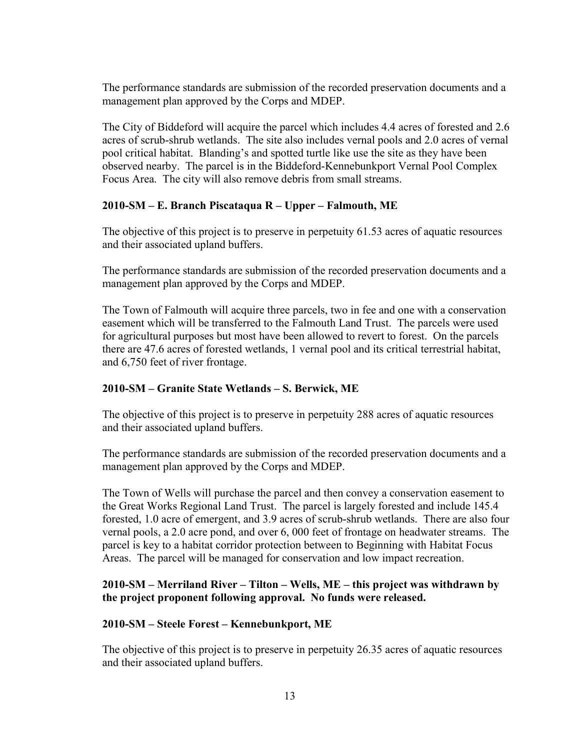The performance standards are submission of the recorded preservation documents and a management plan approved by the Corps and MDEP.

The City of Biddeford will acquire the parcel which includes 4.4 acres of forested and 2.6 acres of scrub-shrub wetlands. The site also includes vernal pools and 2.0 acres of vernal pool critical habitat. Blanding's and spotted turtle like use the site as they have been observed nearby. The parcel is in the Biddeford-Kennebunkport Vernal Pool Complex Focus Area. The city will also remove debris from small streams.

### 2010-SM – E. Branch Piscataqua R – Upper – Falmouth, ME

The objective of this project is to preserve in perpetuity 61.53 acres of aquatic resources and their associated upland buffers.

The performance standards are submission of the recorded preservation documents and a management plan approved by the Corps and MDEP.

The Town of Falmouth will acquire three parcels, two in fee and one with a conservation easement which will be transferred to the Falmouth Land Trust. The parcels were used for agricultural purposes but most have been allowed to revert to forest. On the parcels there are 47.6 acres of forested wetlands, 1 vernal pool and its critical terrestrial habitat, and 6,750 feet of river frontage.

### 2010-SM – Granite State Wetlands – S. Berwick, ME

The objective of this project is to preserve in perpetuity 288 acres of aquatic resources and their associated upland buffers.

The performance standards are submission of the recorded preservation documents and a management plan approved by the Corps and MDEP.

The Town of Wells will purchase the parcel and then convey a conservation easement to the Great Works Regional Land Trust. The parcel is largely forested and include 145.4 forested, 1.0 acre of emergent, and 3.9 acres of scrub-shrub wetlands. There are also four vernal pools, a 2.0 acre pond, and over 6, 000 feet of frontage on headwater streams. The parcel is key to a habitat corridor protection between to Beginning with Habitat Focus Areas. The parcel will be managed for conservation and low impact recreation.

### 2010-SM – Merriland River – Tilton – Wells, ME – this project was withdrawn by the project proponent following approval. No funds were released.

### 2010-SM – Steele Forest – Kennebunkport, ME

The objective of this project is to preserve in perpetuity 26.35 acres of aquatic resources and their associated upland buffers.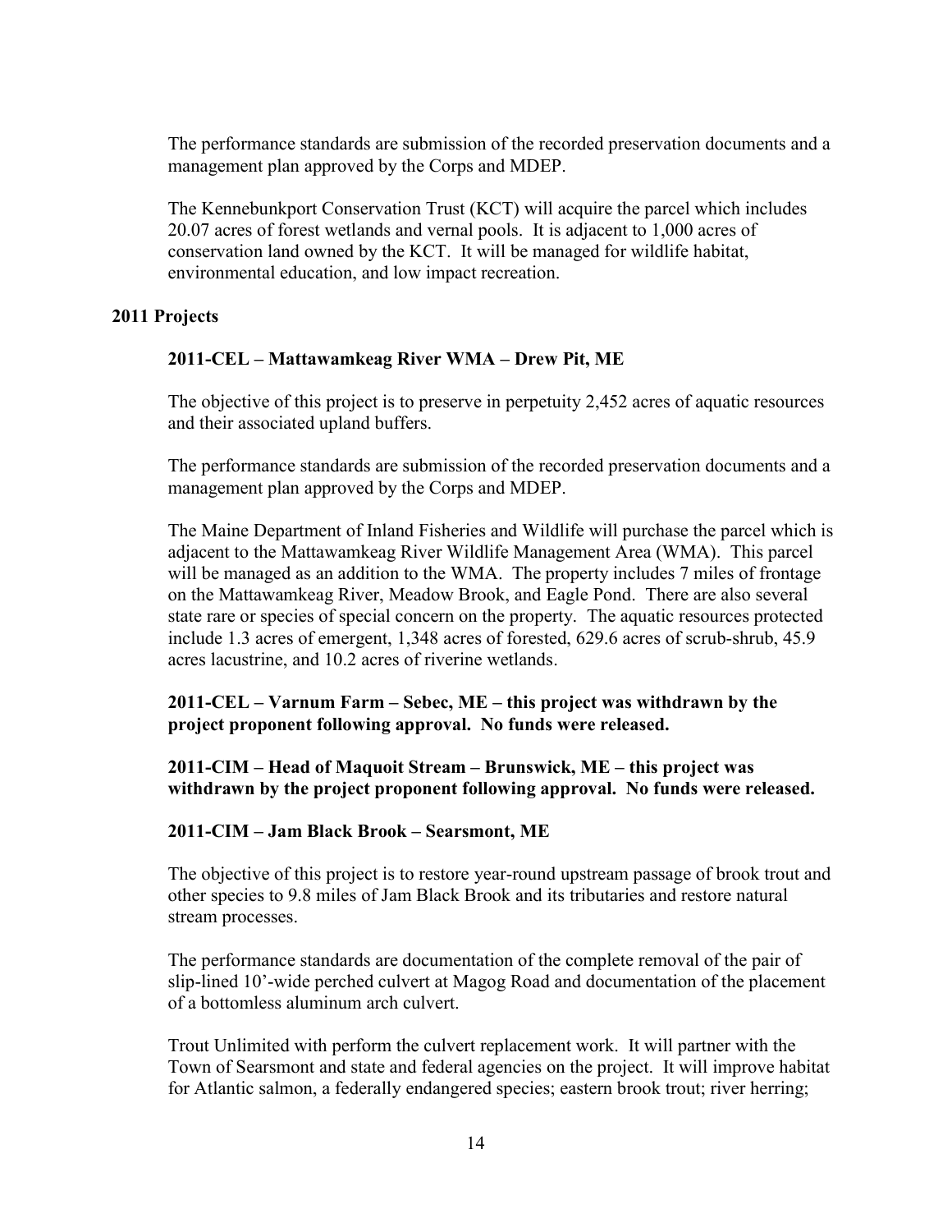The performance standards are submission of the recorded preservation documents and a management plan approved by the Corps and MDEP.

The Kennebunkport Conservation Trust (KCT) will acquire the parcel which includes 20.07 acres of forest wetlands and vernal pools. It is adjacent to 1,000 acres of conservation land owned by the KCT. It will be managed for wildlife habitat, environmental education, and low impact recreation.

## 2011 Projects

### 2011-CEL – Mattawamkeag River WMA – Drew Pit, ME

The objective of this project is to preserve in perpetuity 2,452 acres of aquatic resources and their associated upland buffers.

The performance standards are submission of the recorded preservation documents and a management plan approved by the Corps and MDEP.

The Maine Department of Inland Fisheries and Wildlife will purchase the parcel which is adjacent to the Mattawamkeag River Wildlife Management Area (WMA). This parcel will be managed as an addition to the WMA. The property includes 7 miles of frontage on the Mattawamkeag River, Meadow Brook, and Eagle Pond. There are also several state rare or species of special concern on the property. The aquatic resources protected include 1.3 acres of emergent, 1,348 acres of forested, 629.6 acres of scrub-shrub, 45.9 acres lacustrine, and 10.2 acres of riverine wetlands.

### 2011-CEL – Varnum Farm – Sebec, ME – this project was withdrawn by the project proponent following approval. No funds were released.

### 2011-CIM – Head of Maquoit Stream – Brunswick, ME – this project was withdrawn by the project proponent following approval. No funds were released.

### 2011-CIM – Jam Black Brook – Searsmont, ME

The objective of this project is to restore year-round upstream passage of brook trout and other species to 9.8 miles of Jam Black Brook and its tributaries and restore natural stream processes.

The performance standards are documentation of the complete removal of the pair of slip-lined 10'-wide perched culvert at Magog Road and documentation of the placement of a bottomless aluminum arch culvert.

Trout Unlimited with perform the culvert replacement work. It will partner with the Town of Searsmont and state and federal agencies on the project. It will improve habitat for Atlantic salmon, a federally endangered species; eastern brook trout; river herring;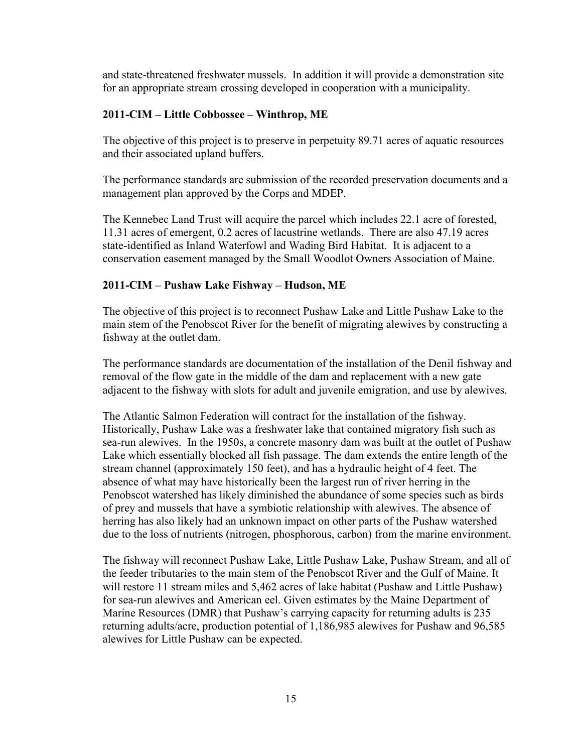and state-threatened freshwater mussels. In addition it will provide a demonstration site for an appropriate stream crossing developed in cooperation with a municipality.

### 2011-CIM – Little Cobbossee – Winthrop, ME

The objective of this project is to preserve in perpetuity 89.71 acres of aquatic resources and their associated upland buffers.

The performance standards are submission of the recorded preservation documents and a management plan approved by the Corps and MDEP.

The Kennebec Land Trust will acquire the parcel which includes 22.1 acre of forested, 11.31 acres of emergent, 0.2 acres of lacustrine wetlands. There are also 47.19 acres state-identified as Inland Waterfowl and Wading Bird Habitat. It is adjacent to a conservation easement managed by the Small Woodlot Owners Association of Maine.

### 2011-CIM – Pushaw Lake Fishway – Hudson, ME

The objective of this project is to reconnect Pushaw Lake and Little Pushaw Lake to the main stem of the Penobscot River for the benefit of migrating alewives by constructing a fishway at the outlet dam.

The performance standards are documentation of the installation of the Denil fishway and removal of the flow gate in the middle of the dam and replacement with a new gate adjacent to the fishway with slots for adult and juvenile emigration, and use by alewives.

The Atlantic Salmon Federation will contract for the installation of the fishway. Historically, Pushaw Lake was a freshwater lake that contained migratory fish such as sea-run alewives. In the 1950s, a concrete masonry dam was built at the outlet of Pushaw Lake which essentially blocked all fish passage. The dam extends the entire length of the stream channel (approximately 150 feet), and has a hydraulic height of 4 feet. The absence of what may have historically been the largest run of river herring in the Penobscot watershed has likely diminished the abundance of some species such as birds of prey and mussels that have a symbiotic relationship with alewives. The absence of herring has also likely had an unknown impact on other parts of the Pushaw watershed due to the loss of nutrients (nitrogen, phosphorous, carbon) from the marine environment.

The fishway will reconnect Pushaw Lake, Little Pushaw Lake, Pushaw Stream, and all of the feeder tributaries to the main stem of the Penobscot River and the Gulf of Maine. It will restore 11 stream miles and 5,462 acres of lake habitat (Pushaw and Little Pushaw) for sea-run alewives and American eel. Given estimates by the Maine Department of Marine Resources (DMR) that Pushaw's carrying capacity for returning adults is 235 returning adults/acre, production potential of 1,186,985 alewives for Pushaw and 96,585 alewives for Little Pushaw can be expected.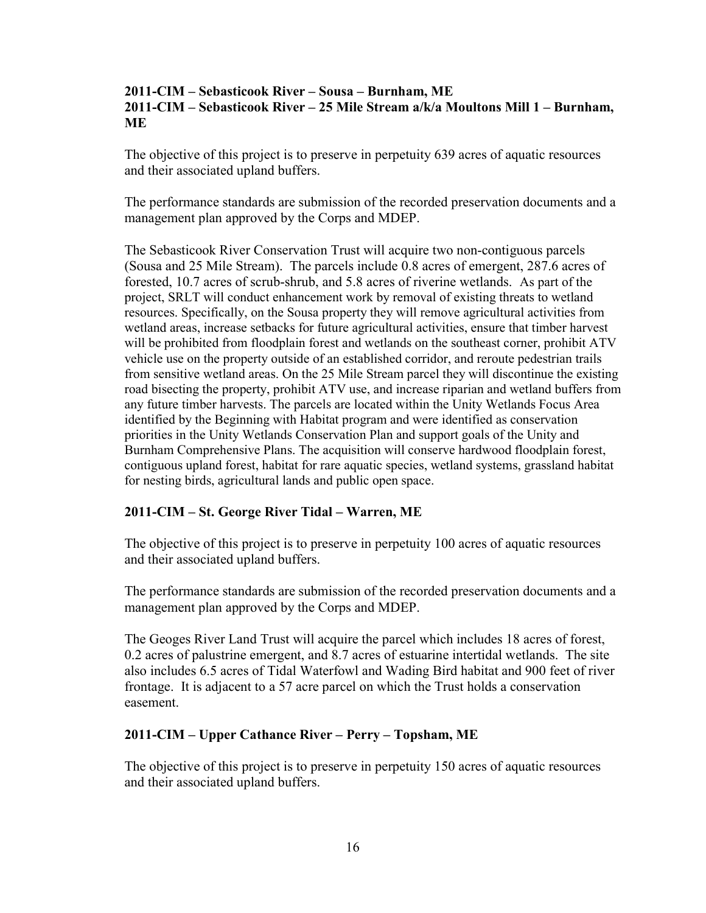### 2011-CIM – Sebasticook River – Sousa – Burnham, ME
### 2011-CIM – Sebasticook River – 25 Mile Stream a/k/a Moultons Mill 1 – Burnham, ME

The objective of this project is to preserve in perpetuity 639 acres of aquatic resources and their associated upland buffers.

The performance standards are submission of the recorded preservation documents and a management plan approved by the Corps and MDEP.

The Sebasticook River Conservation Trust will acquire two non-contiguous parcels (Sousa and 25 Mile Stream). The parcels include 0.8 acres of emergent, 287.6 acres of forested, 10.7 acres of scrub-shrub, and 5.8 acres of riverine wetlands. As part of the project, SRLT will conduct enhancement work by removal of existing threats to wetland resources. Specifically, on the Sousa property they will remove agricultural activities from wetland areas, increase setbacks for future agricultural activities, ensure that timber harvest will be prohibited from floodplain forest and wetlands on the southeast corner, prohibit ATV vehicle use on the property outside of an established corridor, and reroute pedestrian trails from sensitive wetland areas. On the 25 Mile Stream parcel they will discontinue the existing road bisecting the property, prohibit ATV use, and increase riparian and wetland buffers from any future timber harvests. The parcels are located within the Unity Wetlands Focus Area identified by the Beginning with Habitat program and were identified as conservation priorities in the Unity Wetlands Conservation Plan and support goals of the Unity and Burnham Comprehensive Plans. The acquisition will conserve hardwood floodplain forest, contiguous upland forest, habitat for rare aquatic species, wetland systems, grassland habitat for nesting birds, agricultural lands and public open space.

### 2011-CIM – St. George River Tidal – Warren, ME

The objective of this project is to preserve in perpetuity 100 acres of aquatic resources and their associated upland buffers.

The performance standards are submission of the recorded preservation documents and a management plan approved by the Corps and MDEP.

The Geoges River Land Trust will acquire the parcel which includes 18 acres of forest, 0.2 acres of palustrine emergent, and 8.7 acres of estuarine intertidal wetlands. The site also includes 6.5 acres of Tidal Waterfowl and Wading Bird habitat and 900 feet of river frontage. It is adjacent to a 57 acre parcel on which the Trust holds a conservation easement.

### 2011-CIM – Upper Cathance River – Perry – Topsham, ME

The objective of this project is to preserve in perpetuity 150 acres of aquatic resources and their associated upland buffers.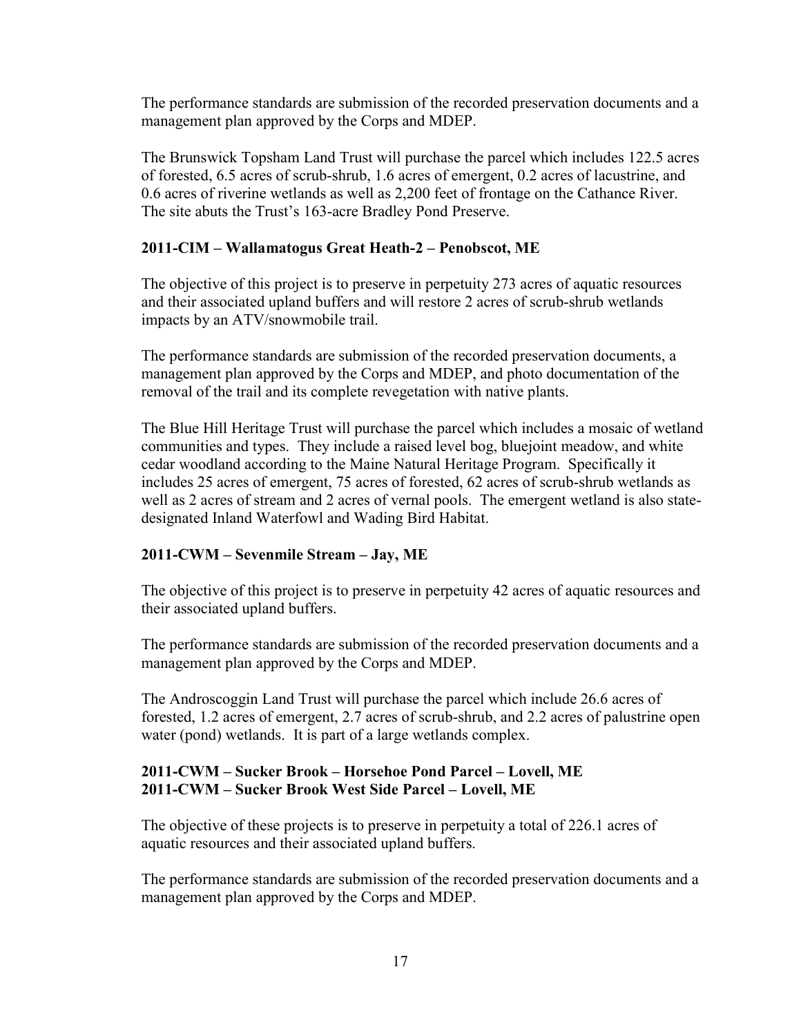The performance standards are submission of the recorded preservation documents and a management plan approved by the Corps and MDEP.

The Brunswick Topsham Land Trust will purchase the parcel which includes 122.5 acres of forested, 6.5 acres of scrub-shrub, 1.6 acres of emergent, 0.2 acres of lacustrine, and 0.6 acres of riverine wetlands as well as 2,200 feet of frontage on the Cathance River. The site abuts the Trust's 163-acre Bradley Pond Preserve.

**2011-CIM – Wallamatogus Great Heath-2 – Penobscot, ME**

The objective of this project is to preserve in perpetuity 273 acres of aquatic resources and their associated upland buffers and will restore 2 acres of scrub-shrub wetlands impacts by an ATV/snowmobile trail.

The performance standards are submission of the recorded preservation documents, a management plan approved by the Corps and MDEP, and photo documentation of the removal of the trail and its complete revegetation with native plants.

The Blue Hill Heritage Trust will purchase the parcel which includes a mosaic of wetland communities and types. They include a raised level bog, bluejoint meadow, and white cedar woodland according to the Maine Natural Heritage Program. Specifically it includes 25 acres of emergent, 75 acres of forested, 62 acres of scrub-shrub wetlands as well as 2 acres of stream and 2 acres of vernal pools. The emergent wetland is also state-designated Inland Waterfowl and Wading Bird Habitat.

**2011-CWM – Sevenmile Stream – Jay, ME**

The objective of this project is to preserve in perpetuity 42 acres of aquatic resources and their associated upland buffers.

The performance standards are submission of the recorded preservation documents and a management plan approved by the Corps and MDEP.

The Androscoggin Land Trust will purchase the parcel which include 26.6 acres of forested, 1.2 acres of emergent, 2.7 acres of scrub-shrub, and 2.2 acres of palustrine open water (pond) wetlands. It is part of a large wetlands complex.

**2011-CWM – Sucker Brook – Horsehoe Pond Parcel – Lovell, ME**
**2011-CWM – Sucker Brook West Side Parcel – Lovell, ME**

The objective of these projects is to preserve in perpetuity a total of 226.1 acres of aquatic resources and their associated upland buffers.

The performance standards are submission of the recorded preservation documents and a management plan approved by the Corps and MDEP.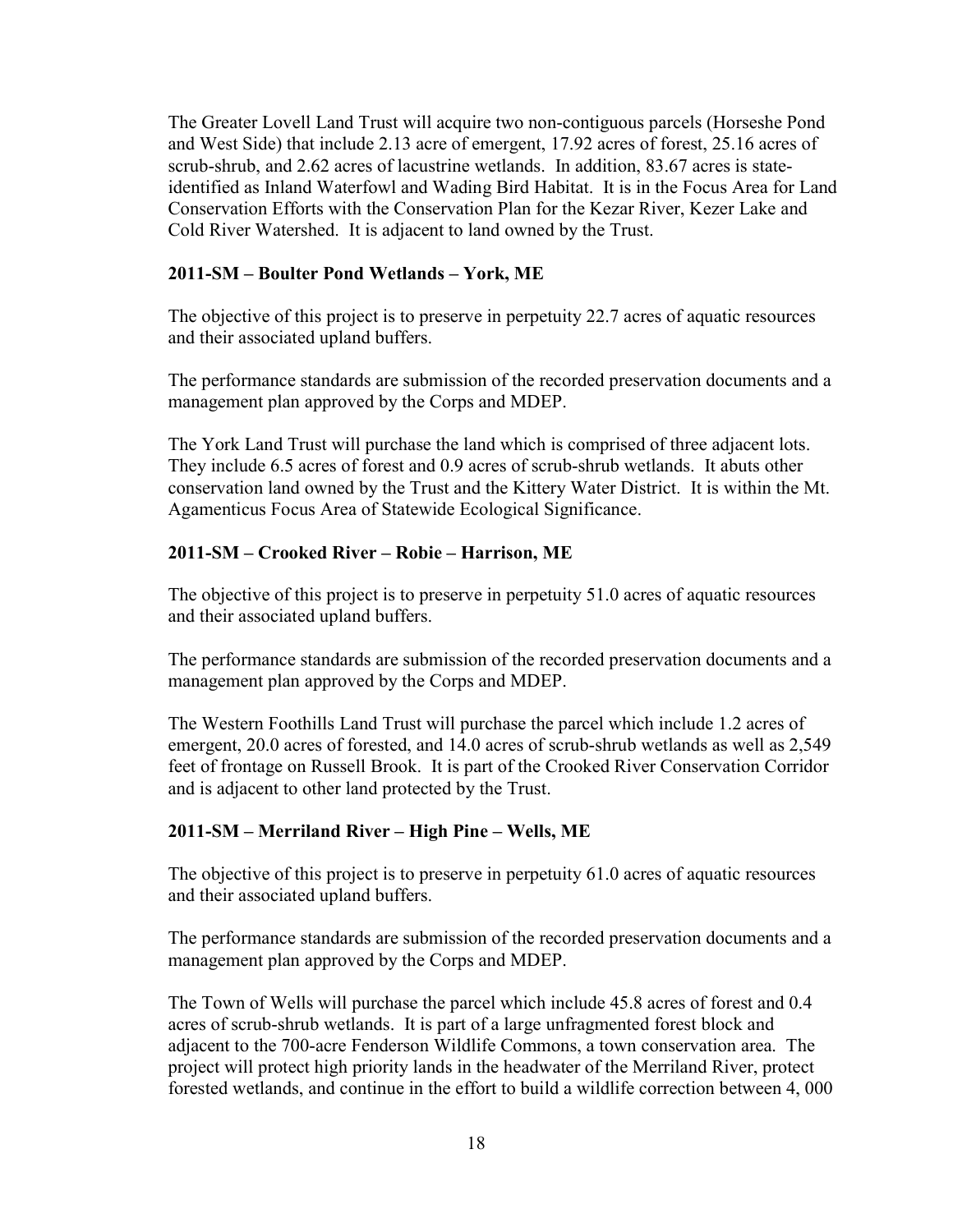The Greater Lovell Land Trust will acquire two non-contiguous parcels (Horseshe Pond and West Side) that include 2.13 acre of emergent, 17.92 acres of forest, 25.16 acres of scrub-shrub, and 2.62 acres of lacustrine wetlands. In addition, 83.67 acres is state-identified as Inland Waterfowl and Wading Bird Habitat. It is in the Focus Area for Land Conservation Efforts with the Conservation Plan for the Kezar River, Kezer Lake and Cold River Watershed. It is adjacent to land owned by the Trust.

### 2011-SM – Boulter Pond Wetlands – York, ME

The objective of this project is to preserve in perpetuity 22.7 acres of aquatic resources and their associated upland buffers.

The performance standards are submission of the recorded preservation documents and a management plan approved by the Corps and MDEP.

The York Land Trust will purchase the land which is comprised of three adjacent lots. They include 6.5 acres of forest and 0.9 acres of scrub-shrub wetlands. It abuts other conservation land owned by the Trust and the Kittery Water District. It is within the Mt. Agamenticus Focus Area of Statewide Ecological Significance.

### 2011-SM – Crooked River – Robie – Harrison, ME

The objective of this project is to preserve in perpetuity 51.0 acres of aquatic resources and their associated upland buffers.

The performance standards are submission of the recorded preservation documents and a management plan approved by the Corps and MDEP.

The Western Foothills Land Trust will purchase the parcel which include 1.2 acres of emergent, 20.0 acres of forested, and 14.0 acres of scrub-shrub wetlands as well as 2,549 feet of frontage on Russell Brook. It is part of the Crooked River Conservation Corridor and is adjacent to other land protected by the Trust.

### 2011-SM – Merriland River – High Pine – Wells, ME

The objective of this project is to preserve in perpetuity 61.0 acres of aquatic resources and their associated upland buffers.

The performance standards are submission of the recorded preservation documents and a management plan approved by the Corps and MDEP.

The Town of Wells will purchase the parcel which include 45.8 acres of forest and 0.4 acres of scrub-shrub wetlands. It is part of a large unfragmented forest block and adjacent to the 700-acre Fenderson Wildlife Commons, a town conservation area. The project will protect high priority lands in the headwater of the Merriland River, protect forested wetlands, and continue in the effort to build a wildlife correction between 4, 000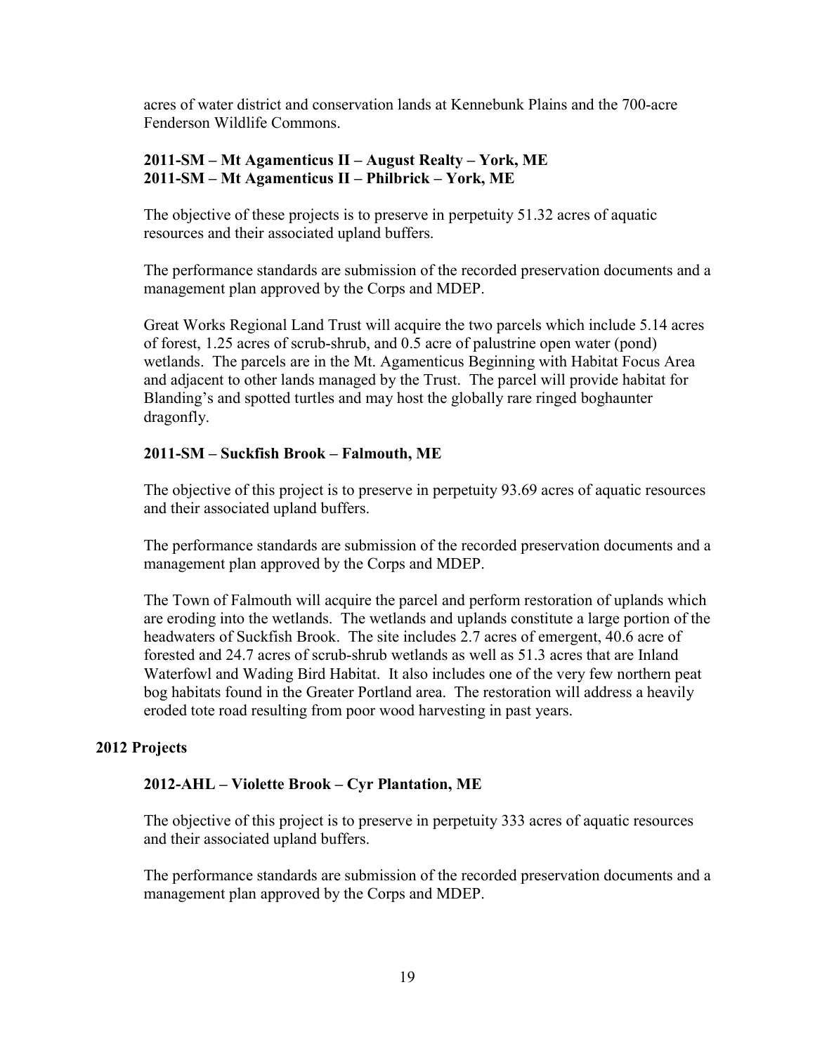acres of water district and conservation lands at Kennebunk Plains and the 700-acre Fenderson Wildlife Commons.

### 2011-SM – Mt Agamenticus II – August Realty – York, ME
### 2011-SM – Mt Agamenticus II – Philbrick – York, ME

The objective of these projects is to preserve in perpetuity 51.32 acres of aquatic resources and their associated upland buffers.

The performance standards are submission of the recorded preservation documents and a management plan approved by the Corps and MDEP.

Great Works Regional Land Trust will acquire the two parcels which include 5.14 acres of forest, 1.25 acres of scrub-shrub, and 0.5 acre of palustrine open water (pond) wetlands. The parcels are in the Mt. Agamenticus Beginning with Habitat Focus Area and adjacent to other lands managed by the Trust. The parcel will provide habitat for Blanding's and spotted turtles and may host the globally rare ringed boghaunter dragonfly.

### 2011-SM – Suckfish Brook – Falmouth, ME

The objective of this project is to preserve in perpetuity 93.69 acres of aquatic resources and their associated upland buffers.

The performance standards are submission of the recorded preservation documents and a management plan approved by the Corps and MDEP.

The Town of Falmouth will acquire the parcel and perform restoration of uplands which are eroding into the wetlands. The wetlands and uplands constitute a large portion of the headwaters of Suckfish Brook. The site includes 2.7 acres of emergent, 40.6 acre of forested and 24.7 acres of scrub-shrub wetlands as well as 51.3 acres that are Inland Waterfowl and Wading Bird Habitat. It also includes one of the very few northern peat bog habitats found in the Greater Portland area. The restoration will address a heavily eroded tote road resulting from poor wood harvesting in past years.

## 2012 Projects

### 2012-AHL – Violette Brook – Cyr Plantation, ME

The objective of this project is to preserve in perpetuity 333 acres of aquatic resources and their associated upland buffers.

The performance standards are submission of the recorded preservation documents and a management plan approved by the Corps and MDEP.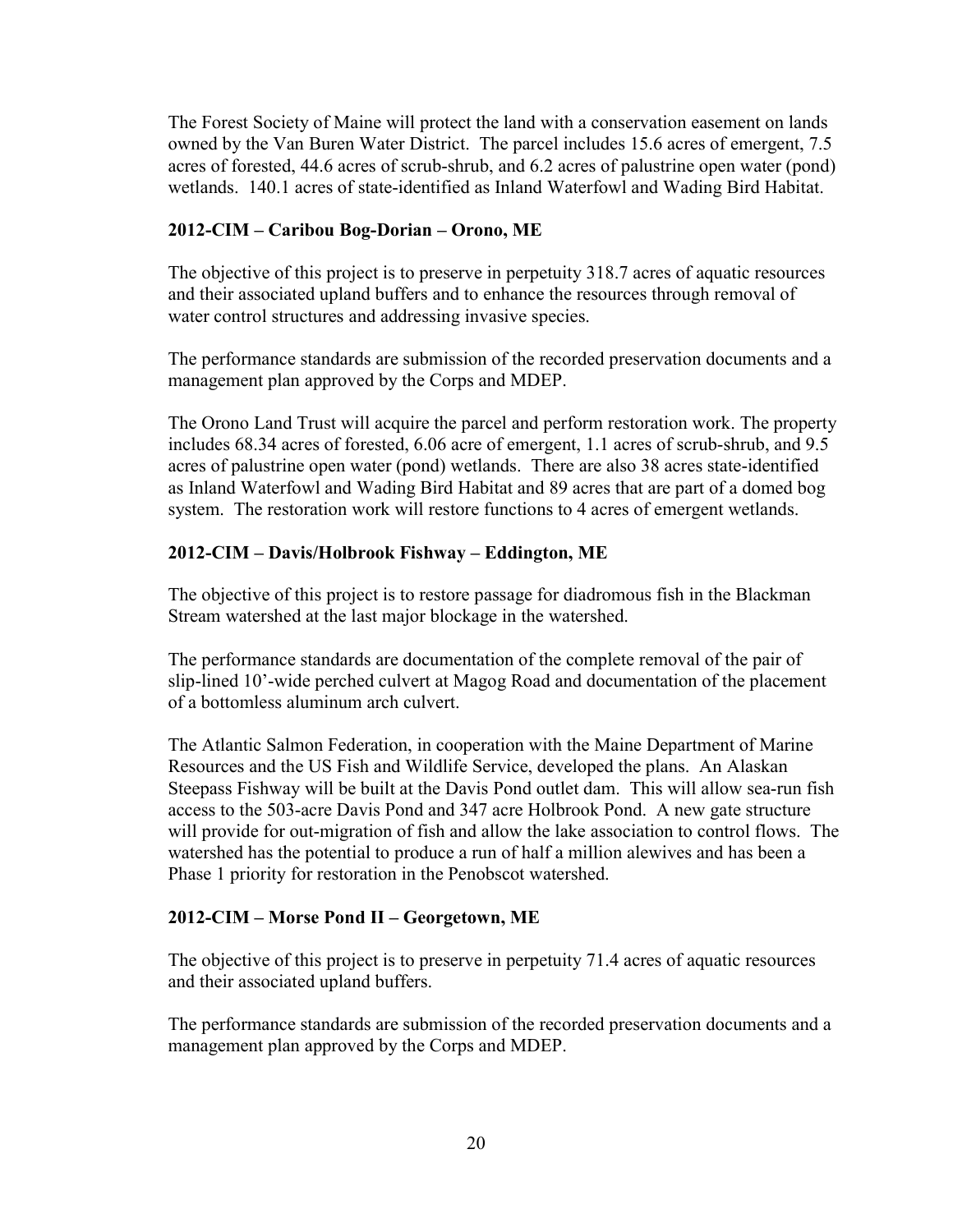The Forest Society of Maine will protect the land with a conservation easement on lands owned by the Van Buren Water District. The parcel includes 15.6 acres of emergent, 7.5 acres of forested, 44.6 acres of scrub-shrub, and 6.2 acres of palustrine open water (pond) wetlands. 140.1 acres of state-identified as Inland Waterfowl and Wading Bird Habitat.

### 2012-CIM – Caribou Bog-Dorian – Orono, ME

The objective of this project is to preserve in perpetuity 318.7 acres of aquatic resources and their associated upland buffers and to enhance the resources through removal of water control structures and addressing invasive species.

The performance standards are submission of the recorded preservation documents and a management plan approved by the Corps and MDEP.

The Orono Land Trust will acquire the parcel and perform restoration work. The property includes 68.34 acres of forested, 6.06 acre of emergent, 1.1 acres of scrub-shrub, and 9.5 acres of palustrine open water (pond) wetlands. There are also 38 acres state-identified as Inland Waterfowl and Wading Bird Habitat and 89 acres that are part of a domed bog system. The restoration work will restore functions to 4 acres of emergent wetlands.

### 2012-CIM – Davis/Holbrook Fishway – Eddington, ME

The objective of this project is to restore passage for diadromous fish in the Blackman Stream watershed at the last major blockage in the watershed.

The performance standards are documentation of the complete removal of the pair of slip-lined 10'-wide perched culvert at Magog Road and documentation of the placement of a bottomless aluminum arch culvert.

The Atlantic Salmon Federation, in cooperation with the Maine Department of Marine Resources and the US Fish and Wildlife Service, developed the plans. An Alaskan Steepass Fishway will be built at the Davis Pond outlet dam. This will allow sea-run fish access to the 503-acre Davis Pond and 347 acre Holbrook Pond. A new gate structure will provide for out-migration of fish and allow the lake association to control flows. The watershed has the potential to produce a run of half a million alewives and has been a Phase 1 priority for restoration in the Penobscot watershed.

### 2012-CIM – Morse Pond II – Georgetown, ME

The objective of this project is to preserve in perpetuity 71.4 acres of aquatic resources and their associated upland buffers.

The performance standards are submission of the recorded preservation documents and a management plan approved by the Corps and MDEP.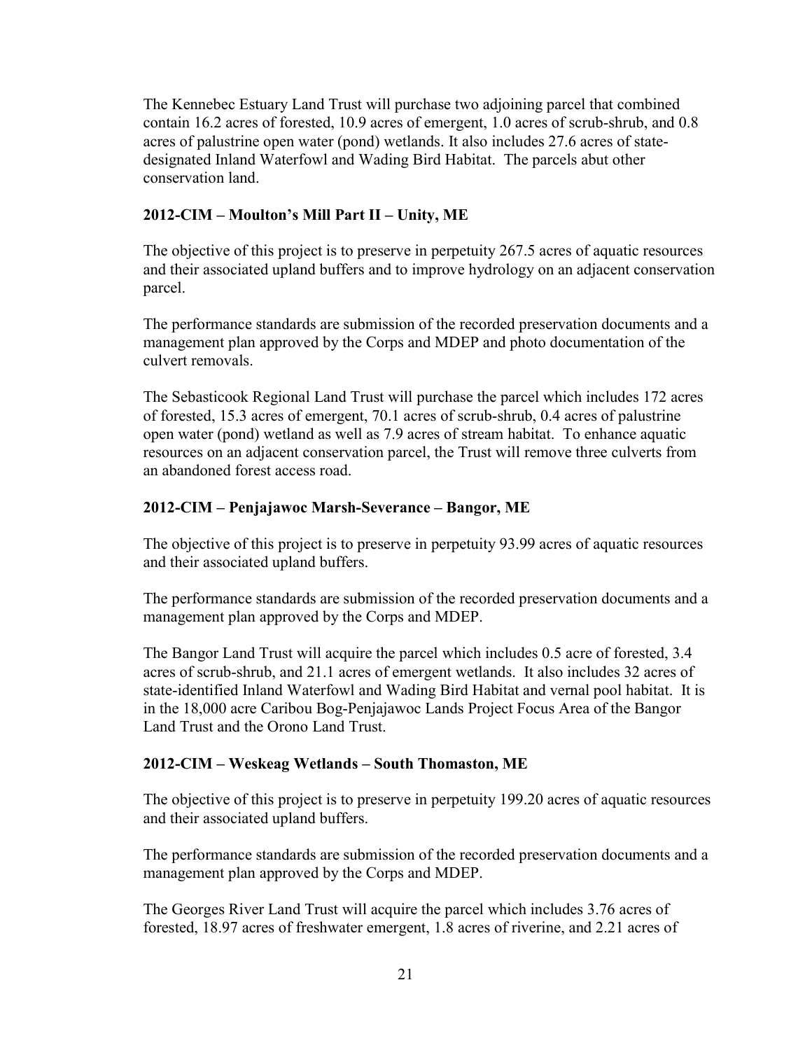The Kennebec Estuary Land Trust will purchase two adjoining parcel that combined contain 16.2 acres of forested, 10.9 acres of emergent, 1.0 acres of scrub-shrub, and 0.8 acres of palustrine open water (pond) wetlands. It also includes 27.6 acres of state-designated Inland Waterfowl and Wading Bird Habitat. The parcels abut other conservation land.

### 2012-CIM – Moulton's Mill Part II – Unity, ME

The objective of this project is to preserve in perpetuity 267.5 acres of aquatic resources and their associated upland buffers and to improve hydrology on an adjacent conservation parcel.

The performance standards are submission of the recorded preservation documents and a management plan approved by the Corps and MDEP and photo documentation of the culvert removals.

The Sebasticook Regional Land Trust will purchase the parcel which includes 172 acres of forested, 15.3 acres of emergent, 70.1 acres of scrub-shrub, 0.4 acres of palustrine open water (pond) wetland as well as 7.9 acres of stream habitat. To enhance aquatic resources on an adjacent conservation parcel, the Trust will remove three culverts from an abandoned forest access road.

### 2012-CIM – Penjajawoc Marsh-Severance – Bangor, ME

The objective of this project is to preserve in perpetuity 93.99 acres of aquatic resources and their associated upland buffers.

The performance standards are submission of the recorded preservation documents and a management plan approved by the Corps and MDEP.

The Bangor Land Trust will acquire the parcel which includes 0.5 acre of forested, 3.4 acres of scrub-shrub, and 21.1 acres of emergent wetlands. It also includes 32 acres of state-identified Inland Waterfowl and Wading Bird Habitat and vernal pool habitat. It is in the 18,000 acre Caribou Bog-Penjajawoc Lands Project Focus Area of the Bangor Land Trust and the Orono Land Trust.

### 2012-CIM – Weskeag Wetlands – South Thomaston, ME

The objective of this project is to preserve in perpetuity 199.20 acres of aquatic resources and their associated upland buffers.

The performance standards are submission of the recorded preservation documents and a management plan approved by the Corps and MDEP.

The Georges River Land Trust will acquire the parcel which includes 3.76 acres of forested, 18.97 acres of freshwater emergent, 1.8 acres of riverine, and 2.21 acres of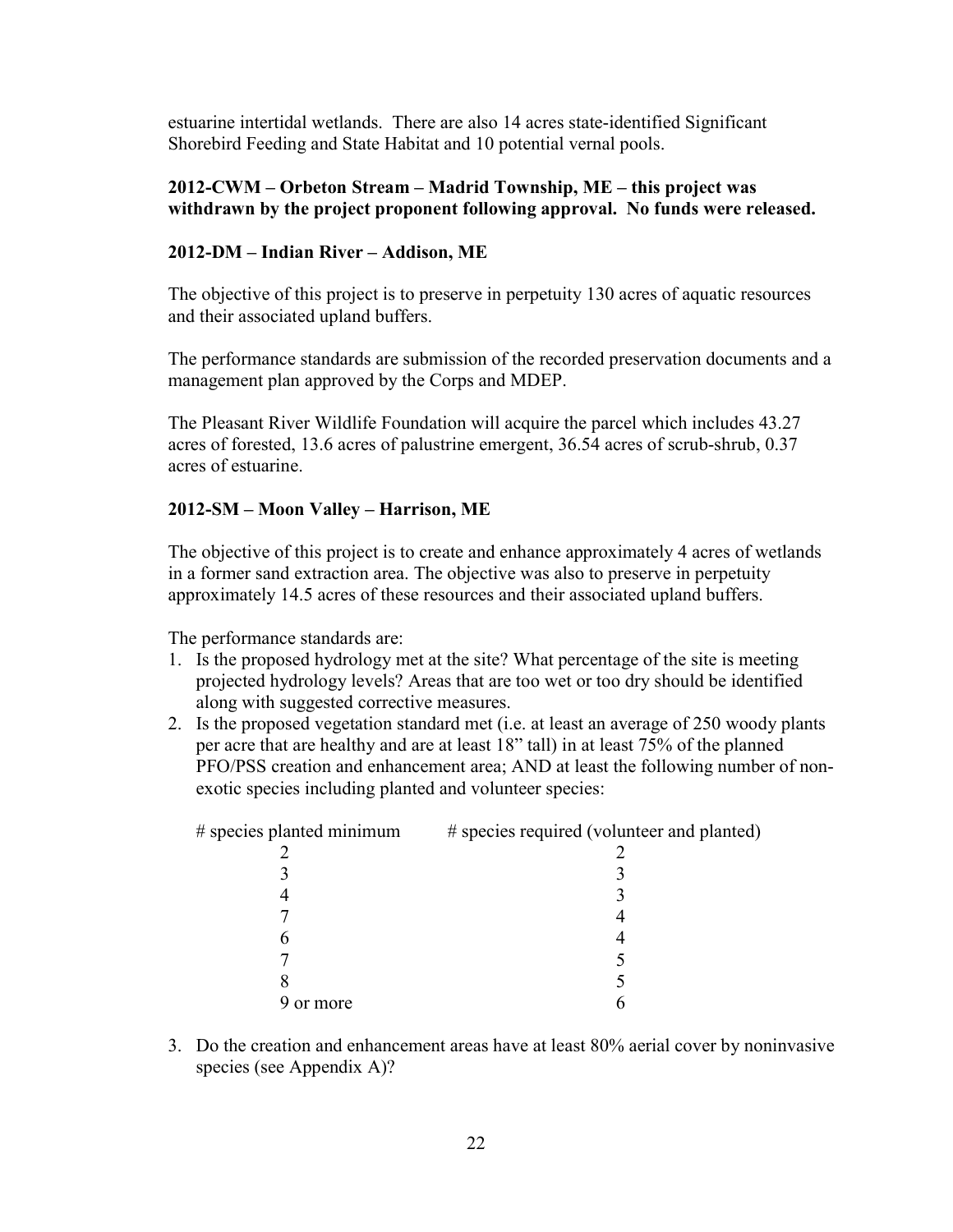estuarine intertidal wetlands. There are also 14 acres state-identified Significant Shorebird Feeding and State Habitat and 10 potential vernal pools.

**2012-CWM – Orbeton Stream – Madrid Township, ME – this project was withdrawn by the project proponent following approval. No funds were released.**

**2012-DM – Indian River – Addison, ME**

The objective of this project is to preserve in perpetuity 130 acres of aquatic resources and their associated upland buffers.

The performance standards are submission of the recorded preservation documents and a management plan approved by the Corps and MDEP.

The Pleasant River Wildlife Foundation will acquire the parcel which includes 43.27 acres of forested, 13.6 acres of palustrine emergent, 36.54 acres of scrub-shrub, 0.37 acres of estuarine.

**2012-SM – Moon Valley – Harrison, ME**

The objective of this project is to create and enhance approximately 4 acres of wetlands in a former sand extraction area. The objective was also to preserve in perpetuity approximately 14.5 acres of these resources and their associated upland buffers.

The performance standards are:

1. Is the proposed hydrology met at the site? What percentage of the site is meeting projected hydrology levels? Areas that are too wet or too dry should be identified along with suggested corrective measures.
2. Is the proposed vegetation standard met (i.e. at least an average of 250 woody plants per acre that are healthy and are at least 18" tall) in at least 75% of the planned PFO/PSS creation and enhancement area; AND at least the following number of non-exotic species including planted and volunteer species:

| # species planted minimum | # species required (volunteer and planted) |
|---|---|
| 2 | 2 |
| 3 | 3 |
| 4 | 3 |
| 7 | 4 |
| 6 | 4 |
| 7 | 5 |
| 8 | 5 |
| 9 or more | 6 |

3. Do the creation and enhancement areas have at least 80% aerial cover by noninvasive species (see Appendix A)?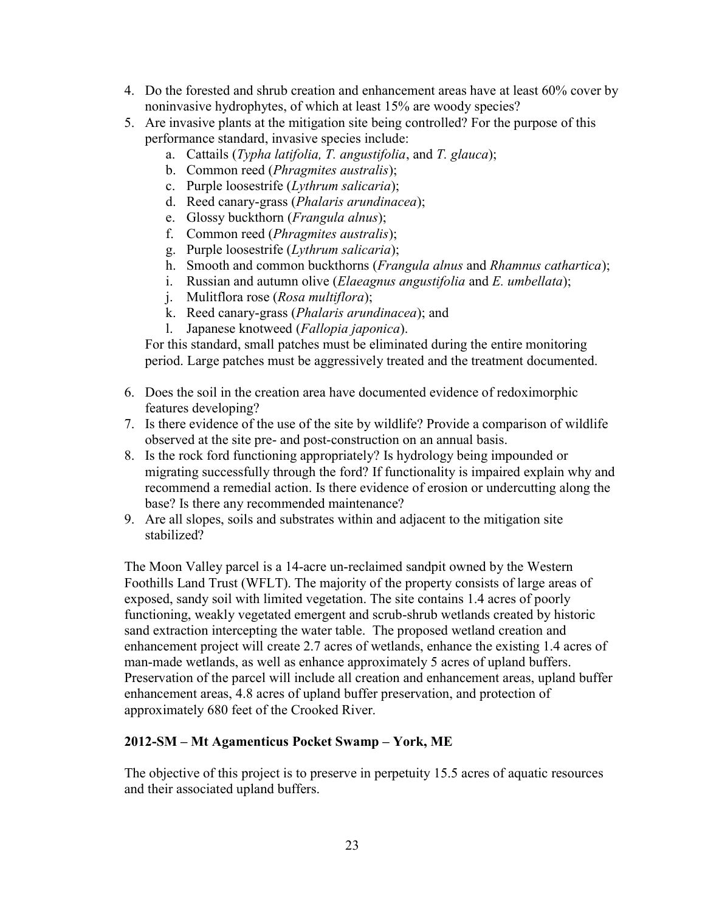4. Do the forested and shrub creation and enhancement areas have at least 60% cover by noninvasive hydrophytes, of which at least 15% are woody species?
5. Are invasive plants at the mitigation site being controlled? For the purpose of this performance standard, invasive species include:
    a. Cattails (*Typha latifolia, T. angustifolia*, and *T. glauca*);
    b. Common reed (*Phragmites australis*);
    c. Purple loosestrife (*Lythrum salicaria*);
    d. Reed canary-grass (*Phalaris arundinacea*);
    e. Glossy buckthorn (*Frangula alnus*);
    f. Common reed (*Phragmites australis*);
    g. Purple loosestrife (*Lythrum salicaria*);
    h. Smooth and common buckthorns (*Frangula alnus* and *Rhamnus cathartica*);
    i. Russian and autumn olive (*Elaeagnus angustifolia* and *E. umbellata*);
    j. Mulitflora rose (*Rosa multiflora*);
    k. Reed canary-grass (*Phalaris arundinacea*); and
    l. Japanese knotweed (*Fallopia japonica*).

    For this standard, small patches must be eliminated during the entire monitoring period. Large patches must be aggressively treated and the treatment documented.

6. Does the soil in the creation area have documented evidence of redoximorphic features developing?
7. Is there evidence of the use of the site by wildlife? Provide a comparison of wildlife observed at the site pre- and post-construction on an annual basis.
8. Is the rock ford functioning appropriately? Is hydrology being impounded or migrating successfully through the ford? If functionality is impaired explain why and recommend a remedial action. Is there evidence of erosion or undercutting along the base? Is there any recommended maintenance?
9. Are all slopes, soils and substrates within and adjacent to the mitigation site stabilized?

The Moon Valley parcel is a 14-acre un-reclaimed sandpit owned by the Western Foothills Land Trust (WFLT). The majority of the property consists of large areas of exposed, sandy soil with limited vegetation. The site contains 1.4 acres of poorly functioning, weakly vegetated emergent and scrub-shrub wetlands created by historic sand extraction intercepting the water table. The proposed wetland creation and enhancement project will create 2.7 acres of wetlands, enhance the existing 1.4 acres of man-made wetlands, as well as enhance approximately 5 acres of upland buffers. Preservation of the parcel will include all creation and enhancement areas, upland buffer enhancement areas, 4.8 acres of upland buffer preservation, and protection of approximately 680 feet of the Crooked River.

**2012-SM – Mt Agamenticus Pocket Swamp – York, ME**

The objective of this project is to preserve in perpetuity 15.5 acres of aquatic resources and their associated upland buffers.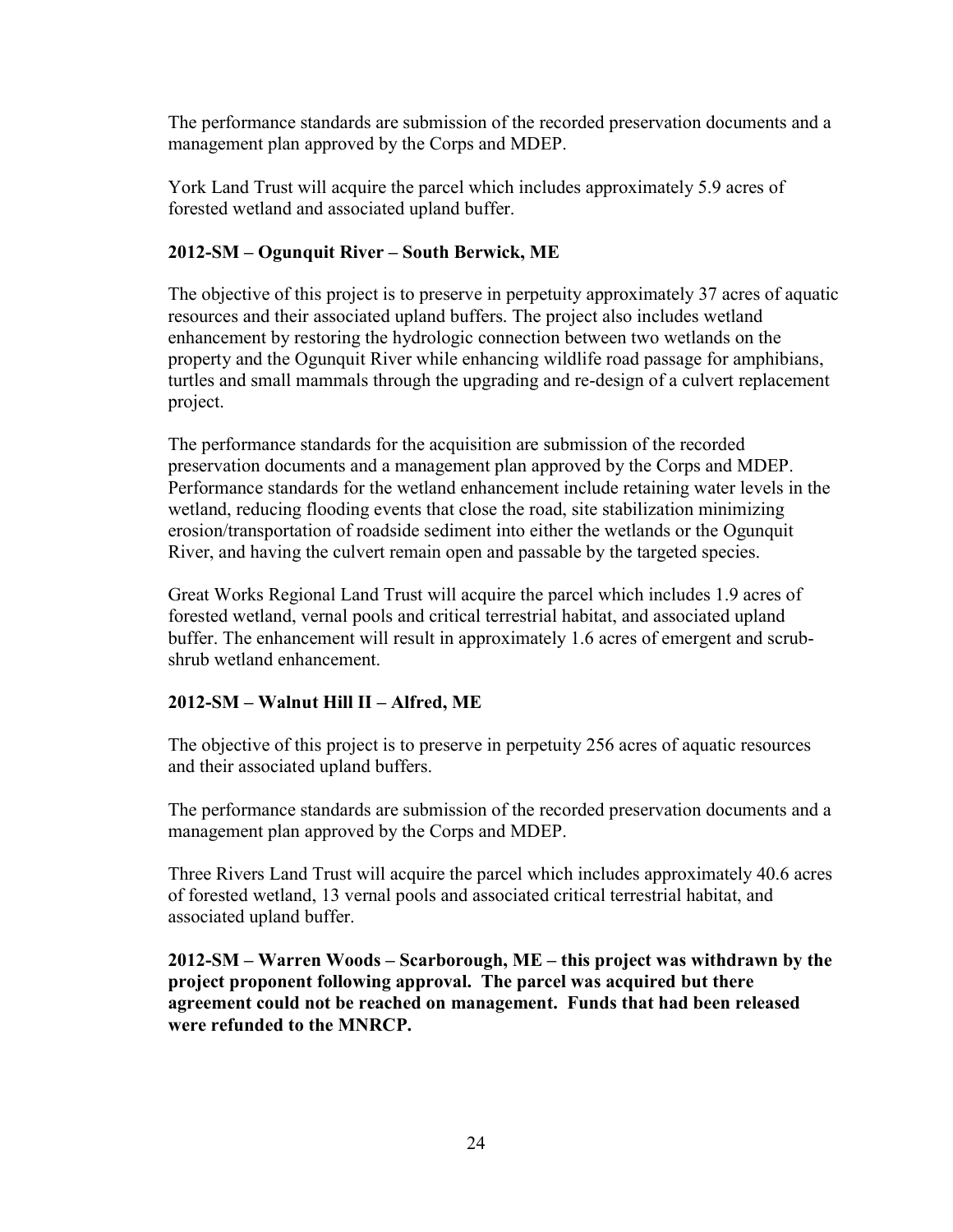The performance standards are submission of the recorded preservation documents and a management plan approved by the Corps and MDEP.

York Land Trust will acquire the parcel which includes approximately 5.9 acres of forested wetland and associated upland buffer.

### 2012-SM – Ogunquit River – South Berwick, ME

The objective of this project is to preserve in perpetuity approximately 37 acres of aquatic resources and their associated upland buffers. The project also includes wetland enhancement by restoring the hydrologic connection between two wetlands on the property and the Ogunquit River while enhancing wildlife road passage for amphibians, turtles and small mammals through the upgrading and re-design of a culvert replacement project.

The performance standards for the acquisition are submission of the recorded preservation documents and a management plan approved by the Corps and MDEP. Performance standards for the wetland enhancement include retaining water levels in the wetland, reducing flooding events that close the road, site stabilization minimizing erosion/transportation of roadside sediment into either the wetlands or the Ogunquit River, and having the culvert remain open and passable by the targeted species.

Great Works Regional Land Trust will acquire the parcel which includes 1.9 acres of forested wetland, vernal pools and critical terrestrial habitat, and associated upland buffer. The enhancement will result in approximately 1.6 acres of emergent and scrub-shrub wetland enhancement.

### 2012-SM – Walnut Hill II – Alfred, ME

The objective of this project is to preserve in perpetuity 256 acres of aquatic resources and their associated upland buffers.

The performance standards are submission of the recorded preservation documents and a management plan approved by the Corps and MDEP.

Three Rivers Land Trust will acquire the parcel which includes approximately 40.6 acres of forested wetland, 13 vernal pools and associated critical terrestrial habitat, and associated upland buffer.

**2012-SM – Warren Woods – Scarborough, ME – this project was withdrawn by the project proponent following approval. The parcel was acquired but there agreement could not be reached on management. Funds that had been released were refunded to the MNRCP.**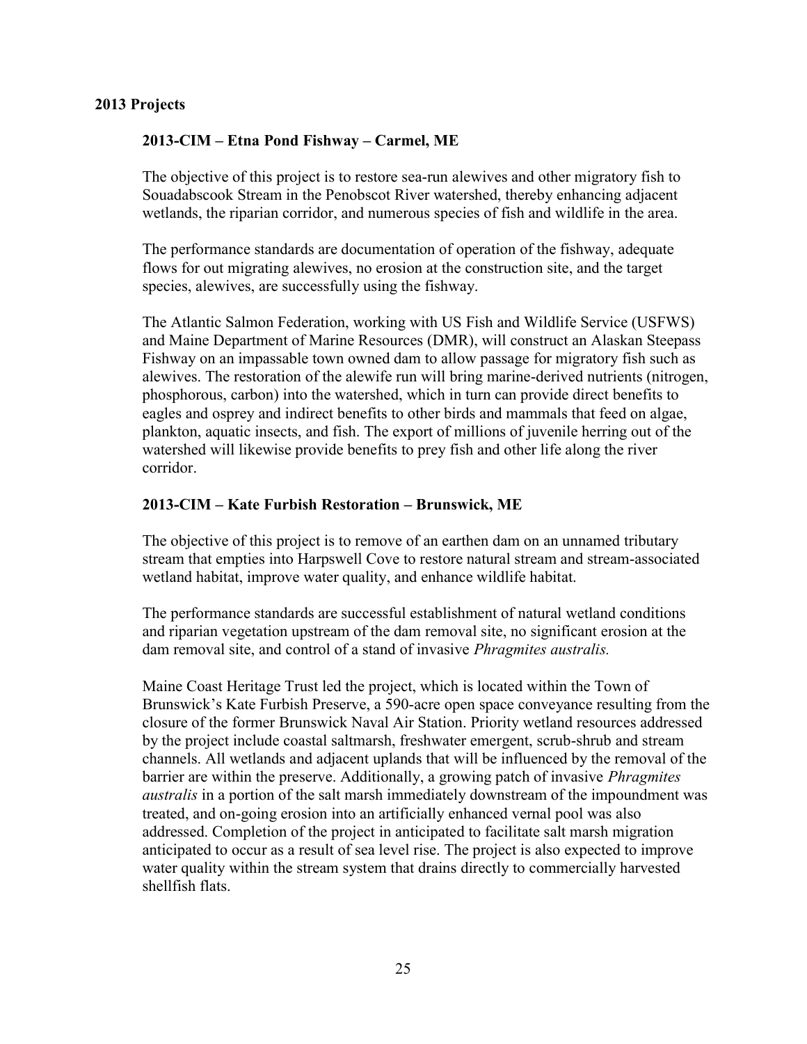## 2013 Projects

### 2013-CIM – Etna Pond Fishway – Carmel, ME

The objective of this project is to restore sea-run alewives and other migratory fish to Souadabscook Stream in the Penobscot River watershed, thereby enhancing adjacent wetlands, the riparian corridor, and numerous species of fish and wildlife in the area.

The performance standards are documentation of operation of the fishway, adequate flows for out migrating alewives, no erosion at the construction site, and the target species, alewives, are successfully using the fishway.

The Atlantic Salmon Federation, working with US Fish and Wildlife Service (USFWS) and Maine Department of Marine Resources (DMR), will construct an Alaskan Steepass Fishway on an impassable town owned dam to allow passage for migratory fish such as alewives. The restoration of the alewife run will bring marine-derived nutrients (nitrogen, phosphorous, carbon) into the watershed, which in turn can provide direct benefits to eagles and osprey and indirect benefits to other birds and mammals that feed on algae, plankton, aquatic insects, and fish. The export of millions of juvenile herring out of the watershed will likewise provide benefits to prey fish and other life along the river corridor.

### 2013-CIM – Kate Furbish Restoration – Brunswick, ME

The objective of this project is to remove of an earthen dam on an unnamed tributary stream that empties into Harpswell Cove to restore natural stream and stream-associated wetland habitat, improve water quality, and enhance wildlife habitat.

The performance standards are successful establishment of natural wetland conditions and riparian vegetation upstream of the dam removal site, no significant erosion at the dam removal site, and control of a stand of invasive *Phragmites australis.*

Maine Coast Heritage Trust led the project, which is located within the Town of Brunswick's Kate Furbish Preserve, a 590-acre open space conveyance resulting from the closure of the former Brunswick Naval Air Station. Priority wetland resources addressed by the project include coastal saltmarsh, freshwater emergent, scrub-shrub and stream channels. All wetlands and adjacent uplands that will be influenced by the removal of the barrier are within the preserve. Additionally, a growing patch of invasive *Phragmites australis* in a portion of the salt marsh immediately downstream of the impoundment was treated, and on-going erosion into an artificially enhanced vernal pool was also addressed. Completion of the project in anticipated to facilitate salt marsh migration anticipated to occur as a result of sea level rise. The project is also expected to improve water quality within the stream system that drains directly to commercially harvested shellfish flats.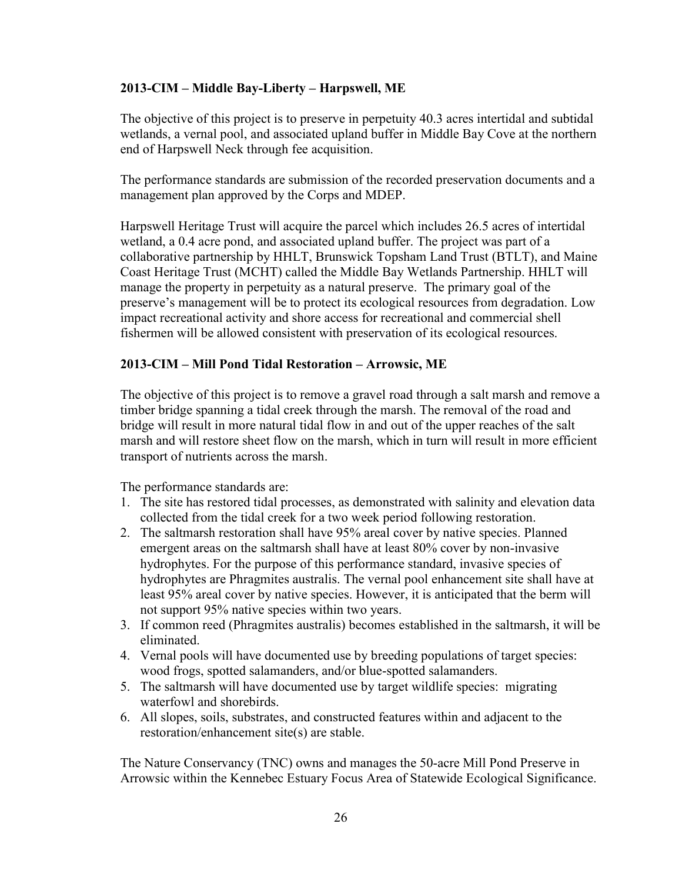### 2013-CIM – Middle Bay-Liberty – Harpswell, ME

The objective of this project is to preserve in perpetuity 40.3 acres intertidal and subtidal wetlands, a vernal pool, and associated upland buffer in Middle Bay Cove at the northern end of Harpswell Neck through fee acquisition.

The performance standards are submission of the recorded preservation documents and a management plan approved by the Corps and MDEP.

Harpswell Heritage Trust will acquire the parcel which includes 26.5 acres of intertidal wetland, a 0.4 acre pond, and associated upland buffer. The project was part of a collaborative partnership by HHLT, Brunswick Topsham Land Trust (BTLT), and Maine Coast Heritage Trust (MCHT) called the Middle Bay Wetlands Partnership. HHLT will manage the property in perpetuity as a natural preserve. The primary goal of the preserve's management will be to protect its ecological resources from degradation. Low impact recreational activity and shore access for recreational and commercial shell fishermen will be allowed consistent with preservation of its ecological resources.

### 2013-CIM – Mill Pond Tidal Restoration – Arrowsic, ME

The objective of this project is to remove a gravel road through a salt marsh and remove a timber bridge spanning a tidal creek through the marsh. The removal of the road and bridge will result in more natural tidal flow in and out of the upper reaches of the salt marsh and will restore sheet flow on the marsh, which in turn will result in more efficient transport of nutrients across the marsh.

The performance standards are:

1. The site has restored tidal processes, as demonstrated with salinity and elevation data collected from the tidal creek for a two week period following restoration.
2. The saltmarsh restoration shall have 95% areal cover by native species. Planned emergent areas on the saltmarsh shall have at least 80% cover by non-invasive hydrophytes. For the purpose of this performance standard, invasive species of hydrophytes are Phragmites australis. The vernal pool enhancement site shall have at least 95% areal cover by native species. However, it is anticipated that the berm will not support 95% native species within two years.
3. If common reed (Phragmites australis) becomes established in the saltmarsh, it will be eliminated.
4. Vernal pools will have documented use by breeding populations of target species: wood frogs, spotted salamanders, and/or blue-spotted salamanders.
5. The saltmarsh will have documented use by target wildlife species: migrating waterfowl and shorebirds.
6. All slopes, soils, substrates, and constructed features within and adjacent to the restoration/enhancement site(s) are stable.

The Nature Conservancy (TNC) owns and manages the 50-acre Mill Pond Preserve in Arrowsic within the Kennebec Estuary Focus Area of Statewide Ecological Significance.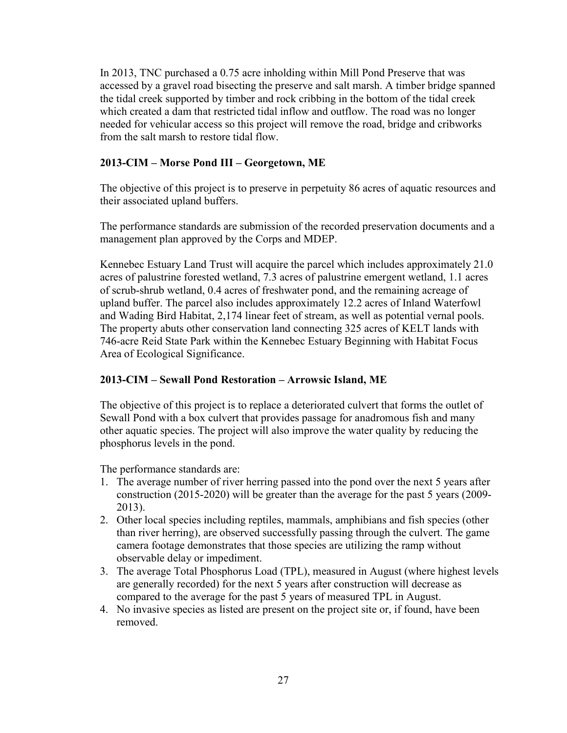In 2013, TNC purchased a 0.75 acre inholding within Mill Pond Preserve that was accessed by a gravel road bisecting the preserve and salt marsh. A timber bridge spanned the tidal creek supported by timber and rock cribbing in the bottom of the tidal creek which created a dam that restricted tidal inflow and outflow. The road was no longer needed for vehicular access so this project will remove the road, bridge and cribworks from the salt marsh to restore tidal flow.

### 2013-CIM – Morse Pond III – Georgetown, ME

The objective of this project is to preserve in perpetuity 86 acres of aquatic resources and their associated upland buffers.

The performance standards are submission of the recorded preservation documents and a management plan approved by the Corps and MDEP.

Kennebec Estuary Land Trust will acquire the parcel which includes approximately 21.0 acres of palustrine forested wetland, 7.3 acres of palustrine emergent wetland, 1.1 acres of scrub-shrub wetland, 0.4 acres of freshwater pond, and the remaining acreage of upland buffer. The parcel also includes approximately 12.2 acres of Inland Waterfowl and Wading Bird Habitat, 2,174 linear feet of stream, as well as potential vernal pools. The property abuts other conservation land connecting 325 acres of KELT lands with 746-acre Reid State Park within the Kennebec Estuary Beginning with Habitat Focus Area of Ecological Significance.

### 2013-CIM – Sewall Pond Restoration – Arrowsic Island, ME

The objective of this project is to replace a deteriorated culvert that forms the outlet of Sewall Pond with a box culvert that provides passage for anadromous fish and many other aquatic species. The project will also improve the water quality by reducing the phosphorus levels in the pond.

The performance standards are:

1. The average number of river herring passed into the pond over the next 5 years after construction (2015-2020) will be greater than the average for the past 5 years (2009-2013).
2. Other local species including reptiles, mammals, amphibians and fish species (other than river herring), are observed successfully passing through the culvert. The game camera footage demonstrates that those species are utilizing the ramp without observable delay or impediment.
3. The average Total Phosphorus Load (TPL), measured in August (where highest levels are generally recorded) for the next 5 years after construction will decrease as compared to the average for the past 5 years of measured TPL in August.
4. No invasive species as listed are present on the project site or, if found, have been removed.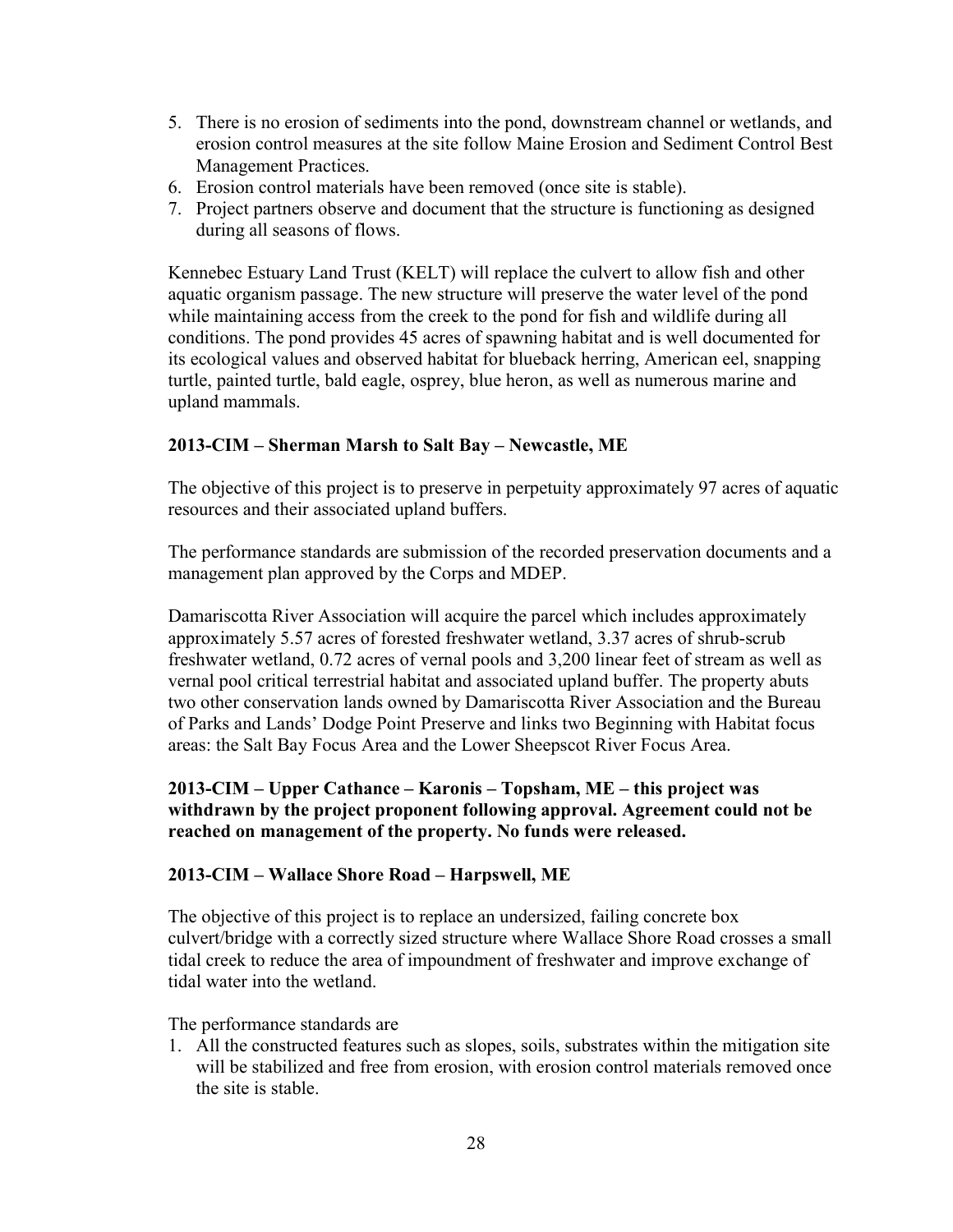5. There is no erosion of sediments into the pond, downstream channel or wetlands, and erosion control measures at the site follow Maine Erosion and Sediment Control Best Management Practices.
6. Erosion control materials have been removed (once site is stable).
7. Project partners observe and document that the structure is functioning as designed during all seasons of flows.

Kennebec Estuary Land Trust (KELT) will replace the culvert to allow fish and other aquatic organism passage. The new structure will preserve the water level of the pond while maintaining access from the creek to the pond for fish and wildlife during all conditions. The pond provides 45 acres of spawning habitat and is well documented for its ecological values and observed habitat for blueback herring, American eel, snapping turtle, painted turtle, bald eagle, osprey, blue heron, as well as numerous marine and upland mammals.

**2013-CIM – Sherman Marsh to Salt Bay – Newcastle, ME**

The objective of this project is to preserve in perpetuity approximately 97 acres of aquatic resources and their associated upland buffers.

The performance standards are submission of the recorded preservation documents and a management plan approved by the Corps and MDEP.

Damariscotta River Association will acquire the parcel which includes approximately approximately 5.57 acres of forested freshwater wetland, 3.37 acres of shrub-scrub freshwater wetland, 0.72 acres of vernal pools and 3,200 linear feet of stream as well as vernal pool critical terrestrial habitat and associated upland buffer. The property abuts two other conservation lands owned by Damariscotta River Association and the Bureau of Parks and Lands' Dodge Point Preserve and links two Beginning with Habitat focus areas: the Salt Bay Focus Area and the Lower Sheepscot River Focus Area.

**2013-CIM – Upper Cathance – Karonis – Topsham, ME – this project was withdrawn by the project proponent following approval. Agreement could not be reached on management of the property. No funds were released.**

**2013-CIM – Wallace Shore Road – Harpswell, ME**

The objective of this project is to replace an undersized, failing concrete box culvert/bridge with a correctly sized structure where Wallace Shore Road crosses a small tidal creek to reduce the area of impoundment of freshwater and improve exchange of tidal water into the wetland.

The performance standards are

1. All the constructed features such as slopes, soils, substrates within the mitigation site will be stabilized and free from erosion, with erosion control materials removed once the site is stable.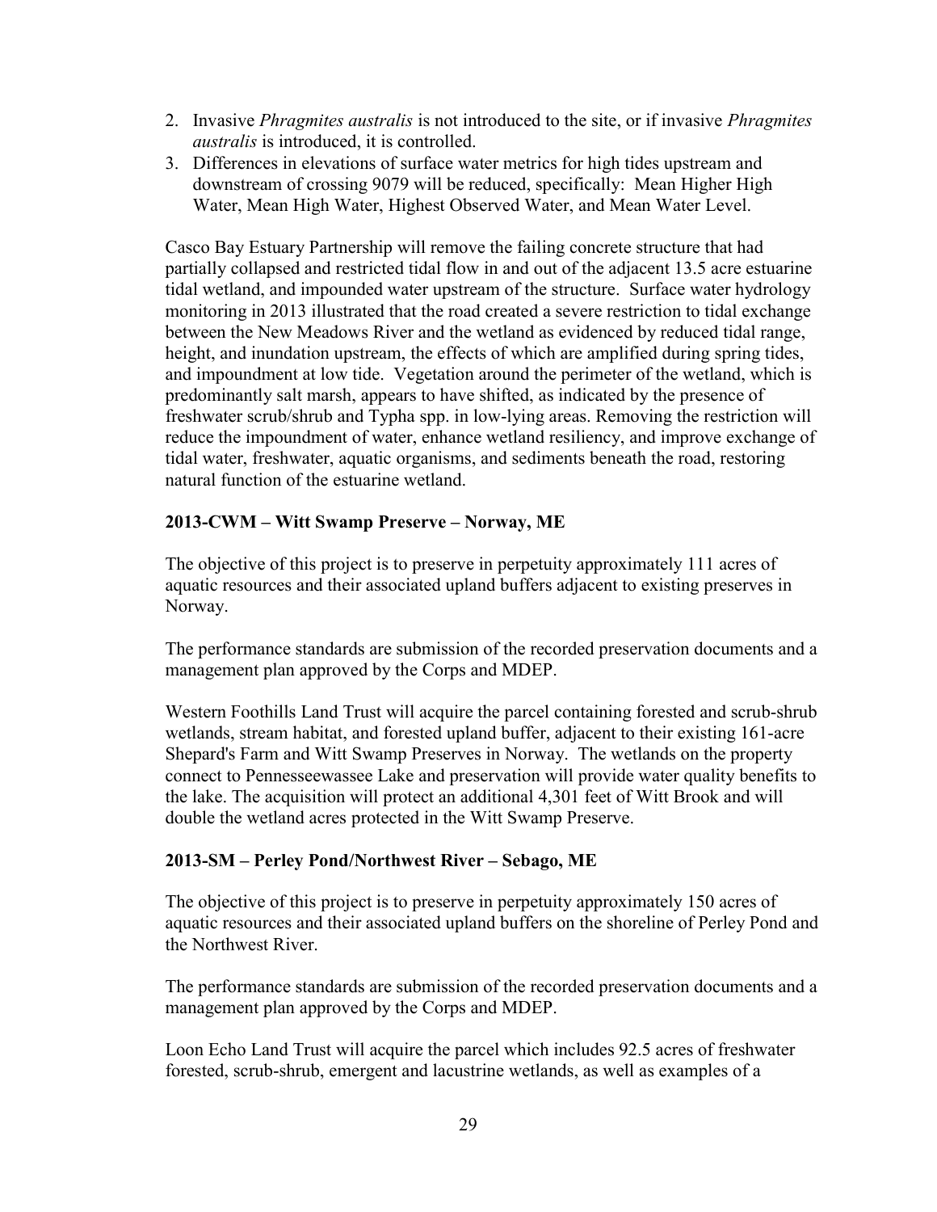2. Invasive *Phragmites australis* is not introduced to the site, or if invasive *Phragmites australis* is introduced, it is controlled.
3. Differences in elevations of surface water metrics for high tides upstream and downstream of crossing 9079 will be reduced, specifically: Mean Higher High Water, Mean High Water, Highest Observed Water, and Mean Water Level.

Casco Bay Estuary Partnership will remove the failing concrete structure that had partially collapsed and restricted tidal flow in and out of the adjacent 13.5 acre estuarine tidal wetland, and impounded water upstream of the structure. Surface water hydrology monitoring in 2013 illustrated that the road created a severe restriction to tidal exchange between the New Meadows River and the wetland as evidenced by reduced tidal range, height, and inundation upstream, the effects of which are amplified during spring tides, and impoundment at low tide. Vegetation around the perimeter of the wetland, which is predominantly salt marsh, appears to have shifted, as indicated by the presence of freshwater scrub/shrub and Typha spp. in low-lying areas. Removing the restriction will reduce the impoundment of water, enhance wetland resiliency, and improve exchange of tidal water, freshwater, aquatic organisms, and sediments beneath the road, restoring natural function of the estuarine wetland.

### 2013-CWM – Witt Swamp Preserve – Norway, ME

The objective of this project is to preserve in perpetuity approximately 111 acres of aquatic resources and their associated upland buffers adjacent to existing preserves in Norway.

The performance standards are submission of the recorded preservation documents and a management plan approved by the Corps and MDEP.

Western Foothills Land Trust will acquire the parcel containing forested and scrub-shrub wetlands, stream habitat, and forested upland buffer, adjacent to their existing 161-acre Shepard's Farm and Witt Swamp Preserves in Norway. The wetlands on the property connect to Pennesseewassee Lake and preservation will provide water quality benefits to the lake. The acquisition will protect an additional 4,301 feet of Witt Brook and will double the wetland acres protected in the Witt Swamp Preserve.

### 2013-SM – Perley Pond/Northwest River – Sebago, ME

The objective of this project is to preserve in perpetuity approximately 150 acres of aquatic resources and their associated upland buffers on the shoreline of Perley Pond and the Northwest River.

The performance standards are submission of the recorded preservation documents and a management plan approved by the Corps and MDEP.

Loon Echo Land Trust will acquire the parcel which includes 92.5 acres of freshwater forested, scrub-shrub, emergent and lacustrine wetlands, as well as examples of a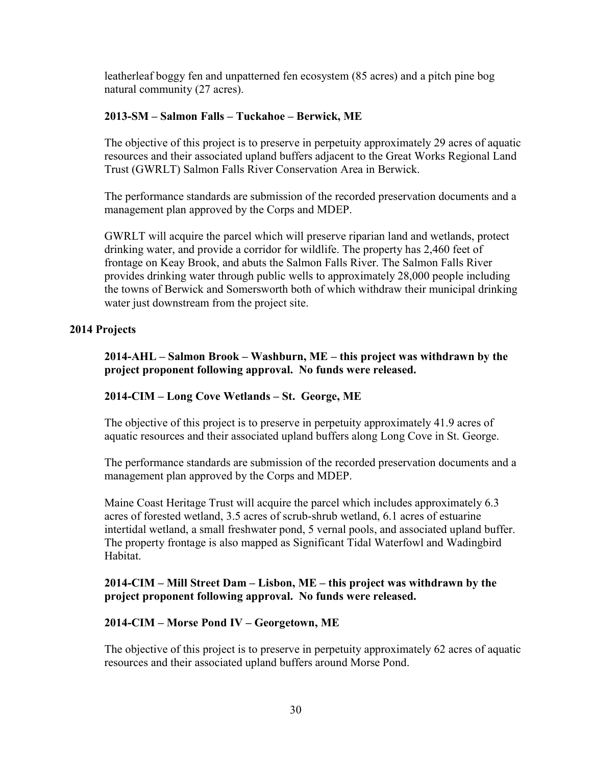leatherleaf boggy fen and unpatterned fen ecosystem (85 acres) and a pitch pine bog natural community (27 acres).

**2013-SM – Salmon Falls – Tuckahoe – Berwick, ME**

The objective of this project is to preserve in perpetuity approximately 29 acres of aquatic resources and their associated upland buffers adjacent to the Great Works Regional Land Trust (GWRLT) Salmon Falls River Conservation Area in Berwick.

The performance standards are submission of the recorded preservation documents and a management plan approved by the Corps and MDEP.

GWRLT will acquire the parcel which will preserve riparian land and wetlands, protect drinking water, and provide a corridor for wildlife. The property has 2,460 feet of frontage on Keay Brook, and abuts the Salmon Falls River. The Salmon Falls River provides drinking water through public wells to approximately 28,000 people including the towns of Berwick and Somersworth both of which withdraw their municipal drinking water just downstream from the project site.

## 2014 Projects

**2014-AHL – Salmon Brook – Washburn, ME – this project was withdrawn by the project proponent following approval. No funds were released.**

**2014-CIM – Long Cove Wetlands – St. George, ME**

The objective of this project is to preserve in perpetuity approximately 41.9 acres of aquatic resources and their associated upland buffers along Long Cove in St. George.

The performance standards are submission of the recorded preservation documents and a management plan approved by the Corps and MDEP.

Maine Coast Heritage Trust will acquire the parcel which includes approximately 6.3 acres of forested wetland, 3.5 acres of scrub-shrub wetland, 6.1 acres of estuarine intertidal wetland, a small freshwater pond, 5 vernal pools, and associated upland buffer. The property frontage is also mapped as Significant Tidal Waterfowl and Wadingbird Habitat.

**2014-CIM – Mill Street Dam – Lisbon, ME – this project was withdrawn by the project proponent following approval. No funds were released.**

**2014-CIM – Morse Pond IV – Georgetown, ME**

The objective of this project is to preserve in perpetuity approximately 62 acres of aquatic resources and their associated upland buffers around Morse Pond.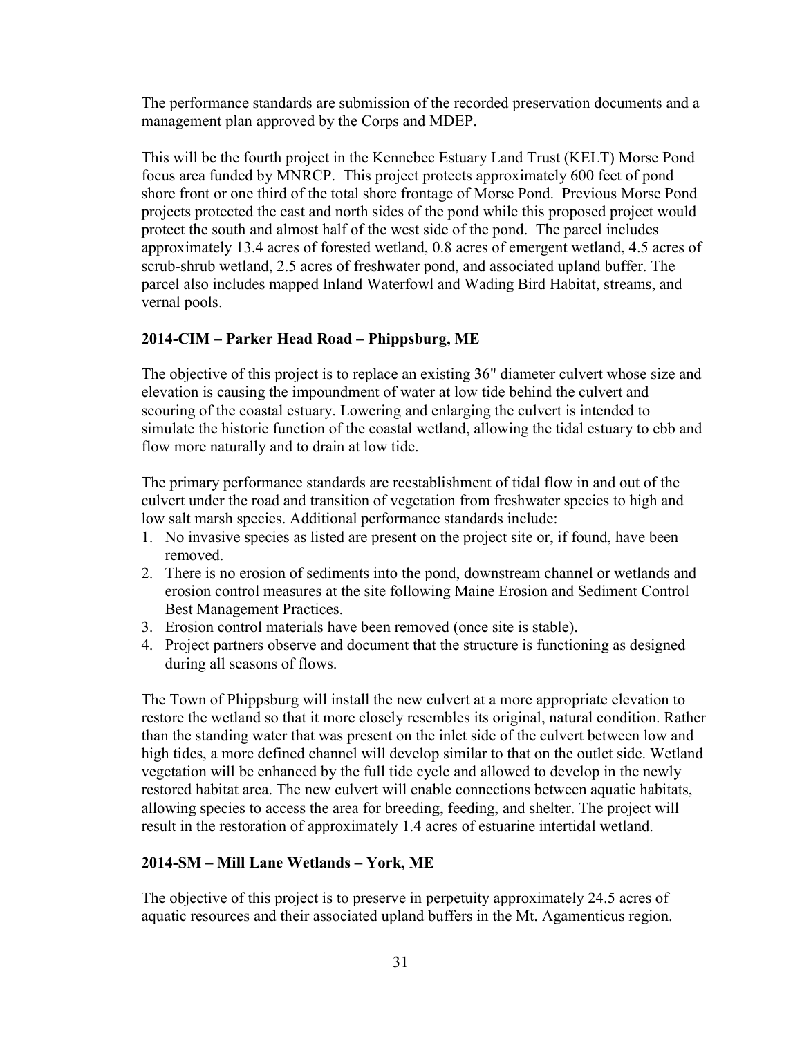The performance standards are submission of the recorded preservation documents and a management plan approved by the Corps and MDEP.

This will be the fourth project in the Kennebec Estuary Land Trust (KELT) Morse Pond focus area funded by MNRCP. This project protects approximately 600 feet of pond shore front or one third of the total shore frontage of Morse Pond. Previous Morse Pond projects protected the east and north sides of the pond while this proposed project would protect the south and almost half of the west side of the pond. The parcel includes approximately 13.4 acres of forested wetland, 0.8 acres of emergent wetland, 4.5 acres of scrub-shrub wetland, 2.5 acres of freshwater pond, and associated upland buffer. The parcel also includes mapped Inland Waterfowl and Wading Bird Habitat, streams, and vernal pools.

**2014-CIM – Parker Head Road – Phippsburg, ME**

The objective of this project is to replace an existing 36" diameter culvert whose size and elevation is causing the impoundment of water at low tide behind the culvert and scouring of the coastal estuary. Lowering and enlarging the culvert is intended to simulate the historic function of the coastal wetland, allowing the tidal estuary to ebb and flow more naturally and to drain at low tide.

The primary performance standards are reestablishment of tidal flow in and out of the culvert under the road and transition of vegetation from freshwater species to high and low salt marsh species. Additional performance standards include:

1. No invasive species as listed are present on the project site or, if found, have been removed.
2. There is no erosion of sediments into the pond, downstream channel or wetlands and erosion control measures at the site following Maine Erosion and Sediment Control Best Management Practices.
3. Erosion control materials have been removed (once site is stable).
4. Project partners observe and document that the structure is functioning as designed during all seasons of flows.

The Town of Phippsburg will install the new culvert at a more appropriate elevation to restore the wetland so that it more closely resembles its original, natural condition. Rather than the standing water that was present on the inlet side of the culvert between low and high tides, a more defined channel will develop similar to that on the outlet side. Wetland vegetation will be enhanced by the full tide cycle and allowed to develop in the newly restored habitat area. The new culvert will enable connections between aquatic habitats, allowing species to access the area for breeding, feeding, and shelter. The project will result in the restoration of approximately 1.4 acres of estuarine intertidal wetland.

**2014-SM – Mill Lane Wetlands – York, ME**

The objective of this project is to preserve in perpetuity approximately 24.5 acres of aquatic resources and their associated upland buffers in the Mt. Agamenticus region.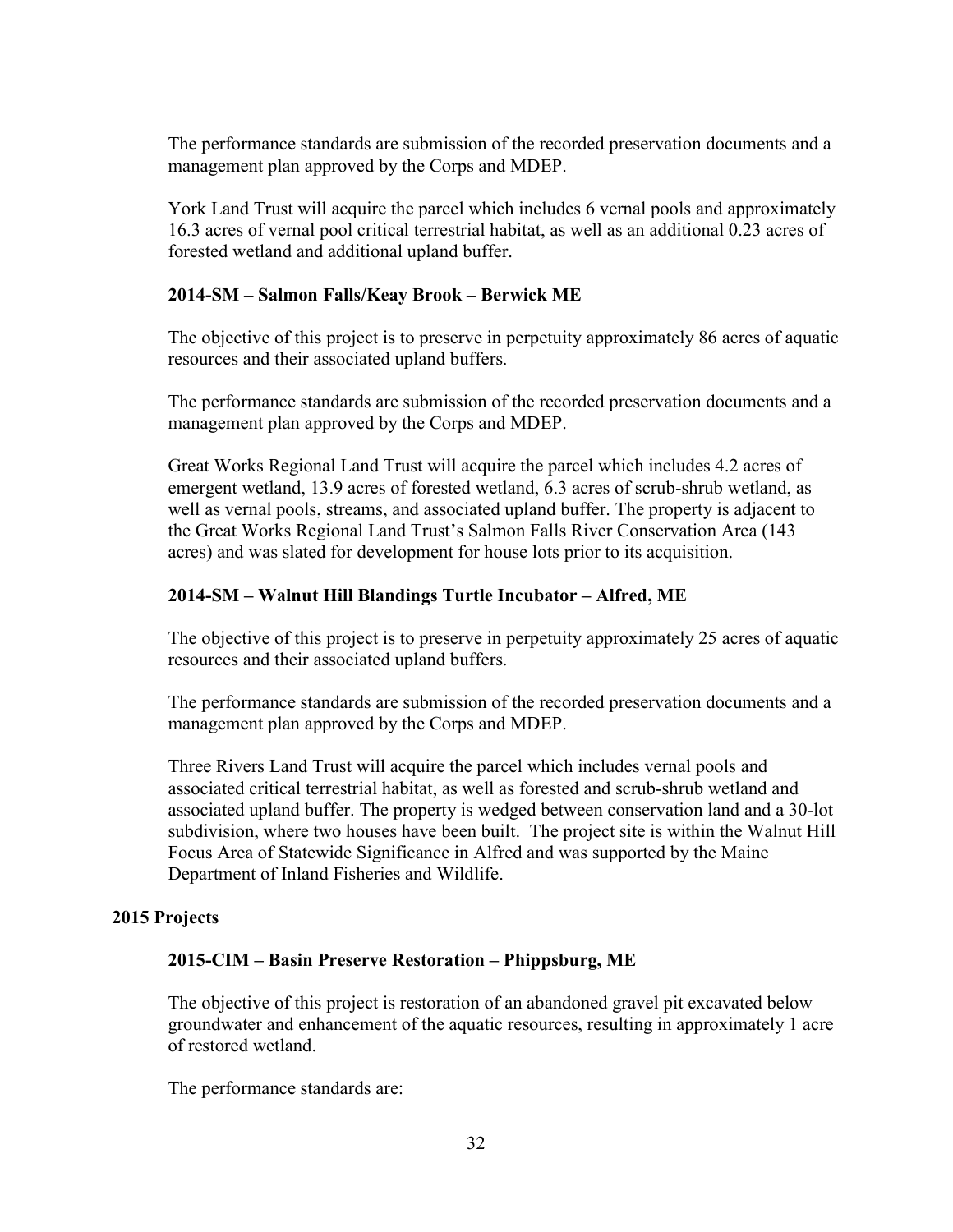The performance standards are submission of the recorded preservation documents and a management plan approved by the Corps and MDEP.

York Land Trust will acquire the parcel which includes 6 vernal pools and approximately 16.3 acres of vernal pool critical terrestrial habitat, as well as an additional 0.23 acres of forested wetland and additional upland buffer.

### 2014-SM – Salmon Falls/Keay Brook – Berwick ME

The objective of this project is to preserve in perpetuity approximately 86 acres of aquatic resources and their associated upland buffers.

The performance standards are submission of the recorded preservation documents and a management plan approved by the Corps and MDEP.

Great Works Regional Land Trust will acquire the parcel which includes 4.2 acres of emergent wetland, 13.9 acres of forested wetland, 6.3 acres of scrub-shrub wetland, as well as vernal pools, streams, and associated upland buffer. The property is adjacent to the Great Works Regional Land Trust's Salmon Falls River Conservation Area (143 acres) and was slated for development for house lots prior to its acquisition.

### 2014-SM – Walnut Hill Blandings Turtle Incubator – Alfred, ME

The objective of this project is to preserve in perpetuity approximately 25 acres of aquatic resources and their associated upland buffers.

The performance standards are submission of the recorded preservation documents and a management plan approved by the Corps and MDEP.

Three Rivers Land Trust will acquire the parcel which includes vernal pools and associated critical terrestrial habitat, as well as forested and scrub-shrub wetland and associated upland buffer. The property is wedged between conservation land and a 30-lot subdivision, where two houses have been built. The project site is within the Walnut Hill Focus Area of Statewide Significance in Alfred and was supported by the Maine Department of Inland Fisheries and Wildlife.

## 2015 Projects

### 2015-CIM – Basin Preserve Restoration – Phippsburg, ME

The objective of this project is restoration of an abandoned gravel pit excavated below groundwater and enhancement of the aquatic resources, resulting in approximately 1 acre of restored wetland.

The performance standards are: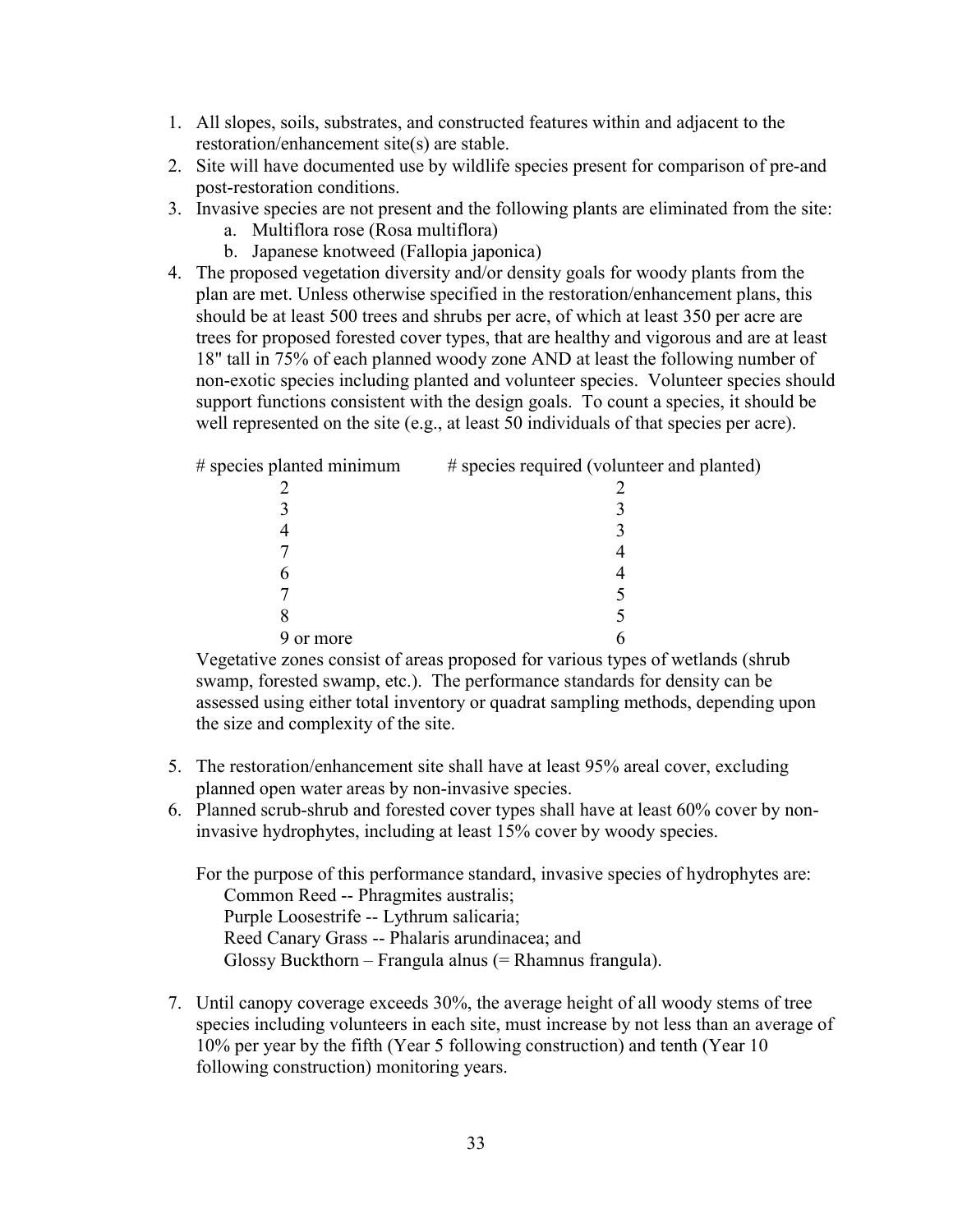1. All slopes, soils, substrates, and constructed features within and adjacent to the restoration/enhancement site(s) are stable.
2. Site will have documented use by wildlife species present for comparison of pre-and post-restoration conditions.
3. Invasive species are not present and the following plants are eliminated from the site:
   a. Multiflora rose (Rosa multiflora)
   b. Japanese knotweed (Fallopia japonica)
4. The proposed vegetation diversity and/or density goals for woody plants from the plan are met. Unless otherwise specified in the restoration/enhancement plans, this should be at least 500 trees and shrubs per acre, of which at least 350 per acre are trees for proposed forested cover types, that are healthy and vigorous and are at least 18" tall in 75% of each planned woody zone AND at least the following number of non-exotic species including planted and volunteer species. Volunteer species should support functions consistent with the design goals. To count a species, it should be well represented on the site (e.g., at least 50 individuals of that species per acre).

   | # species planted minimum | # species required (volunteer and planted) |
   |---|---|
   | 2 | 2 |
   | 3 | 3 |
   | 4 | 3 |
   | 7 | 4 |
   | 6 | 4 |
   | 7 | 5 |
   | 8 | 5 |
   | 9 or more | 6 |

   Vegetative zones consist of areas proposed for various types of wetlands (shrub swamp, forested swamp, etc.). The performance standards for density can be assessed using either total inventory or quadrat sampling methods, depending upon the size and complexity of the site.

5. The restoration/enhancement site shall have at least 95% areal cover, excluding planned open water areas by non-invasive species.
6. Planned scrub-shrub and forested cover types shall have at least 60% cover by non-invasive hydrophytes, including at least 15% cover by woody species.

   For the purpose of this performance standard, invasive species of hydrophytes are:
   Common Reed -- Phragmites australis;
   Purple Loosestrife -- Lythrum salicaria;
   Reed Canary Grass -- Phalaris arundinacea; and
   Glossy Buckthorn – Frangula alnus (= Rhamnus frangula).

7. Until canopy coverage exceeds 30%, the average height of all woody stems of tree species including volunteers in each site, must increase by not less than an average of 10% per year by the fifth (Year 5 following construction) and tenth (Year 10 following construction) monitoring years.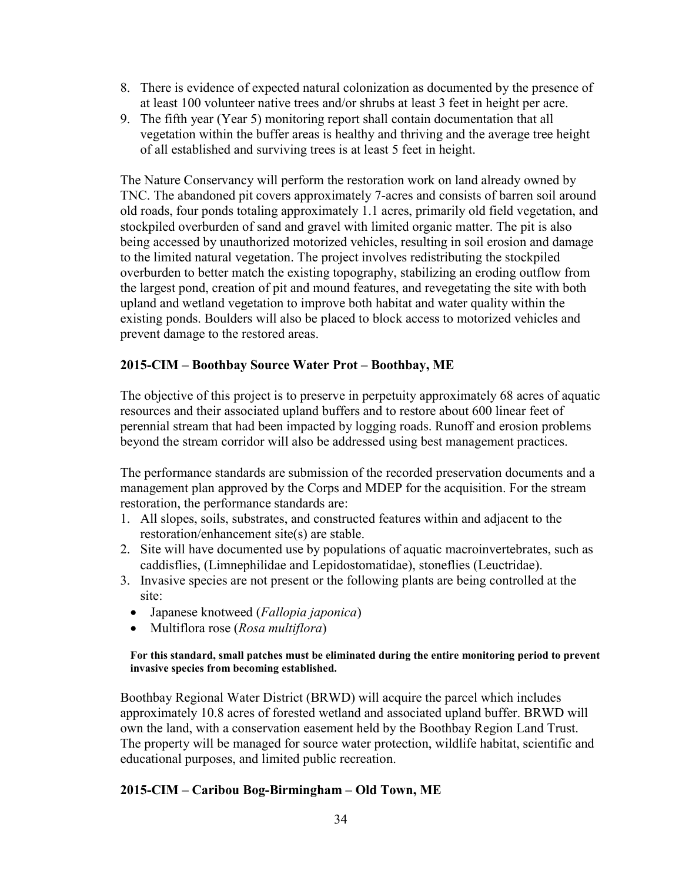8. There is evidence of expected natural colonization as documented by the presence of at least 100 volunteer native trees and/or shrubs at least 3 feet in height per acre.
9. The fifth year (Year 5) monitoring report shall contain documentation that all vegetation within the buffer areas is healthy and thriving and the average tree height of all established and surviving trees is at least 5 feet in height.

The Nature Conservancy will perform the restoration work on land already owned by TNC. The abandoned pit covers approximately 7-acres and consists of barren soil around old roads, four ponds totaling approximately 1.1 acres, primarily old field vegetation, and stockpiled overburden of sand and gravel with limited organic matter. The pit is also being accessed by unauthorized motorized vehicles, resulting in soil erosion and damage to the limited natural vegetation. The project involves redistributing the stockpiled overburden to better match the existing topography, stabilizing an eroding outflow from the largest pond, creation of pit and mound features, and revegetating the site with both upland and wetland vegetation to improve both habitat and water quality within the existing ponds. Boulders will also be placed to block access to motorized vehicles and prevent damage to the restored areas.

### 2015-CIM – Boothbay Source Water Prot – Boothbay, ME

The objective of this project is to preserve in perpetuity approximately 68 acres of aquatic resources and their associated upland buffers and to restore about 600 linear feet of perennial stream that had been impacted by logging roads. Runoff and erosion problems beyond the stream corridor will also be addressed using best management practices.

The performance standards are submission of the recorded preservation documents and a management plan approved by the Corps and MDEP for the acquisition. For the stream restoration, the performance standards are:

1. All slopes, soils, substrates, and constructed features within and adjacent to the restoration/enhancement site(s) are stable.
2. Site will have documented use by populations of aquatic macroinvertebrates, such as caddisflies, (Limnephilidae and Lepidostomatidae), stoneflies (Leuctridae).
3. Invasive species are not present or the following plants are being controlled at the site:
   - Japanese knotweed (*Fallopia japonica*)
   - Multiflora rose (*Rosa multiflora*)

   **For this standard, small patches must be eliminated during the entire monitoring period to prevent invasive species from becoming established.**

Boothbay Regional Water District (BRWD) will acquire the parcel which includes approximately 10.8 acres of forested wetland and associated upland buffer. BRWD will own the land, with a conservation easement held by the Boothbay Region Land Trust. The property will be managed for source water protection, wildlife habitat, scientific and educational purposes, and limited public recreation.

### 2015-CIM – Caribou Bog-Birmingham – Old Town, ME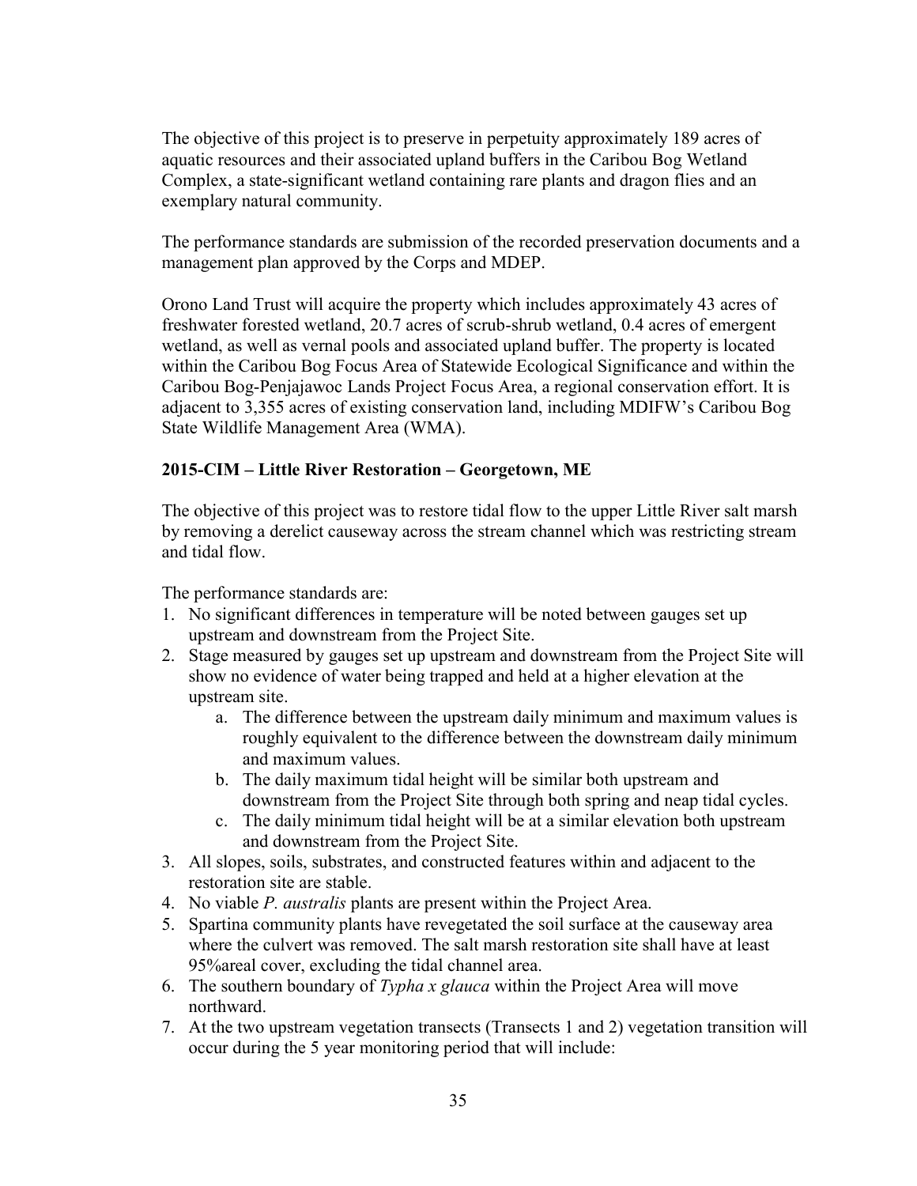The objective of this project is to preserve in perpetuity approximately 189 acres of aquatic resources and their associated upland buffers in the Caribou Bog Wetland Complex, a state-significant wetland containing rare plants and dragon flies and an exemplary natural community.

The performance standards are submission of the recorded preservation documents and a management plan approved by the Corps and MDEP.

Orono Land Trust will acquire the property which includes approximately 43 acres of freshwater forested wetland, 20.7 acres of scrub-shrub wetland, 0.4 acres of emergent wetland, as well as vernal pools and associated upland buffer. The property is located within the Caribou Bog Focus Area of Statewide Ecological Significance and within the Caribou Bog-Penjajawoc Lands Project Focus Area, a regional conservation effort. It is adjacent to 3,355 acres of existing conservation land, including MDIFW's Caribou Bog State Wildlife Management Area (WMA).

### 2015-CIM – Little River Restoration – Georgetown, ME

The objective of this project was to restore tidal flow to the upper Little River salt marsh by removing a derelict causeway across the stream channel which was restricting stream and tidal flow.

The performance standards are:

1. No significant differences in temperature will be noted between gauges set up upstream and downstream from the Project Site.
2. Stage measured by gauges set up upstream and downstream from the Project Site will show no evidence of water being trapped and held at a higher elevation at the upstream site.
    a. The difference between the upstream daily minimum and maximum values is roughly equivalent to the difference between the downstream daily minimum and maximum values.
    b. The daily maximum tidal height will be similar both upstream and downstream from the Project Site through both spring and neap tidal cycles.
    c. The daily minimum tidal height will be at a similar elevation both upstream and downstream from the Project Site.
3. All slopes, soils, substrates, and constructed features within and adjacent to the restoration site are stable.
4. No viable *P. australis* plants are present within the Project Area.
5. Spartina community plants have revegetated the soil surface at the causeway area where the culvert was removed. The salt marsh restoration site shall have at least 95%areal cover, excluding the tidal channel area.
6. The southern boundary of *Typha x glauca* within the Project Area will move northward.
7. At the two upstream vegetation transects (Transects 1 and 2) vegetation transition will occur during the 5 year monitoring period that will include: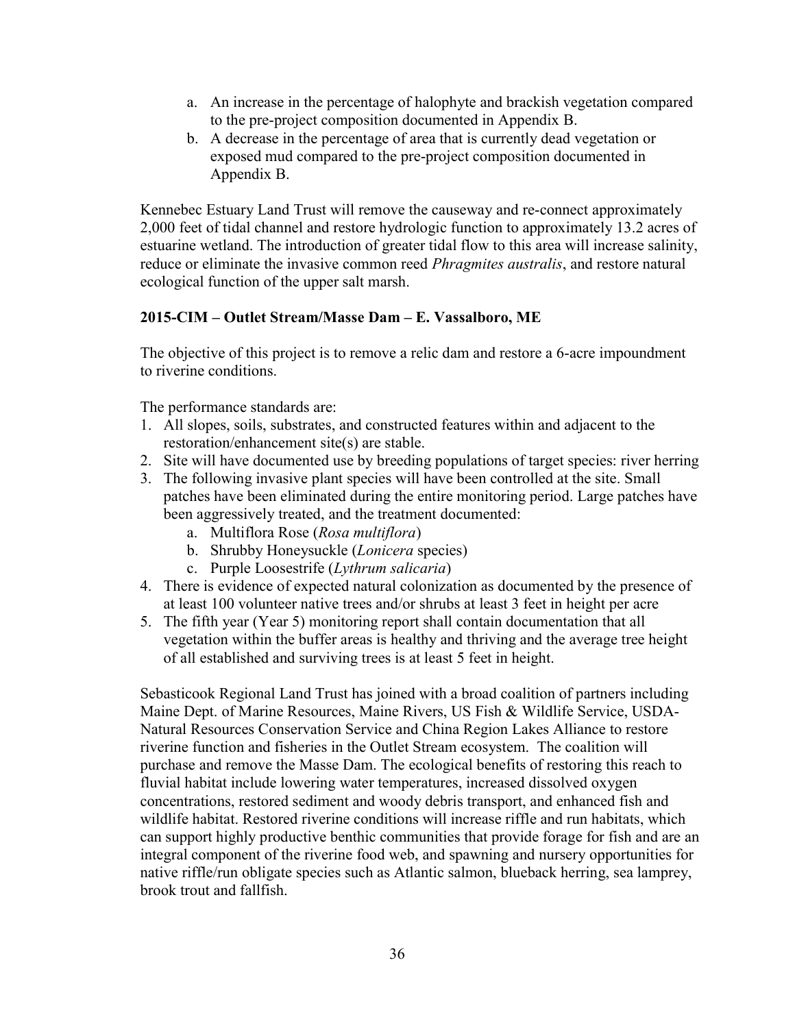a. An increase in the percentage of halophyte and brackish vegetation compared to the pre-project composition documented in Appendix B.
   b. A decrease in the percentage of area that is currently dead vegetation or exposed mud compared to the pre-project composition documented in Appendix B.

Kennebec Estuary Land Trust will remove the causeway and re-connect approximately 2,000 feet of tidal channel and restore hydrologic function to approximately 13.2 acres of estuarine wetland. The introduction of greater tidal flow to this area will increase salinity, reduce or eliminate the invasive common reed *Phragmites australis*, and restore natural ecological function of the upper salt marsh.

**2015-CIM – Outlet Stream/Masse Dam – E. Vassalboro, ME**

The objective of this project is to remove a relic dam and restore a 6-acre impoundment to riverine conditions.

The performance standards are:

1. All slopes, soils, substrates, and constructed features within and adjacent to the restoration/enhancement site(s) are stable.
2. Site will have documented use by breeding populations of target species: river herring
3. The following invasive plant species will have been controlled at the site. Small patches have been eliminated during the entire monitoring period. Large patches have been aggressively treated, and the treatment documented:
   a. Multiflora Rose (*Rosa multiflora*)
   b. Shrubby Honeysuckle (*Lonicera* species)
   c. Purple Loosestrife (*Lythrum salicaria*)
4. There is evidence of expected natural colonization as documented by the presence of at least 100 volunteer native trees and/or shrubs at least 3 feet in height per acre
5. The fifth year (Year 5) monitoring report shall contain documentation that all vegetation within the buffer areas is healthy and thriving and the average tree height of all established and surviving trees is at least 5 feet in height.

Sebasticook Regional Land Trust has joined with a broad coalition of partners including Maine Dept. of Marine Resources, Maine Rivers, US Fish & Wildlife Service, USDA-Natural Resources Conservation Service and China Region Lakes Alliance to restore riverine function and fisheries in the Outlet Stream ecosystem. The coalition will purchase and remove the Masse Dam. The ecological benefits of restoring this reach to fluvial habitat include lowering water temperatures, increased dissolved oxygen concentrations, restored sediment and woody debris transport, and enhanced fish and wildlife habitat. Restored riverine conditions will increase riffle and run habitats, which can support highly productive benthic communities that provide forage for fish and are an integral component of the riverine food web, and spawning and nursery opportunities for native riffle/run obligate species such as Atlantic salmon, blueback herring, sea lamprey, brook trout and fallfish.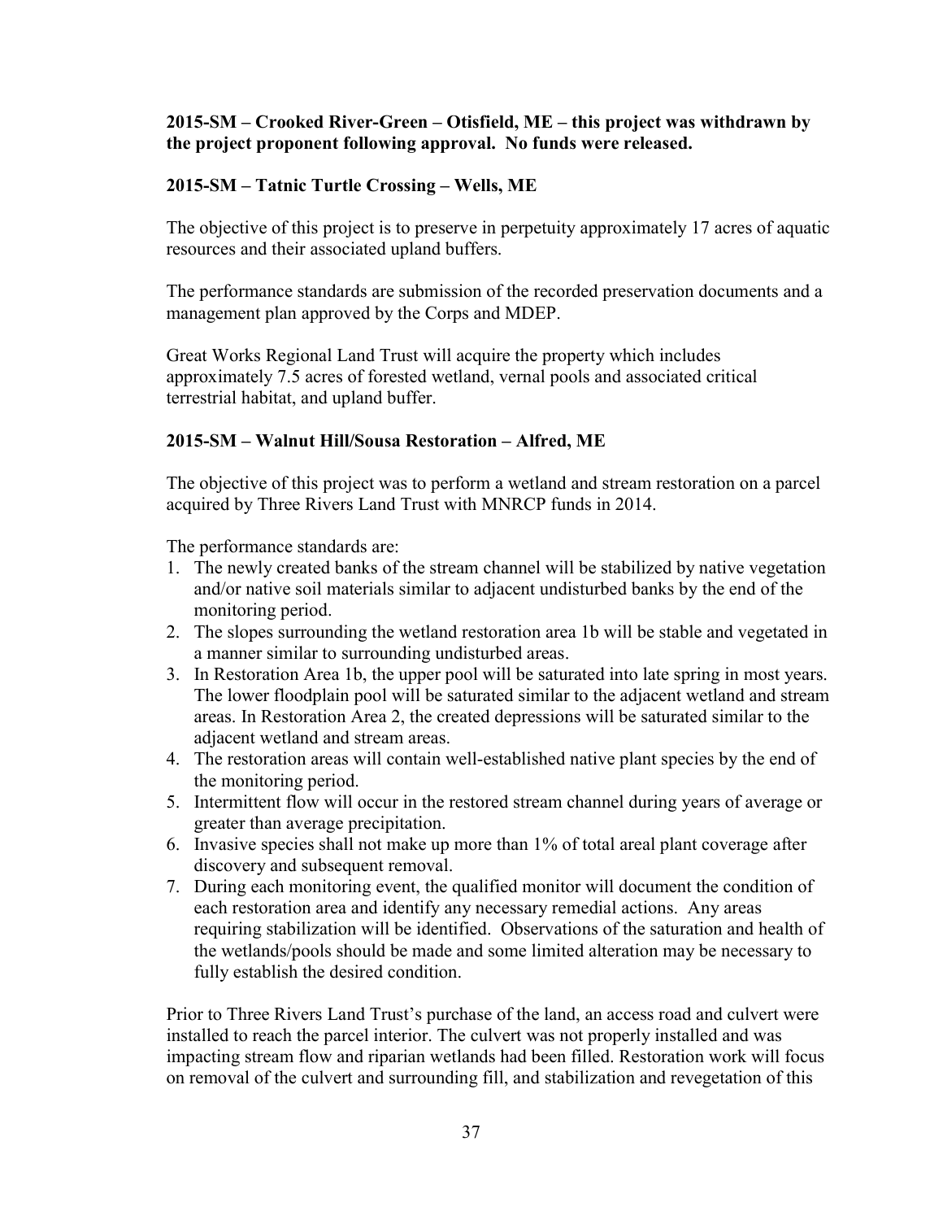**2015-SM – Crooked River-Green – Otisfield, ME – this project was withdrawn by the project proponent following approval. No funds were released.**

**2015-SM – Tatnic Turtle Crossing – Wells, ME**

The objective of this project is to preserve in perpetuity approximately 17 acres of aquatic resources and their associated upland buffers.

The performance standards are submission of the recorded preservation documents and a management plan approved by the Corps and MDEP.

Great Works Regional Land Trust will acquire the property which includes approximately 7.5 acres of forested wetland, vernal pools and associated critical terrestrial habitat, and upland buffer.

**2015-SM – Walnut Hill/Sousa Restoration – Alfred, ME**

The objective of this project was to perform a wetland and stream restoration on a parcel acquired by Three Rivers Land Trust with MNRCP funds in 2014.

The performance standards are:

1. The newly created banks of the stream channel will be stabilized by native vegetation and/or native soil materials similar to adjacent undisturbed banks by the end of the monitoring period.
2. The slopes surrounding the wetland restoration area 1b will be stable and vegetated in a manner similar to surrounding undisturbed areas.
3. In Restoration Area 1b, the upper pool will be saturated into late spring in most years. The lower floodplain pool will be saturated similar to the adjacent wetland and stream areas. In Restoration Area 2, the created depressions will be saturated similar to the adjacent wetland and stream areas.
4. The restoration areas will contain well-established native plant species by the end of the monitoring period.
5. Intermittent flow will occur in the restored stream channel during years of average or greater than average precipitation.
6. Invasive species shall not make up more than 1% of total areal plant coverage after discovery and subsequent removal.
7. During each monitoring event, the qualified monitor will document the condition of each restoration area and identify any necessary remedial actions. Any areas requiring stabilization will be identified. Observations of the saturation and health of the wetlands/pools should be made and some limited alteration may be necessary to fully establish the desired condition.

Prior to Three Rivers Land Trust's purchase of the land, an access road and culvert were installed to reach the parcel interior. The culvert was not properly installed and was impacting stream flow and riparian wetlands had been filled. Restoration work will focus on removal of the culvert and surrounding fill, and stabilization and revegetation of this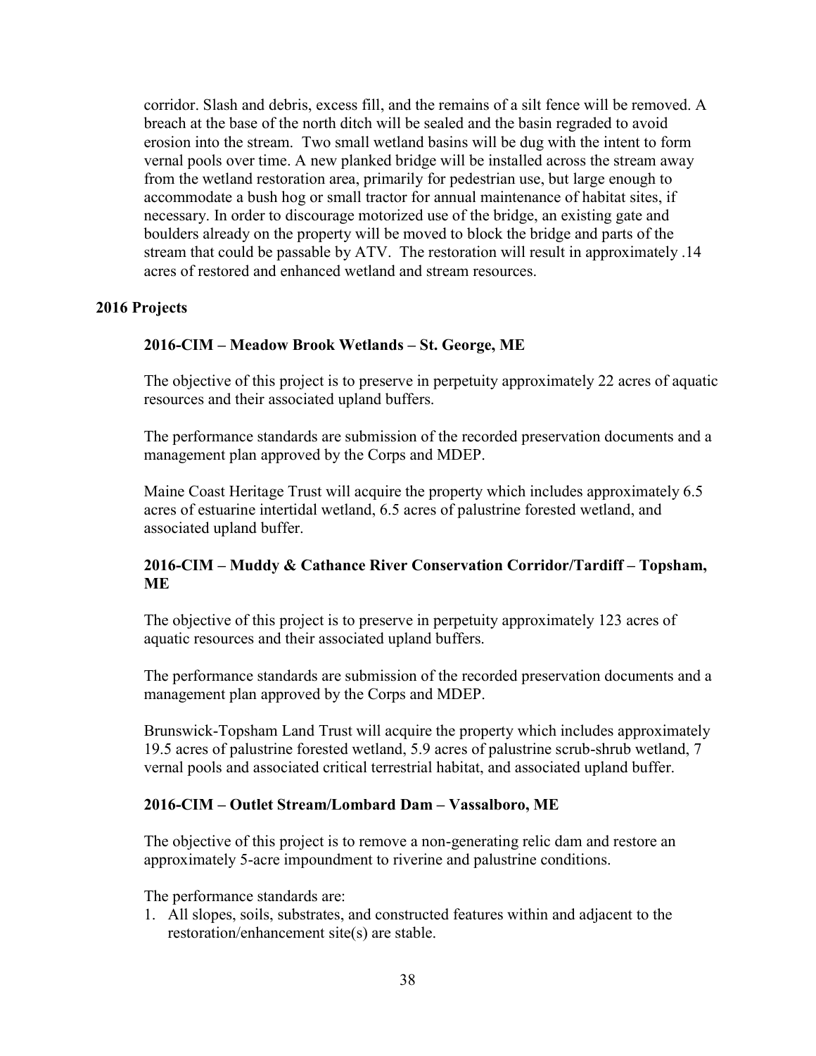corridor. Slash and debris, excess fill, and the remains of a silt fence will be removed. A breach at the base of the north ditch will be sealed and the basin regraded to avoid erosion into the stream. Two small wetland basins will be dug with the intent to form vernal pools over time. A new planked bridge will be installed across the stream away from the wetland restoration area, primarily for pedestrian use, but large enough to accommodate a bush hog or small tractor for annual maintenance of habitat sites, if necessary. In order to discourage motorized use of the bridge, an existing gate and boulders already on the property will be moved to block the bridge and parts of the stream that could be passable by ATV. The restoration will result in approximately .14 acres of restored and enhanced wetland and stream resources.

## 2016 Projects

### 2016-CIM – Meadow Brook Wetlands – St. George, ME

The objective of this project is to preserve in perpetuity approximately 22 acres of aquatic resources and their associated upland buffers.

The performance standards are submission of the recorded preservation documents and a management plan approved by the Corps and MDEP.

Maine Coast Heritage Trust will acquire the property which includes approximately 6.5 acres of estuarine intertidal wetland, 6.5 acres of palustrine forested wetland, and associated upland buffer.

### 2016-CIM – Muddy & Cathance River Conservation Corridor/Tardiff – Topsham, ME

The objective of this project is to preserve in perpetuity approximately 123 acres of aquatic resources and their associated upland buffers.

The performance standards are submission of the recorded preservation documents and a management plan approved by the Corps and MDEP.

Brunswick-Topsham Land Trust will acquire the property which includes approximately 19.5 acres of palustrine forested wetland, 5.9 acres of palustrine scrub-shrub wetland, 7 vernal pools and associated critical terrestrial habitat, and associated upland buffer.

### 2016-CIM – Outlet Stream/Lombard Dam – Vassalboro, ME

The objective of this project is to remove a non-generating relic dam and restore an approximately 5-acre impoundment to riverine and palustrine conditions.

The performance standards are:

1. All slopes, soils, substrates, and constructed features within and adjacent to the restoration/enhancement site(s) are stable.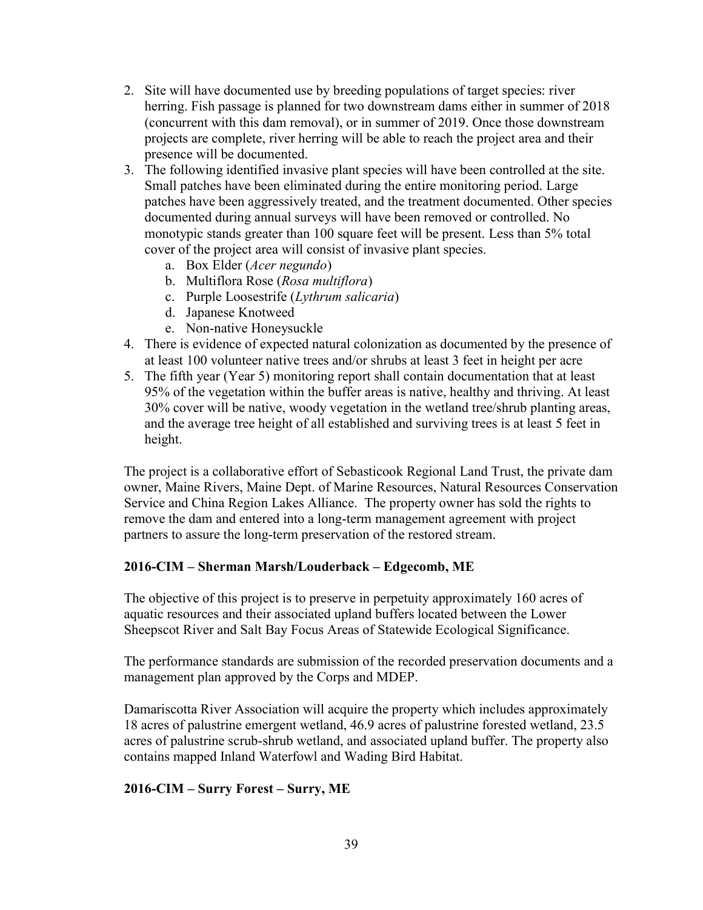2. Site will have documented use by breeding populations of target species: river herring. Fish passage is planned for two downstream dams either in summer of 2018 (concurrent with this dam removal), or in summer of 2019. Once those downstream projects are complete, river herring will be able to reach the project area and their presence will be documented.
3. The following identified invasive plant species will have been controlled at the site. Small patches have been eliminated during the entire monitoring period. Large patches have been aggressively treated, and the treatment documented. Other species documented during annual surveys will have been removed or controlled. No monotypic stands greater than 100 square feet will be present. Less than 5% total cover of the project area will consist of invasive plant species.
   a. Box Elder (*Acer negundo*)
   b. Multiflora Rose (*Rosa multiflora*)
   c. Purple Loosestrife (*Lythrum salicaria*)
   d. Japanese Knotweed
   e. Non-native Honeysuckle
4. There is evidence of expected natural colonization as documented by the presence of at least 100 volunteer native trees and/or shrubs at least 3 feet in height per acre
5. The fifth year (Year 5) monitoring report shall contain documentation that at least 95% of the vegetation within the buffer areas is native, healthy and thriving. At least 30% cover will be native, woody vegetation in the wetland tree/shrub planting areas, and the average tree height of all established and surviving trees is at least 5 feet in height.

The project is a collaborative effort of Sebasticook Regional Land Trust, the private dam owner, Maine Rivers, Maine Dept. of Marine Resources, Natural Resources Conservation Service and China Region Lakes Alliance. The property owner has sold the rights to remove the dam and entered into a long-term management agreement with project partners to assure the long-term preservation of the restored stream.

**2016-CIM – Sherman Marsh/Louderback – Edgecomb, ME**

The objective of this project is to preserve in perpetuity approximately 160 acres of aquatic resources and their associated upland buffers located between the Lower Sheepscot River and Salt Bay Focus Areas of Statewide Ecological Significance.

The performance standards are submission of the recorded preservation documents and a management plan approved by the Corps and MDEP.

Damariscotta River Association will acquire the property which includes approximately 18 acres of palustrine emergent wetland, 46.9 acres of palustrine forested wetland, 23.5 acres of palustrine scrub-shrub wetland, and associated upland buffer. The property also contains mapped Inland Waterfowl and Wading Bird Habitat.

**2016-CIM – Surry Forest – Surry, ME**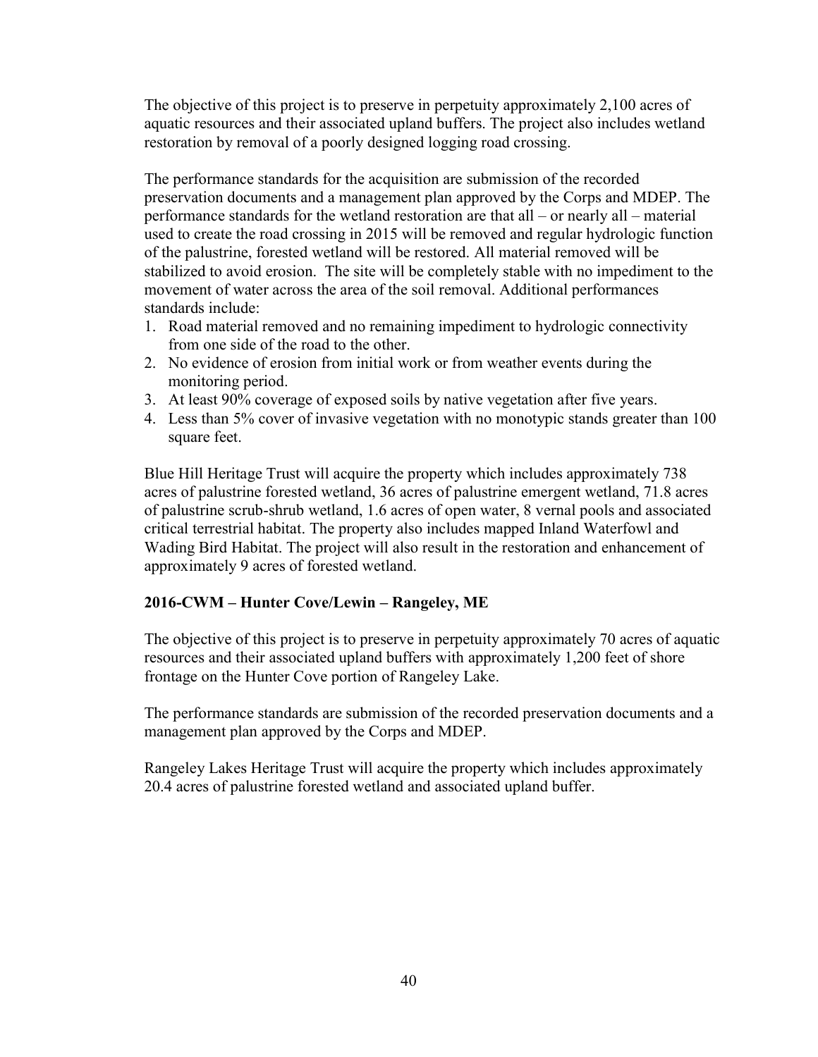The objective of this project is to preserve in perpetuity approximately 2,100 acres of aquatic resources and their associated upland buffers. The project also includes wetland restoration by removal of a poorly designed logging road crossing.

The performance standards for the acquisition are submission of the recorded preservation documents and a management plan approved by the Corps and MDEP. The performance standards for the wetland restoration are that all – or nearly all – material used to create the road crossing in 2015 will be removed and regular hydrologic function of the palustrine, forested wetland will be restored. All material removed will be stabilized to avoid erosion. The site will be completely stable with no impediment to the movement of water across the area of the soil removal. Additional performances standards include:

1. Road material removed and no remaining impediment to hydrologic connectivity from one side of the road to the other.
2. No evidence of erosion from initial work or from weather events during the monitoring period.
3. At least 90% coverage of exposed soils by native vegetation after five years.
4. Less than 5% cover of invasive vegetation with no monotypic stands greater than 100 square feet.

Blue Hill Heritage Trust will acquire the property which includes approximately 738 acres of palustrine forested wetland, 36 acres of palustrine emergent wetland, 71.8 acres of palustrine scrub-shrub wetland, 1.6 acres of open water, 8 vernal pools and associated critical terrestrial habitat. The property also includes mapped Inland Waterfowl and Wading Bird Habitat. The project will also result in the restoration and enhancement of approximately 9 acres of forested wetland.

**2016-CWM – Hunter Cove/Lewin – Rangeley, ME**

The objective of this project is to preserve in perpetuity approximately 70 acres of aquatic resources and their associated upland buffers with approximately 1,200 feet of shore frontage on the Hunter Cove portion of Rangeley Lake.

The performance standards are submission of the recorded preservation documents and a management plan approved by the Corps and MDEP.

Rangeley Lakes Heritage Trust will acquire the property which includes approximately 20.4 acres of palustrine forested wetland and associated upland buffer.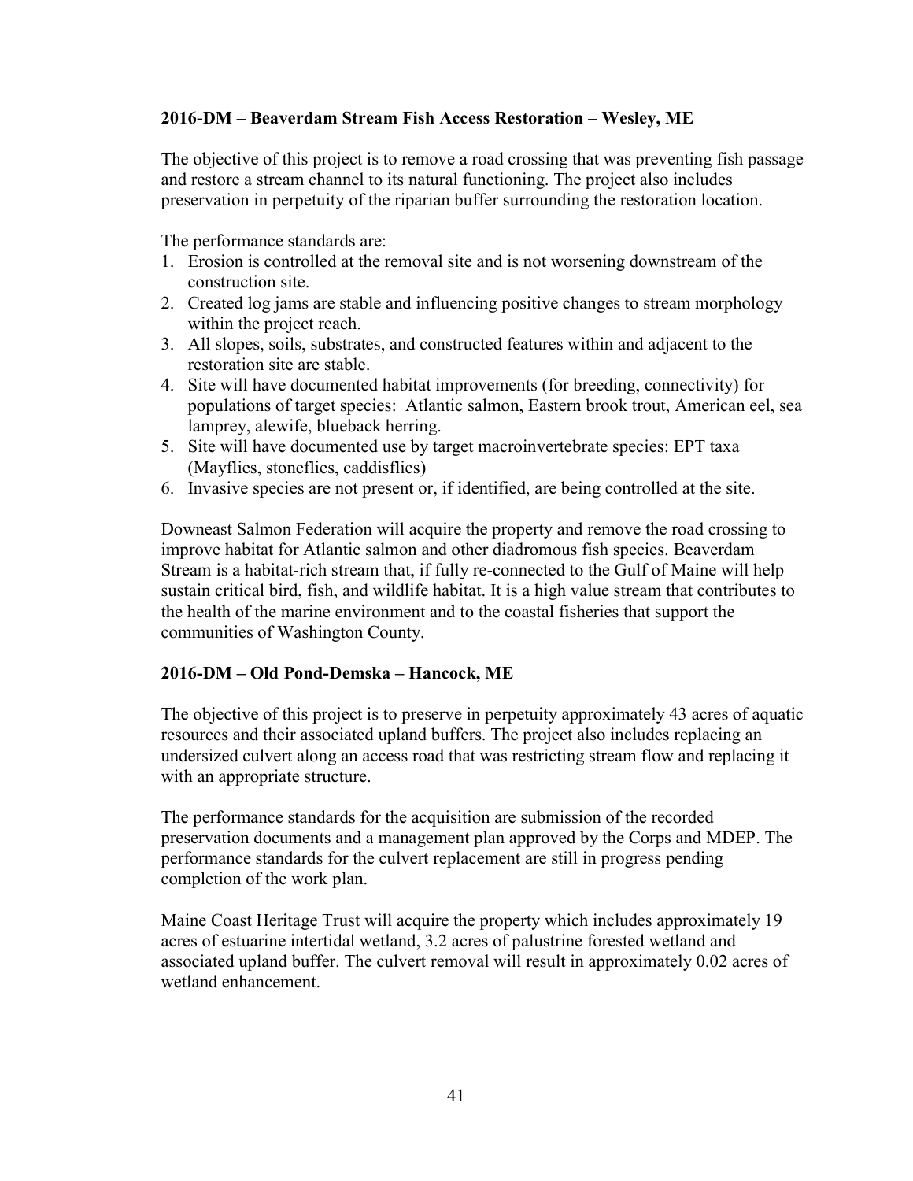### 2016-DM – Beaverdam Stream Fish Access Restoration – Wesley, ME

The objective of this project is to remove a road crossing that was preventing fish passage and restore a stream channel to its natural functioning. The project also includes preservation in perpetuity of the riparian buffer surrounding the restoration location.

The performance standards are:

1. Erosion is controlled at the removal site and is not worsening downstream of the construction site.
2. Created log jams are stable and influencing positive changes to stream morphology within the project reach.
3. All slopes, soils, substrates, and constructed features within and adjacent to the restoration site are stable.
4. Site will have documented habitat improvements (for breeding, connectivity) for populations of target species: Atlantic salmon, Eastern brook trout, American eel, sea lamprey, alewife, blueback herring.
5. Site will have documented use by target macroinvertebrate species: EPT taxa (Mayflies, stoneflies, caddisflies)
6. Invasive species are not present or, if identified, are being controlled at the site.

Downeast Salmon Federation will acquire the property and remove the road crossing to improve habitat for Atlantic salmon and other diadromous fish species. Beaverdam Stream is a habitat-rich stream that, if fully re-connected to the Gulf of Maine will help sustain critical bird, fish, and wildlife habitat. It is a high value stream that contributes to the health of the marine environment and to the coastal fisheries that support the communities of Washington County.

### 2016-DM – Old Pond-Demska – Hancock, ME

The objective of this project is to preserve in perpetuity approximately 43 acres of aquatic resources and their associated upland buffers. The project also includes replacing an undersized culvert along an access road that was restricting stream flow and replacing it with an appropriate structure.

The performance standards for the acquisition are submission of the recorded preservation documents and a management plan approved by the Corps and MDEP. The performance standards for the culvert replacement are still in progress pending completion of the work plan.

Maine Coast Heritage Trust will acquire the property which includes approximately 19 acres of estuarine intertidal wetland, 3.2 acres of palustrine forested wetland and associated upland buffer. The culvert removal will result in approximately 0.02 acres of wetland enhancement.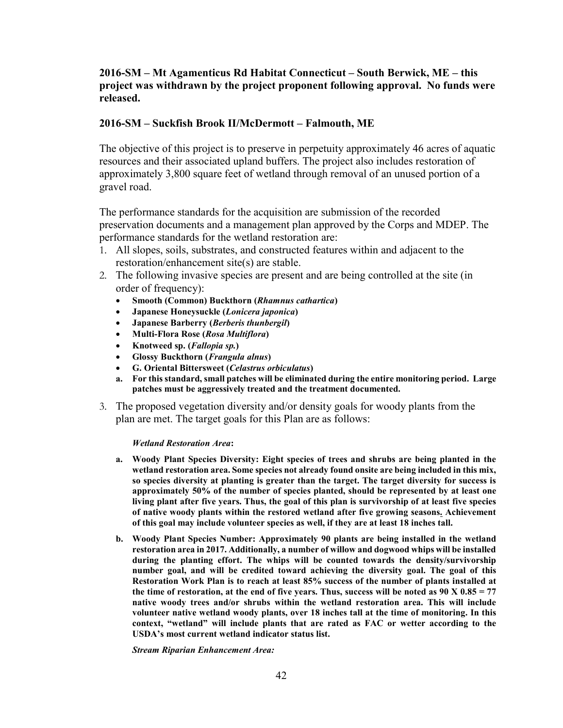**2016-SM – Mt Agamenticus Rd Habitat Connecticut – South Berwick, ME – this project was withdrawn by the project proponent following approval. No funds were released.**

**2016-SM – Suckfish Brook II/McDermott – Falmouth, ME**

The objective of this project is to preserve in perpetuity approximately 46 acres of aquatic resources and their associated upland buffers. The project also includes restoration of approximately 3,800 square feet of wetland through removal of an unused portion of a gravel road.

The performance standards for the acquisition are submission of the recorded preservation documents and a management plan approved by the Corps and MDEP. The performance standards for the wetland restoration are:

1. All slopes, soils, substrates, and constructed features within and adjacent to the restoration/enhancement site(s) are stable.
2. The following invasive species are present and are being controlled at the site (in order of frequency):
   - **Smooth (Common) Buckthorn (*Rhamnus cathartica*)**
   - **Japanese Honeysuckle (*Lonicera japonica*)**
   - **Japanese Barberry (*Berberis thunbergil*)**
   - **Multi-Flora Rose (*Rosa Multiflora*)**
   - **Knotweed sp. (*Fallopia sp.*)**
   - **Glossy Buckthorn (*Frangula alnus*)**
   - **G. Oriental Bittersweet (*Celastrus orbiculatus*)**

   **a. For this standard, small patches will be eliminated during the entire monitoring period. Large patches must be aggressively treated and the treatment documented.**
3. The proposed vegetation diversity and/or density goals for woody plants from the plan are met. The target goals for this Plan are as follows:

   ***Wetland Restoration Area*:**

   **a. Woody Plant Species Diversity: Eight species of trees and shrubs are being planted in the wetland restoration area. Some species not already found onsite are being included in this mix, so species diversity at planting is greater than the target. The target diversity for success is approximately 50% of the number of species planted, should be represented by at least one living plant after five years. Thus, the goal of this plan is survivorship of at least five species of native woody plants within the restored wetland after five growing seasons. Achievement of this goal may include volunteer species as well, if they are at least 18 inches tall.**

   **b. Woody Plant Species Number: Approximately 90 plants are being installed in the wetland restoration area in 2017. Additionally, a number of willow and dogwood whips will be installed during the planting effort. The whips will be counted towards the density/survivorship number goal, and will be credited toward achieving the diversity goal. The goal of this Restoration Work Plan is to reach at least 85% success of the number of plants installed at the time of restoration, at the end of five years. Thus, success will be noted as 90 X 0.85 = 77 native woody trees and/or shrubs within the wetland restoration area. This will include volunteer native wetland woody plants, over 18 inches tall at the time of monitoring. In this context, "wetland" will include plants that are rated as FAC or wetter according to the USDA's most current wetland indicator status list.**

   ***Stream Riparian Enhancement Area:***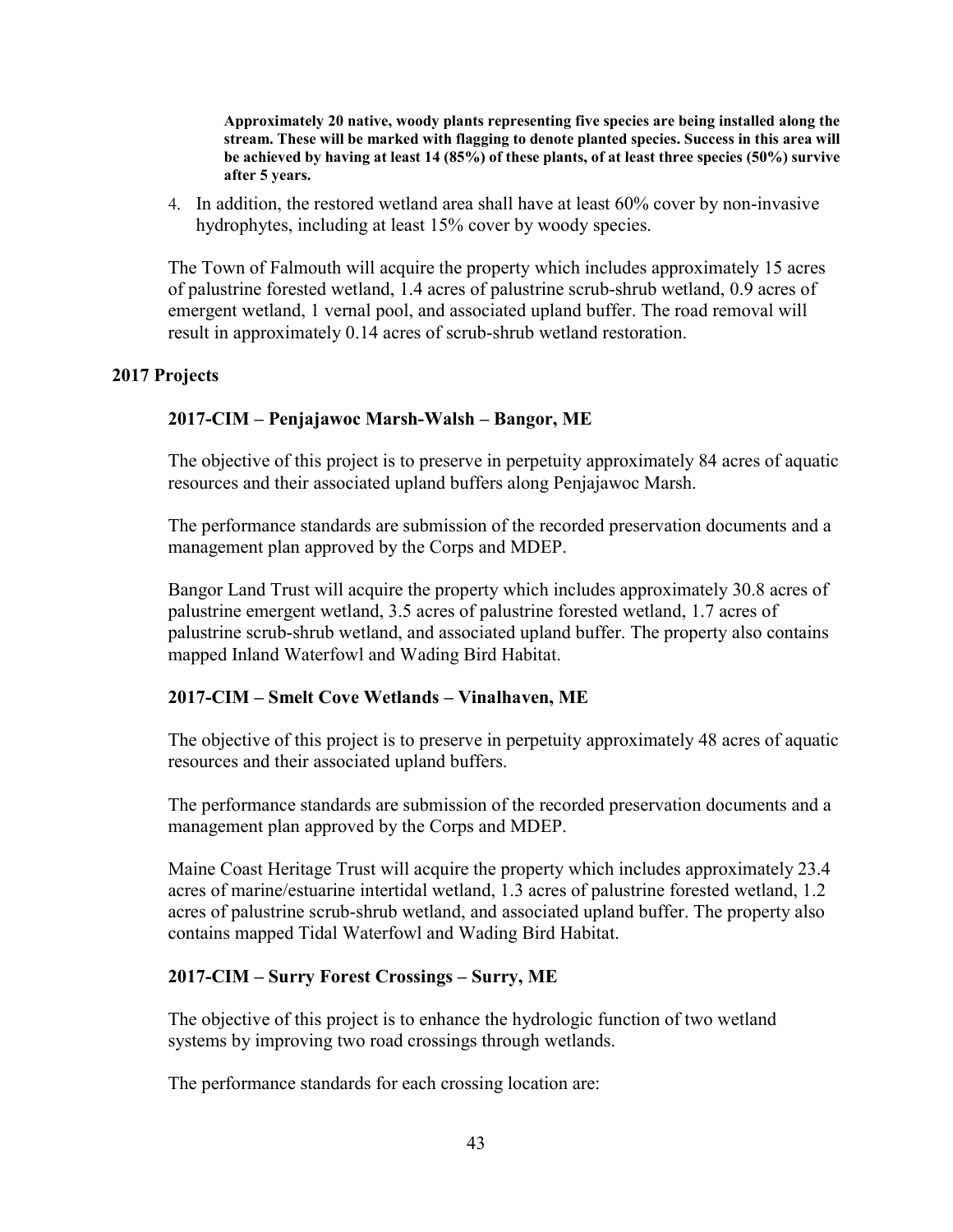**Approximately 20 native, woody plants representing five species are being installed along the stream. These will be marked with flagging to denote planted species. Success in this area will be achieved by having at least 14 (85%) of these plants, of at least three species (50%) survive after 5 years.**

4. In addition, the restored wetland area shall have at least 60% cover by non-invasive hydrophytes, including at least 15% cover by woody species.

The Town of Falmouth will acquire the property which includes approximately 15 acres of palustrine forested wetland, 1.4 acres of palustrine scrub-shrub wetland, 0.9 acres of emergent wetland, 1 vernal pool, and associated upland buffer. The road removal will result in approximately 0.14 acres of scrub-shrub wetland restoration.

## 2017 Projects

### 2017-CIM – Penjajawoc Marsh-Walsh – Bangor, ME

The objective of this project is to preserve in perpetuity approximately 84 acres of aquatic resources and their associated upland buffers along Penjajawoc Marsh.

The performance standards are submission of the recorded preservation documents and a management plan approved by the Corps and MDEP.

Bangor Land Trust will acquire the property which includes approximately 30.8 acres of palustrine emergent wetland, 3.5 acres of palustrine forested wetland, 1.7 acres of palustrine scrub-shrub wetland, and associated upland buffer. The property also contains mapped Inland Waterfowl and Wading Bird Habitat.

### 2017-CIM – Smelt Cove Wetlands – Vinalhaven, ME

The objective of this project is to preserve in perpetuity approximately 48 acres of aquatic resources and their associated upland buffers.

The performance standards are submission of the recorded preservation documents and a management plan approved by the Corps and MDEP.

Maine Coast Heritage Trust will acquire the property which includes approximately 23.4 acres of marine/estuarine intertidal wetland, 1.3 acres of palustrine forested wetland, 1.2 acres of palustrine scrub-shrub wetland, and associated upland buffer. The property also contains mapped Tidal Waterfowl and Wading Bird Habitat.

### 2017-CIM – Surry Forest Crossings – Surry, ME

The objective of this project is to enhance the hydrologic function of two wetland systems by improving two road crossings through wetlands.

The performance standards for each crossing location are: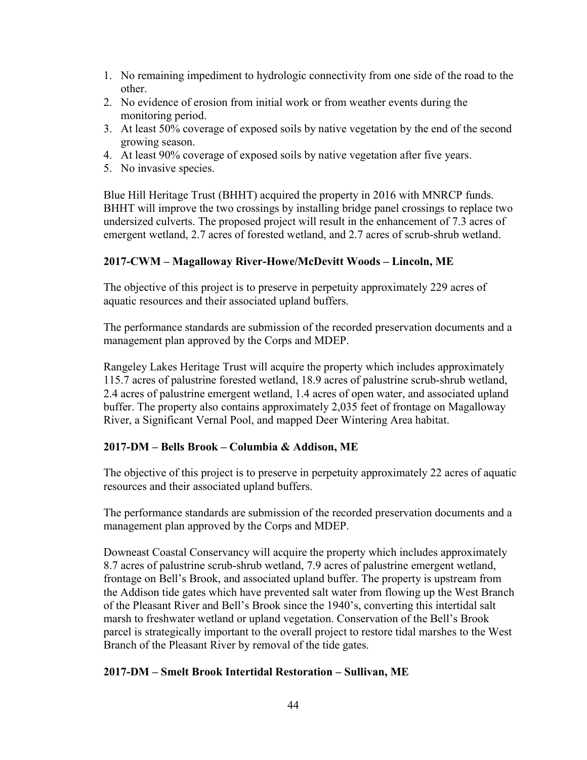1. No remaining impediment to hydrologic connectivity from one side of the road to the other.
2. No evidence of erosion from initial work or from weather events during the monitoring period.
3. At least 50% coverage of exposed soils by native vegetation by the end of the second growing season.
4. At least 90% coverage of exposed soils by native vegetation after five years.
5. No invasive species.

Blue Hill Heritage Trust (BHHT) acquired the property in 2016 with MNRCP funds. BHHT will improve the two crossings by installing bridge panel crossings to replace two undersized culverts. The proposed project will result in the enhancement of 7.3 acres of emergent wetland, 2.7 acres of forested wetland, and 2.7 acres of scrub-shrub wetland.

### 2017-CWM – Magalloway River-Howe/McDevitt Woods – Lincoln, ME

The objective of this project is to preserve in perpetuity approximately 229 acres of aquatic resources and their associated upland buffers.

The performance standards are submission of the recorded preservation documents and a management plan approved by the Corps and MDEP.

Rangeley Lakes Heritage Trust will acquire the property which includes approximately 115.7 acres of palustrine forested wetland, 18.9 acres of palustrine scrub-shrub wetland, 2.4 acres of palustrine emergent wetland, 1.4 acres of open water, and associated upland buffer. The property also contains approximately 2,035 feet of frontage on Magalloway River, a Significant Vernal Pool, and mapped Deer Wintering Area habitat.

### 2017-DM – Bells Brook – Columbia & Addison, ME

The objective of this project is to preserve in perpetuity approximately 22 acres of aquatic resources and their associated upland buffers.

The performance standards are submission of the recorded preservation documents and a management plan approved by the Corps and MDEP.

Downeast Coastal Conservancy will acquire the property which includes approximately 8.7 acres of palustrine scrub-shrub wetland, 7.9 acres of palustrine emergent wetland, frontage on Bell's Brook, and associated upland buffer. The property is upstream from the Addison tide gates which have prevented salt water from flowing up the West Branch of the Pleasant River and Bell's Brook since the 1940's, converting this intertidal salt marsh to freshwater wetland or upland vegetation. Conservation of the Bell's Brook parcel is strategically important to the overall project to restore tidal marshes to the West Branch of the Pleasant River by removal of the tide gates.

### 2017-DM – Smelt Brook Intertidal Restoration – Sullivan, ME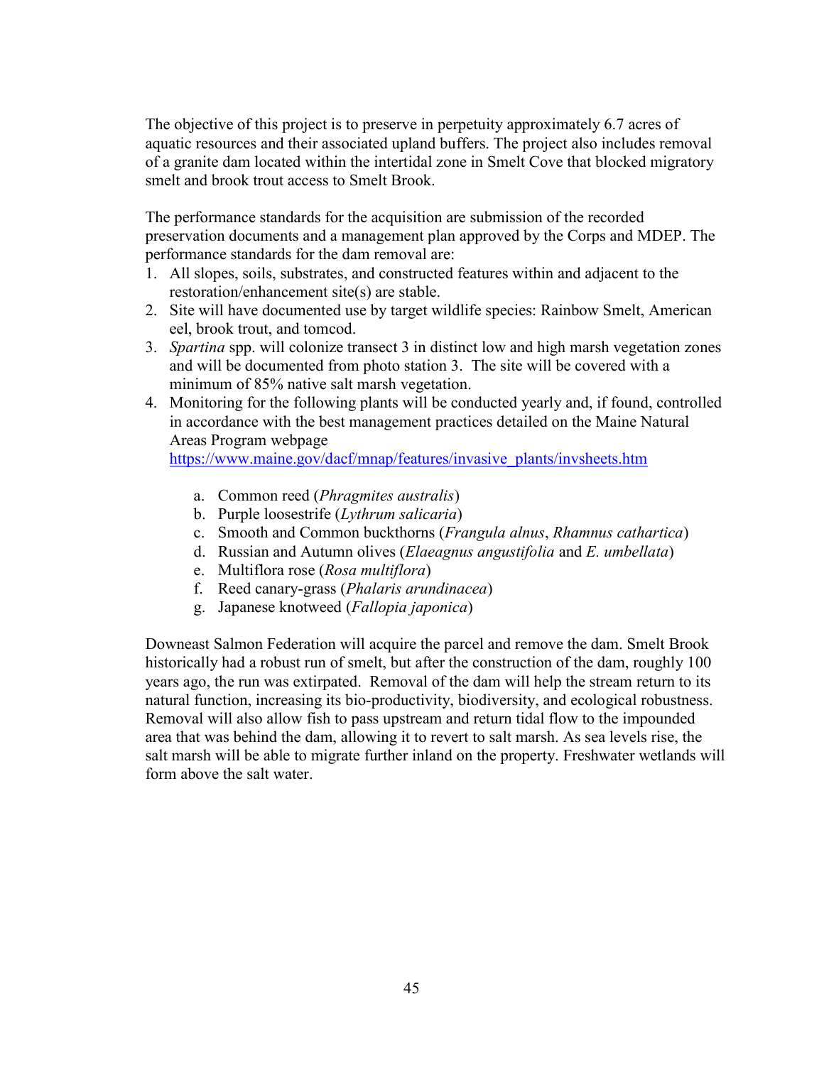The objective of this project is to preserve in perpetuity approximately 6.7 acres of aquatic resources and their associated upland buffers. The project also includes removal of a granite dam located within the intertidal zone in Smelt Cove that blocked migratory smelt and brook trout access to Smelt Brook.

The performance standards for the acquisition are submission of the recorded preservation documents and a management plan approved by the Corps and MDEP. The performance standards for the dam removal are:

1. All slopes, soils, substrates, and constructed features within and adjacent to the restoration/enhancement site(s) are stable.
2. Site will have documented use by target wildlife species: Rainbow Smelt, American eel, brook trout, and tomcod.
3. *Spartina* spp. will colonize transect 3 in distinct low and high marsh vegetation zones and will be documented from photo station 3. The site will be covered with a minimum of 85% native salt marsh vegetation.
4. Monitoring for the following plants will be conducted yearly and, if found, controlled in accordance with the best management practices detailed on the Maine Natural Areas Program webpage https://www.maine.gov/dacf/mnap/features/invasive_plants/invsheets.htm

    a. Common reed (*Phragmites australis*)
    b. Purple loosestrife (*Lythrum salicaria*)
    c. Smooth and Common buckthorns (*Frangula alnus*, *Rhamnus cathartica*)
    d. Russian and Autumn olives (*Elaeagnus angustifolia* and *E. umbellata*)
    e. Multiflora rose (*Rosa multiflora*)
    f. Reed canary-grass (*Phalaris arundinacea*)
    g. Japanese knotweed (*Fallopia japonica*)

Downeast Salmon Federation will acquire the parcel and remove the dam. Smelt Brook historically had a robust run of smelt, but after the construction of the dam, roughly 100 years ago, the run was extirpated. Removal of the dam will help the stream return to its natural function, increasing its bio-productivity, biodiversity, and ecological robustness. Removal will also allow fish to pass upstream and return tidal flow to the impounded area that was behind the dam, allowing it to revert to salt marsh. As sea levels rise, the salt marsh will be able to migrate further inland on the property. Freshwater wetlands will form above the salt water.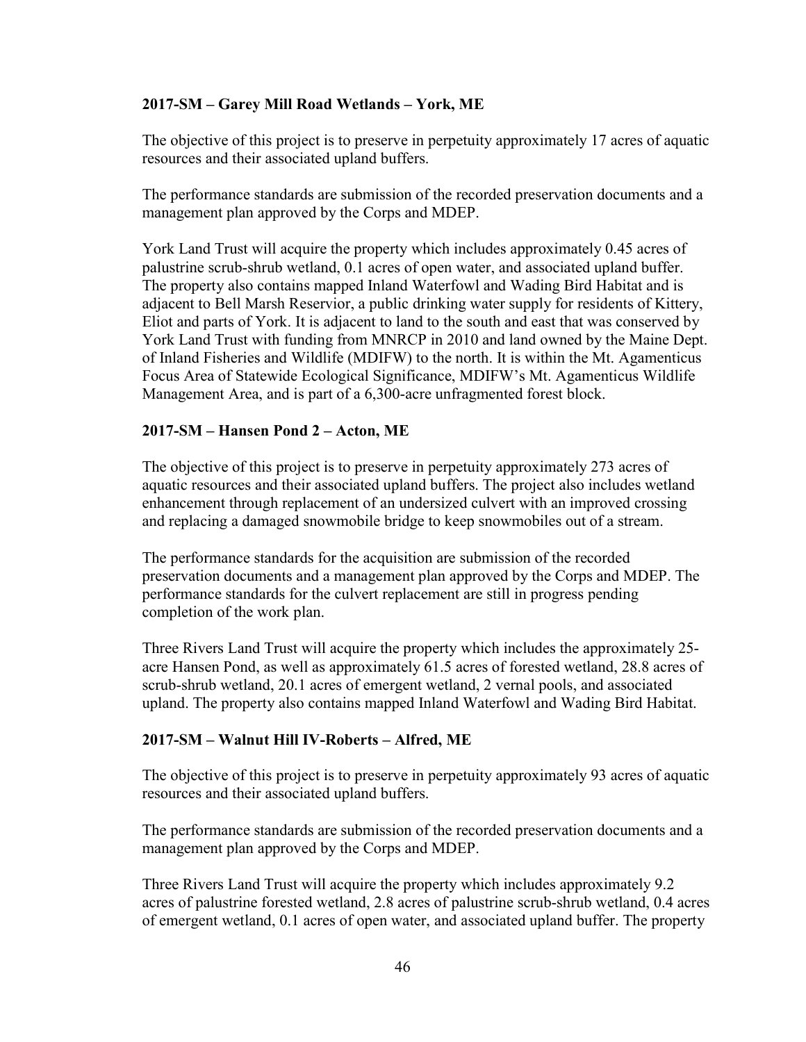### 2017-SM – Garey Mill Road Wetlands – York, ME

The objective of this project is to preserve in perpetuity approximately 17 acres of aquatic resources and their associated upland buffers.

The performance standards are submission of the recorded preservation documents and a management plan approved by the Corps and MDEP.

York Land Trust will acquire the property which includes approximately 0.45 acres of palustrine scrub-shrub wetland, 0.1 acres of open water, and associated upland buffer. The property also contains mapped Inland Waterfowl and Wading Bird Habitat and is adjacent to Bell Marsh Reservior, a public drinking water supply for residents of Kittery, Eliot and parts of York. It is adjacent to land to the south and east that was conserved by York Land Trust with funding from MNRCP in 2010 and land owned by the Maine Dept. of Inland Fisheries and Wildlife (MDIFW) to the north. It is within the Mt. Agamenticus Focus Area of Statewide Ecological Significance, MDIFW's Mt. Agamenticus Wildlife Management Area, and is part of a 6,300-acre unfragmented forest block.

### 2017-SM – Hansen Pond 2 – Acton, ME

The objective of this project is to preserve in perpetuity approximately 273 acres of aquatic resources and their associated upland buffers. The project also includes wetland enhancement through replacement of an undersized culvert with an improved crossing and replacing a damaged snowmobile bridge to keep snowmobiles out of a stream.

The performance standards for the acquisition are submission of the recorded preservation documents and a management plan approved by the Corps and MDEP. The performance standards for the culvert replacement are still in progress pending completion of the work plan.

Three Rivers Land Trust will acquire the property which includes the approximately 25-acre Hansen Pond, as well as approximately 61.5 acres of forested wetland, 28.8 acres of scrub-shrub wetland, 20.1 acres of emergent wetland, 2 vernal pools, and associated upland. The property also contains mapped Inland Waterfowl and Wading Bird Habitat.

### 2017-SM – Walnut Hill IV-Roberts – Alfred, ME

The objective of this project is to preserve in perpetuity approximately 93 acres of aquatic resources and their associated upland buffers.

The performance standards are submission of the recorded preservation documents and a management plan approved by the Corps and MDEP.

Three Rivers Land Trust will acquire the property which includes approximately 9.2 acres of palustrine forested wetland, 2.8 acres of palustrine scrub-shrub wetland, 0.4 acres of emergent wetland, 0.1 acres of open water, and associated upland buffer. The property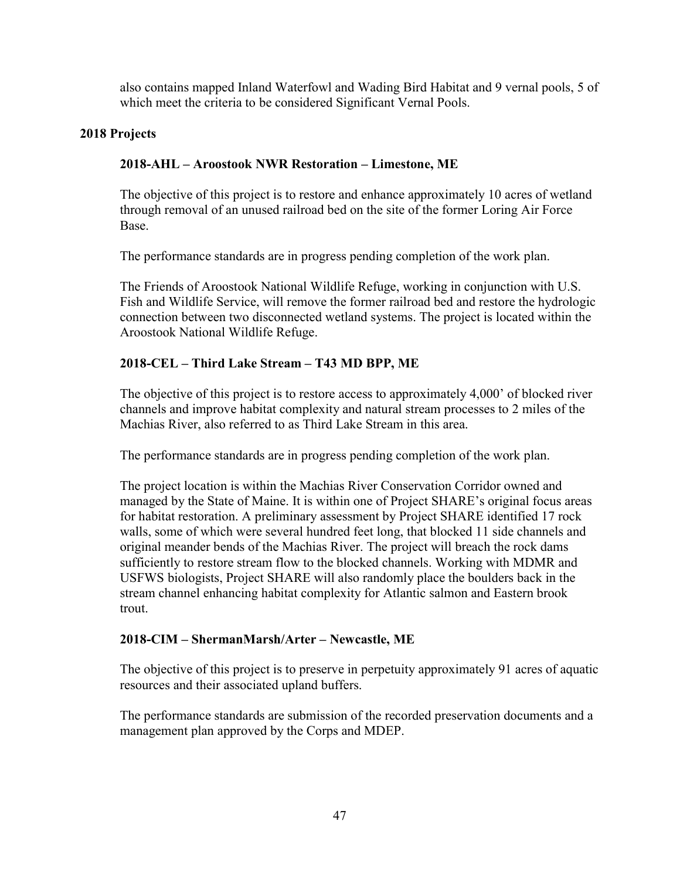also contains mapped Inland Waterfowl and Wading Bird Habitat and 9 vernal pools, 5 of which meet the criteria to be considered Significant Vernal Pools.

## 2018 Projects

### 2018-AHL – Aroostook NWR Restoration – Limestone, ME

The objective of this project is to restore and enhance approximately 10 acres of wetland through removal of an unused railroad bed on the site of the former Loring Air Force Base.

The performance standards are in progress pending completion of the work plan.

The Friends of Aroostook National Wildlife Refuge, working in conjunction with U.S. Fish and Wildlife Service, will remove the former railroad bed and restore the hydrologic connection between two disconnected wetland systems. The project is located within the Aroostook National Wildlife Refuge.

### 2018-CEL – Third Lake Stream – T43 MD BPP, ME

The objective of this project is to restore access to approximately 4,000' of blocked river channels and improve habitat complexity and natural stream processes to 2 miles of the Machias River, also referred to as Third Lake Stream in this area.

The performance standards are in progress pending completion of the work plan.

The project location is within the Machias River Conservation Corridor owned and managed by the State of Maine. It is within one of Project SHARE's original focus areas for habitat restoration. A preliminary assessment by Project SHARE identified 17 rock walls, some of which were several hundred feet long, that blocked 11 side channels and original meander bends of the Machias River. The project will breach the rock dams sufficiently to restore stream flow to the blocked channels. Working with MDMR and USFWS biologists, Project SHARE will also randomly place the boulders back in the stream channel enhancing habitat complexity for Atlantic salmon and Eastern brook trout.

### 2018-CIM – ShermanMarsh/Arter – Newcastle, ME

The objective of this project is to preserve in perpetuity approximately 91 acres of aquatic resources and their associated upland buffers.

The performance standards are submission of the recorded preservation documents and a management plan approved by the Corps and MDEP.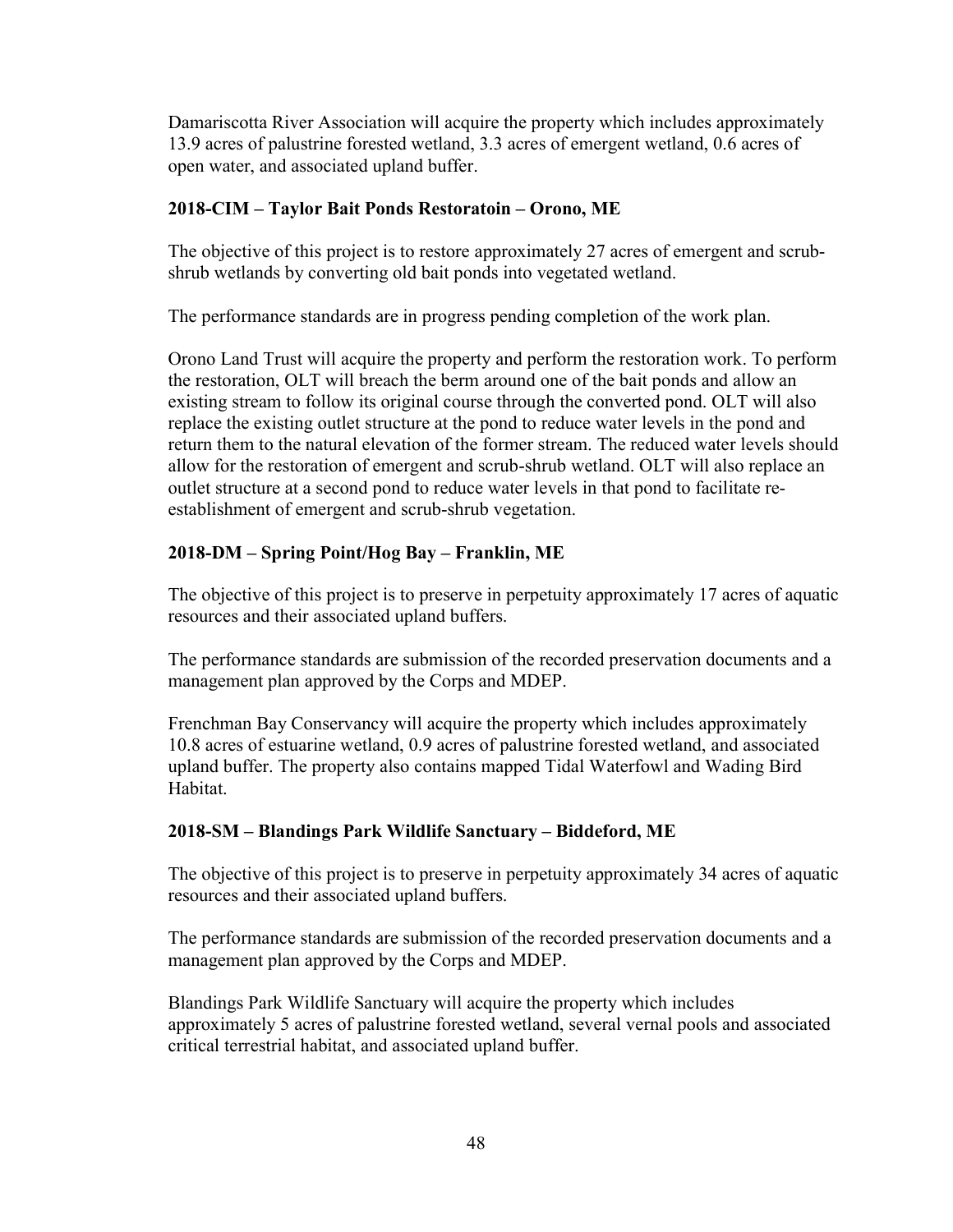Damariscotta River Association will acquire the property which includes approximately 13.9 acres of palustrine forested wetland, 3.3 acres of emergent wetland, 0.6 acres of open water, and associated upland buffer.

### 2018-CIM – Taylor Bait Ponds Restoratoin – Orono, ME

The objective of this project is to restore approximately 27 acres of emergent and scrub-shrub wetlands by converting old bait ponds into vegetated wetland.

The performance standards are in progress pending completion of the work plan.

Orono Land Trust will acquire the property and perform the restoration work. To perform the restoration, OLT will breach the berm around one of the bait ponds and allow an existing stream to follow its original course through the converted pond. OLT will also replace the existing outlet structure at the pond to reduce water levels in the pond and return them to the natural elevation of the former stream. The reduced water levels should allow for the restoration of emergent and scrub-shrub wetland. OLT will also replace an outlet structure at a second pond to reduce water levels in that pond to facilitate re-establishment of emergent and scrub-shrub vegetation.

### 2018-DM – Spring Point/Hog Bay – Franklin, ME

The objective of this project is to preserve in perpetuity approximately 17 acres of aquatic resources and their associated upland buffers.

The performance standards are submission of the recorded preservation documents and a management plan approved by the Corps and MDEP.

Frenchman Bay Conservancy will acquire the property which includes approximately 10.8 acres of estuarine wetland, 0.9 acres of palustrine forested wetland, and associated upland buffer. The property also contains mapped Tidal Waterfowl and Wading Bird Habitat.

### 2018-SM – Blandings Park Wildlife Sanctuary – Biddeford, ME

The objective of this project is to preserve in perpetuity approximately 34 acres of aquatic resources and their associated upland buffers.

The performance standards are submission of the recorded preservation documents and a management plan approved by the Corps and MDEP.

Blandings Park Wildlife Sanctuary will acquire the property which includes approximately 5 acres of palustrine forested wetland, several vernal pools and associated critical terrestrial habitat, and associated upland buffer.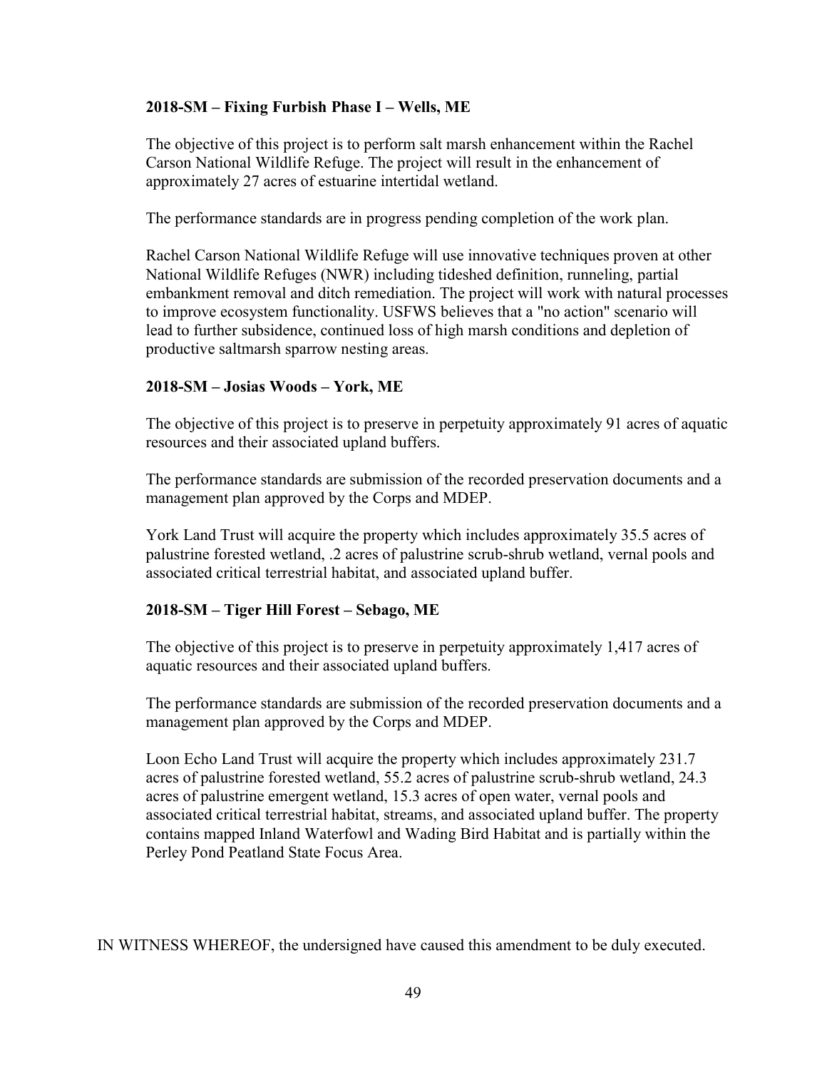**2018-SM – Fixing Furbish Phase I – Wells, ME**

The objective of this project is to perform salt marsh enhancement within the Rachel Carson National Wildlife Refuge. The project will result in the enhancement of approximately 27 acres of estuarine intertidal wetland.

The performance standards are in progress pending completion of the work plan.

Rachel Carson National Wildlife Refuge will use innovative techniques proven at other National Wildlife Refuges (NWR) including tideshed definition, runneling, partial embankment removal and ditch remediation. The project will work with natural processes to improve ecosystem functionality. USFWS believes that a "no action" scenario will lead to further subsidence, continued loss of high marsh conditions and depletion of productive saltmarsh sparrow nesting areas.

**2018-SM – Josias Woods – York, ME**

The objective of this project is to preserve in perpetuity approximately 91 acres of aquatic resources and their associated upland buffers.

The performance standards are submission of the recorded preservation documents and a management plan approved by the Corps and MDEP.

York Land Trust will acquire the property which includes approximately 35.5 acres of palustrine forested wetland, .2 acres of palustrine scrub-shrub wetland, vernal pools and associated critical terrestrial habitat, and associated upland buffer.

**2018-SM – Tiger Hill Forest – Sebago, ME**

The objective of this project is to preserve in perpetuity approximately 1,417 acres of aquatic resources and their associated upland buffers.

The performance standards are submission of the recorded preservation documents and a management plan approved by the Corps and MDEP.

Loon Echo Land Trust will acquire the property which includes approximately 231.7 acres of palustrine forested wetland, 55.2 acres of palustrine scrub-shrub wetland, 24.3 acres of palustrine emergent wetland, 15.3 acres of open water, vernal pools and associated critical terrestrial habitat, streams, and associated upland buffer. The property contains mapped Inland Waterfowl and Wading Bird Habitat and is partially within the Perley Pond Peatland State Focus Area.

IN WITNESS WHEREOF, the undersigned have caused this amendment to be duly executed.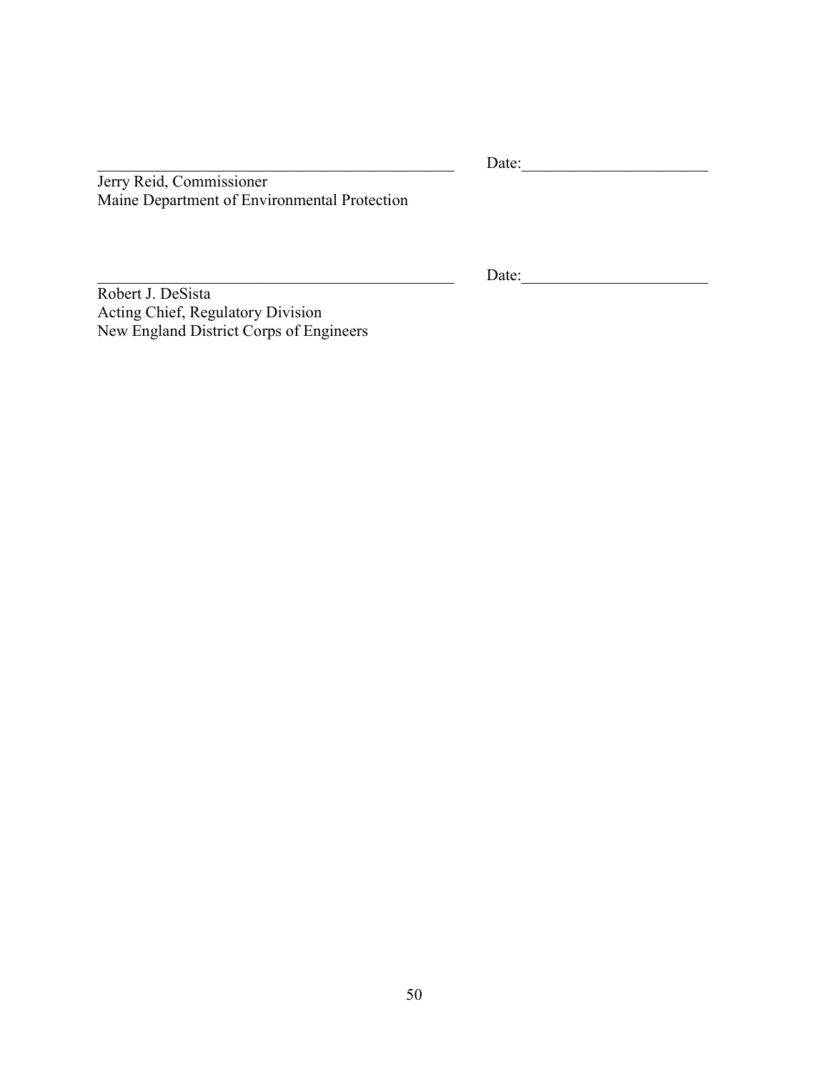_____________________________________________ Date:______________________

Jerry Reid, Commissioner
Maine Department of Environmental Protection

_____________________________________________ Date:______________________

Robert J. DeSista
Acting Chief, Regulatory Division
New England District Corps of Engineers